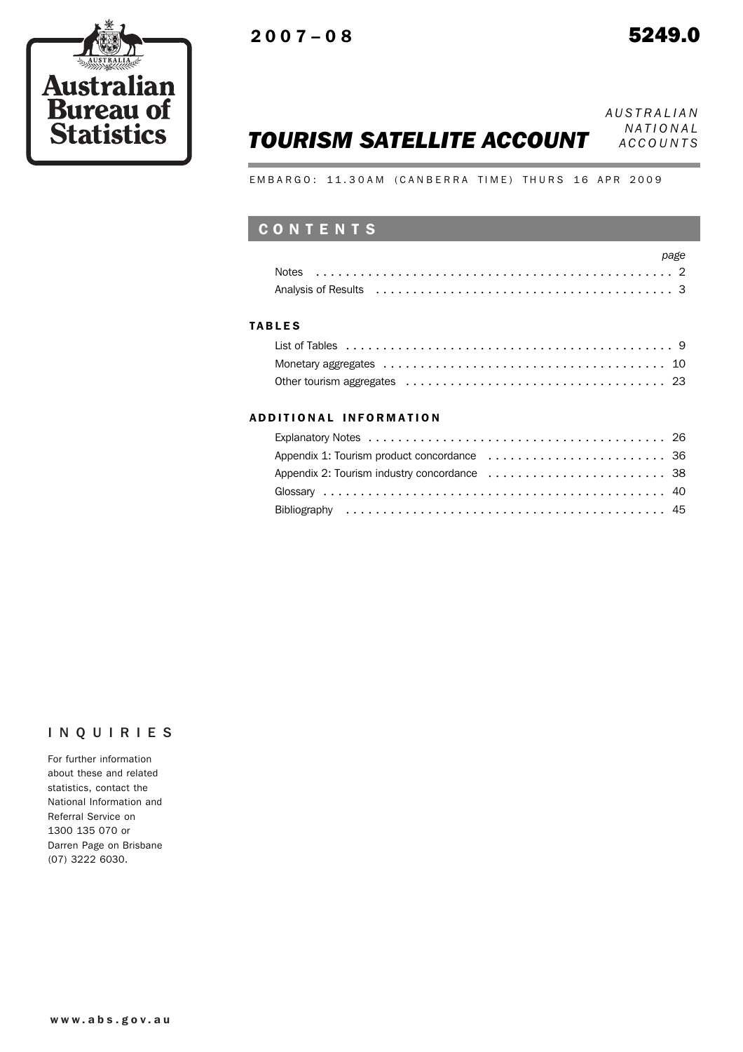Australian Bureau of Statistics

2007–08

5249.0

*AUSTRALIAN NATIONAL ACCOUNTS*

# *TOURISM SATELLITE ACCOUNT*

EMBARGO: 11.30AM (CANBERRA TIME) THURS 16 APR 2009

## CONTENTS

| | *page* |
|---|---|
| Notes | 2 |
| Analysis of Results | 3 |

### TABLES

| | |
|---|---|
| List of Tables | 9 |
| Monetary aggregates | 10 |
| Other tourism aggregates | 23 |

### ADDITIONAL INFORMATION

| | |
|---|---|
| Explanatory Notes | 26 |
| Appendix 1: Tourism product concordance | 36 |
| Appendix 2: Tourism industry concordance | 38 |
| Glossary | 40 |
| Bibliography | 45 |

## INQUIRIES

For further information about these and related statistics, contact the National Information and Referral Service on 1300 135 070 or Darren Page on Brisbane (07) 3222 6030.

www.abs.gov.au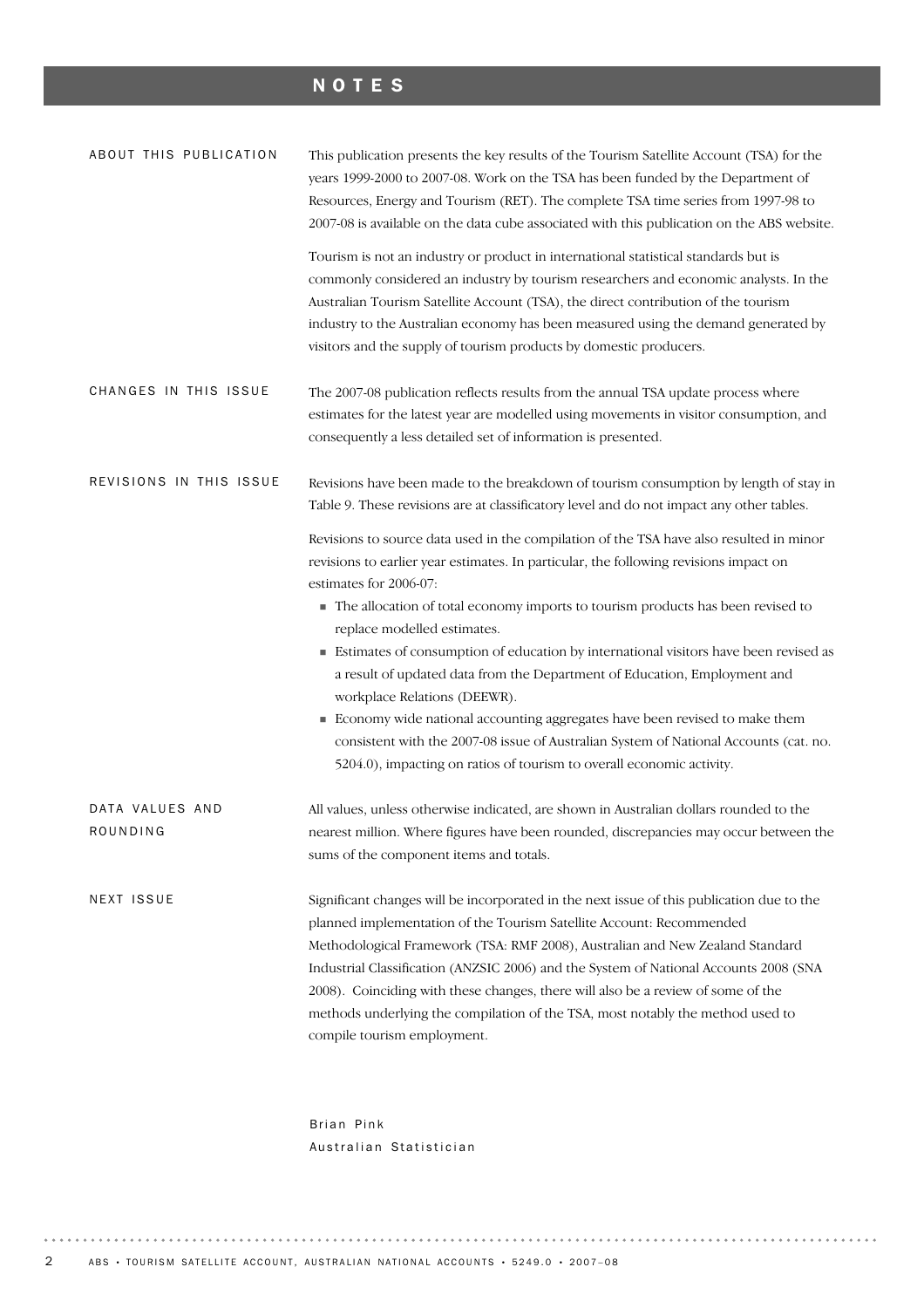# NOTES

## ABOUT THIS PUBLICATION

This publication presents the key results of the Tourism Satellite Account (TSA) for the years 1999-2000 to 2007-08. Work on the TSA has been funded by the Department of Resources, Energy and Tourism (RET). The complete TSA time series from 1997-98 to 2007-08 is available on the data cube associated with this publication on the ABS website.

Tourism is not an industry or product in international statistical standards but is commonly considered an industry by tourism researchers and economic analysts. In the Australian Tourism Satellite Account (TSA), the direct contribution of the tourism industry to the Australian economy has been measured using the demand generated by visitors and the supply of tourism products by domestic producers.

## CHANGES IN THIS ISSUE

The 2007-08 publication reflects results from the annual TSA update process where estimates for the latest year are modelled using movements in visitor consumption, and consequently a less detailed set of information is presented.

## REVISIONS IN THIS ISSUE

Revisions have been made to the breakdown of tourism consumption by length of stay in Table 9. These revisions are at classificatory level and do not impact any other tables.

Revisions to source data used in the compilation of the TSA have also resulted in minor revisions to earlier year estimates. In particular, the following revisions impact on estimates for 2006-07:

- The allocation of total economy imports to tourism products has been revised to replace modelled estimates.
- Estimates of consumption of education by international visitors have been revised as a result of updated data from the Department of Education, Employment and workplace Relations (DEEWR).
- Economy wide national accounting aggregates have been revised to make them consistent with the 2007-08 issue of Australian System of National Accounts (cat. no. 5204.0), impacting on ratios of tourism to overall economic activity.

## DATA VALUES AND ROUNDING

All values, unless otherwise indicated, are shown in Australian dollars rounded to the nearest million. Where figures have been rounded, discrepancies may occur between the sums of the component items and totals.

## NEXT ISSUE

Significant changes will be incorporated in the next issue of this publication due to the planned implementation of the Tourism Satellite Account: Recommended Methodological Framework (TSA: RMF 2008), Australian and New Zealand Standard Industrial Classification (ANZSIC 2006) and the System of National Accounts 2008 (SNA 2008). Coinciding with these changes, there will also be a review of some of the methods underlying the compilation of the TSA, most notably the method used to compile tourism employment.

Brian Pink
Australian Statistician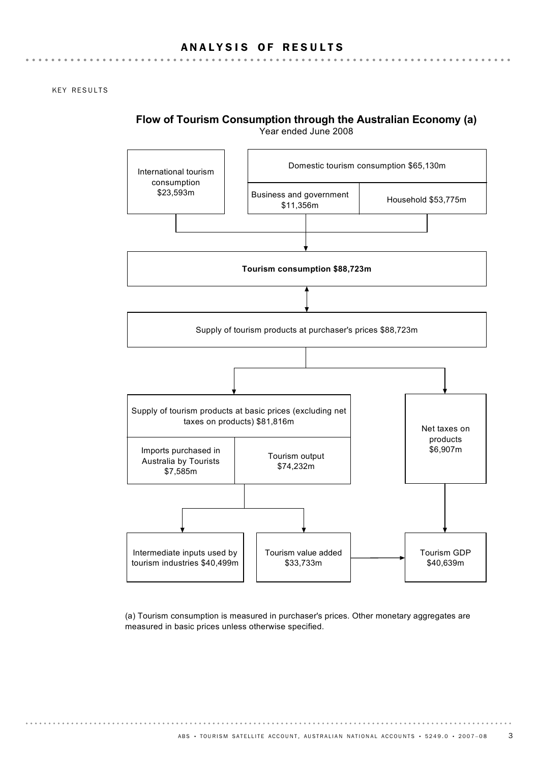# ANALYSIS OF RESULTS

KEY RESULTS

**Flow of Tourism Consumption through the Australian Economy (a)**

Year ended June 2008

International tourism consumption $23,593m

Domestic tourism consumption $65,130m

Business and government $11,356m

Household $53,775m

**Tourism consumption $88,723m**

Supply of tourism products at purchaser's prices $88,723m

Supply of tourism products at basic prices (excluding net taxes on products) $81,816m

Imports purchased in Australia by Tourists $7,585m

Tourism output $74,232m

Net taxes on products $6,907m

Intermediate inputs used by tourism industries $40,499m

Tourism value added $33,733m

Tourism GDP $40,639m

(a) Tourism consumption is measured in purchaser's prices. Other monetary aggregates are measured in basic prices unless otherwise specified.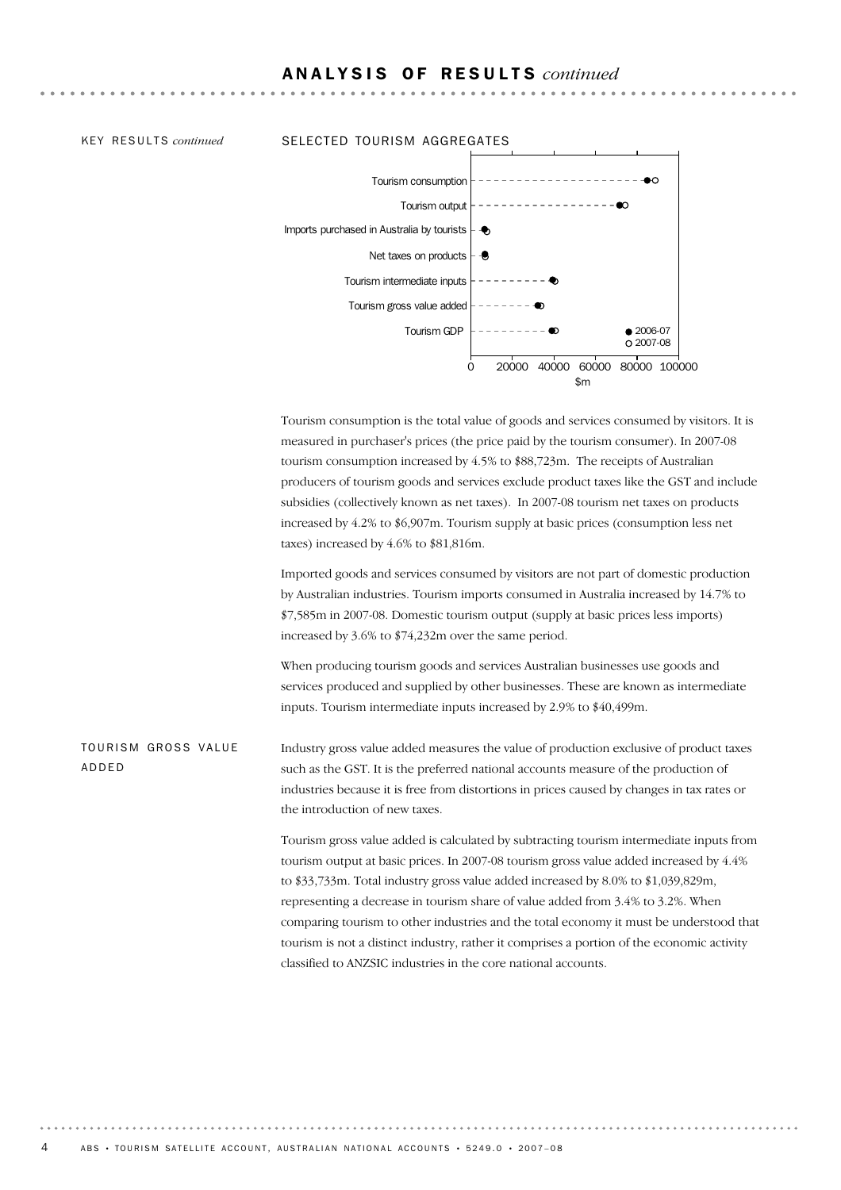# ANALYSIS OF RESULTS *continued*

KEY RESULTS *continued*

SELECTED TOURISM AGGREGATES

Tourism consumption is the total value of goods and services consumed by visitors. It is measured in purchaser's prices (the price paid by the tourism consumer). In 2007-08 tourism consumption increased by 4.5% to $88,723m. The receipts of Australian producers of tourism goods and services exclude product taxes like the GST and include subsidies (collectively known as net taxes). In 2007-08 tourism net taxes on products increased by 4.2% to $6,907m. Tourism supply at basic prices (consumption less net taxes) increased by 4.6% to $81,816m.

Imported goods and services consumed by visitors are not part of domestic production by Australian industries. Tourism imports consumed in Australia increased by 14.7% to $7,585m in 2007-08. Domestic tourism output (supply at basic prices less imports) increased by 3.6% to $74,232m over the same period.

When producing tourism goods and services Australian businesses use goods and services produced and supplied by other businesses. These are known as intermediate inputs. Tourism intermediate inputs increased by 2.9% to $40,499m.

## TOURISM GROSS VALUE ADDED

Industry gross value added measures the value of production exclusive of product taxes such as the GST. It is the preferred national accounts measure of the production of industries because it is free from distortions in prices caused by changes in tax rates or the introduction of new taxes.

Tourism gross value added is calculated by subtracting tourism intermediate inputs from tourism output at basic prices. In 2007-08 tourism gross value added increased by 4.4% to $33,733m. Total industry gross value added increased by 8.0% to $1,039,829m, representing a decrease in tourism share of value added from 3.4% to 3.2%. When comparing tourism to other industries and the total economy it must be understood that tourism is not a distinct industry, rather it comprises a portion of the economic activity classified to ANZSIC industries in the core national accounts.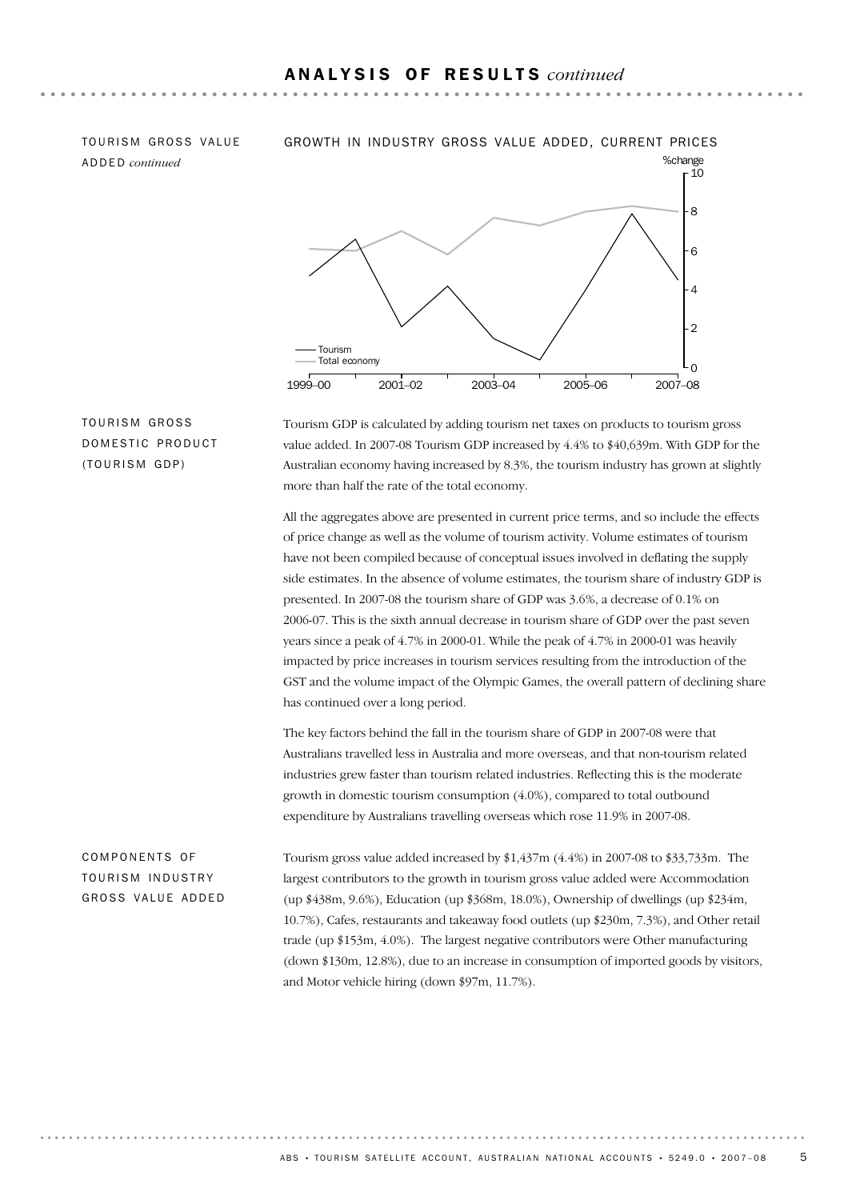## ANALYSIS OF RESULTS *continued*

### TOURISM GROSS VALUE ADDED *continued*

GROWTH IN INDUSTRY GROSS VALUE ADDED, CURRENT PRICES

### TOURISM GROSS DOMESTIC PRODUCT (TOURISM GDP)

Tourism GDP is calculated by adding tourism net taxes on products to tourism gross value added. In 2007-08 Tourism GDP increased by 4.4% to $40,639m. With GDP for the Australian economy having increased by 8.3%, the tourism industry has grown at slightly more than half the rate of the total economy.

All the aggregates above are presented in current price terms, and so include the effects of price change as well as the volume of tourism activity. Volume estimates of tourism have not been compiled because of conceptual issues involved in deflating the supply side estimates. In the absence of volume estimates, the tourism share of industry GDP is presented. In 2007-08 the tourism share of GDP was 3.6%, a decrease of 0.1% on 2006-07. This is the sixth annual decrease in tourism share of GDP over the past seven years since a peak of 4.7% in 2000-01. While the peak of 4.7% in 2000-01 was heavily impacted by price increases in tourism services resulting from the introduction of the GST and the volume impact of the Olympic Games, the overall pattern of declining share has continued over a long period.

The key factors behind the fall in the tourism share of GDP in 2007-08 were that Australians travelled less in Australia and more overseas, and that non-tourism related industries grew faster than tourism related industries. Reflecting this is the moderate growth in domestic tourism consumption (4.0%), compared to total outbound expenditure by Australians travelling overseas which rose 11.9% in 2007-08.

### COMPONENTS OF TOURISM INDUSTRY GROSS VALUE ADDED

Tourism gross value added increased by $1,437m (4.4%) in 2007-08 to $33,733m. The largest contributors to the growth in tourism gross value added were Accommodation (up $438m, 9.6%), Education (up $368m, 18.0%), Ownership of dwellings (up $234m, 10.7%), Cafes, restaurants and takeaway food outlets (up $230m, 7.3%), and Other retail trade (up $153m, 4.0%). The largest negative contributors were Other manufacturing (down $130m, 12.8%), due to an increase in consumption of imported goods by visitors, and Motor vehicle hiring (down $97m, 11.7%).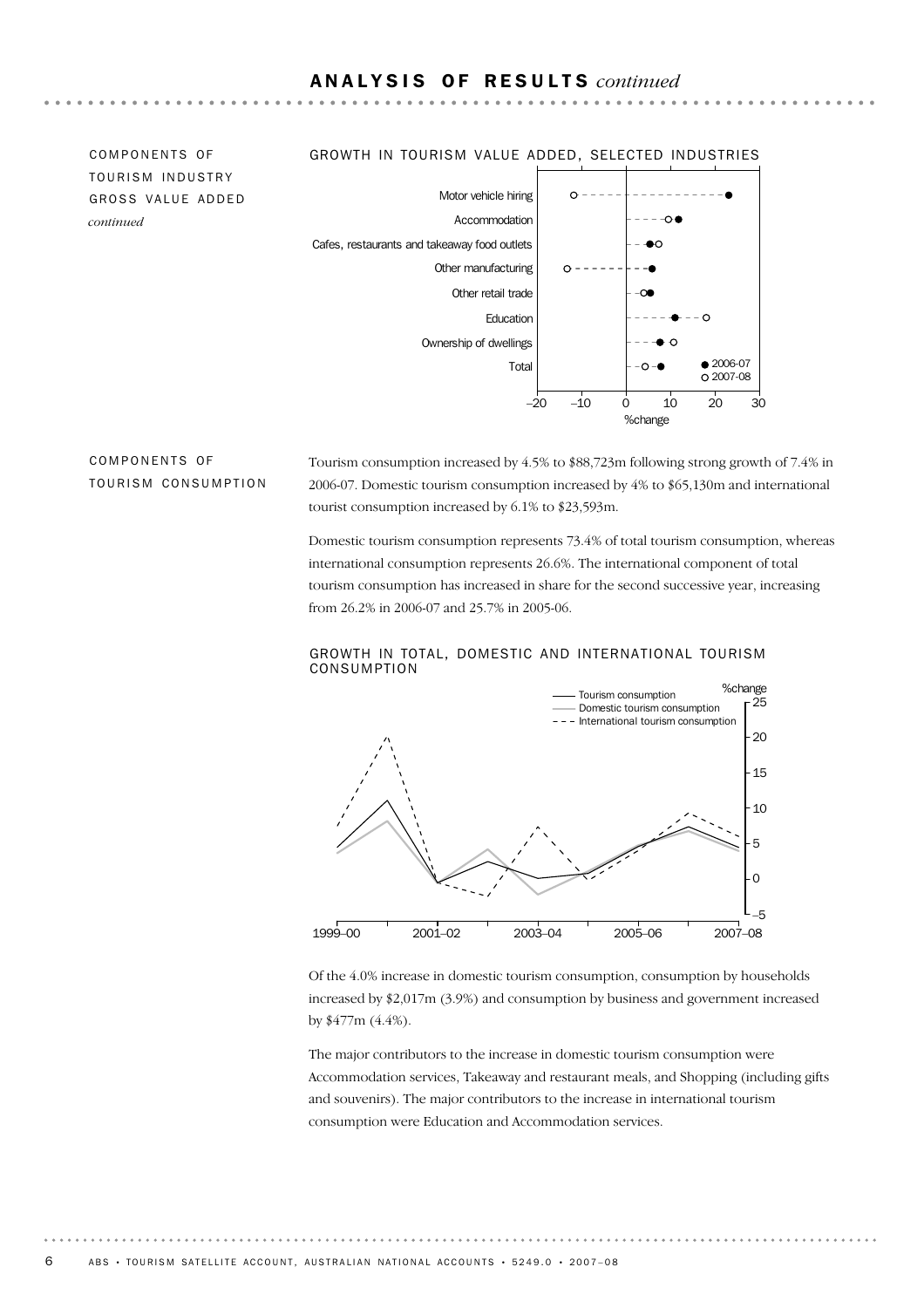## ANALYSIS OF RESULTS *continued*

### COMPONENTS OF TOURISM INDUSTRY GROSS VALUE ADDED *continued*

GROWTH IN TOURISM VALUE ADDED, SELECTED INDUSTRIES

### COMPONENTS OF TOURISM CONSUMPTION

Tourism consumption increased by 4.5% to $88,723m following strong growth of 7.4% in 2006-07. Domestic tourism consumption increased by 4% to $65,130m and international tourist consumption increased by 6.1% to $23,593m.

Domestic tourism consumption represents 73.4% of total tourism consumption, whereas international consumption represents 26.6%. The international component of total tourism consumption has increased in share for the second successive year, increasing from 26.2% in 2006-07 and 25.7% in 2005-06.

GROWTH IN TOTAL, DOMESTIC AND INTERNATIONAL TOURISM CONSUMPTION

Of the 4.0% increase in domestic tourism consumption, consumption by households increased by $2,017m (3.9%) and consumption by business and government increased by $477m (4.4%).

The major contributors to the increase in domestic tourism consumption were Accommodation services, Takeaway and restaurant meals, and Shopping (including gifts and souvenirs). The major contributors to the increase in international tourism consumption were Education and Accommodation services.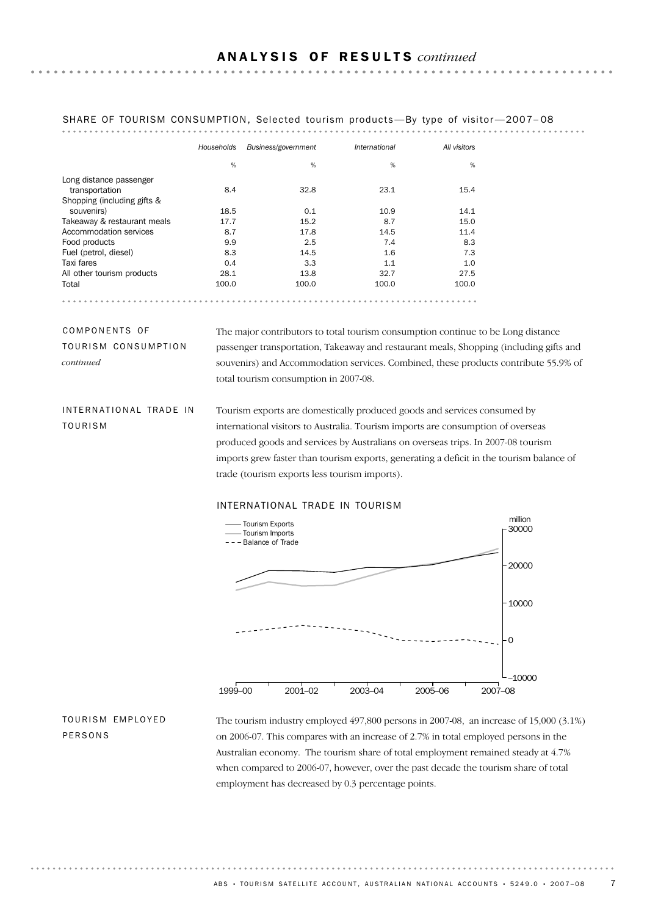## ANALYSIS OF RESULTS *continued*

SHARE OF TOURISM CONSUMPTION, Selected tourism products—By type of visitor—2007–08

| | Households | Business/government | International | All visitors |
|---|---|---|---|---|
| | % | % | % | % |
| Long distance passenger transportation | 8.4 | 32.8 | 23.1 | 15.4 |
| Shopping (including gifts & souvenirs) | 18.5 | 0.1 | 10.9 | 14.1 |
| Takeaway & restaurant meals | 17.7 | 15.2 | 8.7 | 15.0 |
| Accommodation services | 8.7 | 17.8 | 14.5 | 11.4 |
| Food products | 9.9 | 2.5 | 7.4 | 8.3 |
| Fuel (petrol, diesel) | 8.3 | 14.5 | 1.6 | 7.3 |
| Taxi fares | 0.4 | 3.3 | 1.1 | 1.0 |
| All other tourism products | 28.1 | 13.8 | 32.7 | 27.5 |
| Total | 100.0 | 100.0 | 100.0 | 100.0 |

### COMPONENTS OF TOURISM CONSUMPTION *continued*

The major contributors to total tourism consumption continue to be Long distance passenger transportation, Takeaway and restaurant meals, Shopping (including gifts and souvenirs) and Accommodation services. Combined, these products contribute 55.9% of total tourism consumption in 2007-08.

### INTERNATIONAL TRADE IN TOURISM

Tourism exports are domestically produced goods and services consumed by international visitors to Australia. Tourism imports are consumption of overseas produced goods and services by Australians on overseas trips. In 2007-08 tourism imports grew faster than tourism exports, generating a deficit in the tourism balance of trade (tourism exports less tourism imports).

INTERNATIONAL TRADE IN TOURISM

### TOURISM EMPLOYED PERSONS

The tourism industry employed 497,800 persons in 2007-08, an increase of 15,000 (3.1%) on 2006-07. This compares with an increase of 2.7% in total employed persons in the Australian economy. The tourism share of total employment remained steady at 4.7% when compared to 2006-07, however, over the past decade the tourism share of total employment has decreased by 0.3 percentage points.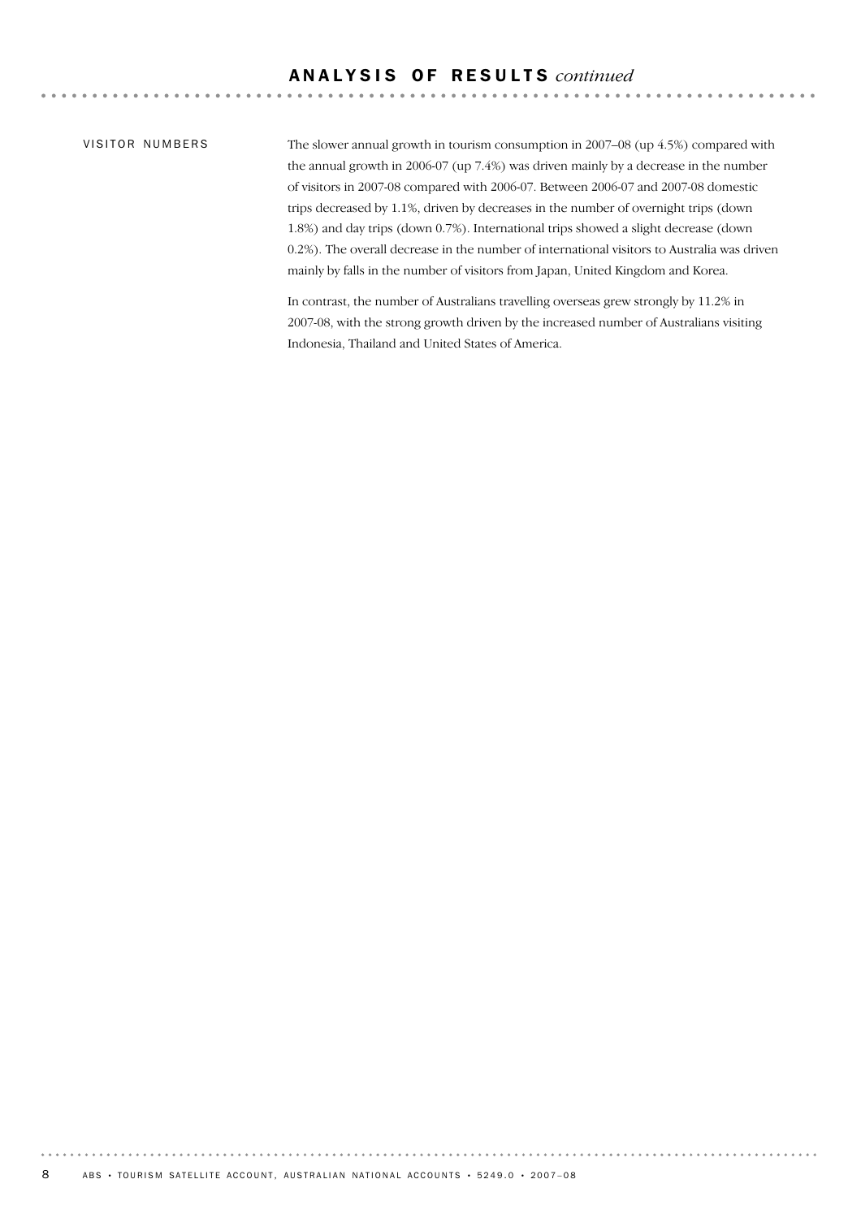## ANALYSIS OF RESULTS *continued*

### VISITOR NUMBERS

The slower annual growth in tourism consumption in 2007–08 (up 4.5%) compared with the annual growth in 2006-07 (up 7.4%) was driven mainly by a decrease in the number of visitors in 2007-08 compared with 2006-07. Between 2006-07 and 2007-08 domestic trips decreased by 1.1%, driven by decreases in the number of overnight trips (down 1.8%) and day trips (down 0.7%). International trips showed a slight decrease (down 0.2%). The overall decrease in the number of international visitors to Australia was driven mainly by falls in the number of visitors from Japan, United Kingdom and Korea.

In contrast, the number of Australians travelling overseas grew strongly by 11.2% in 2007-08, with the strong growth driven by the increased number of Australians visiting Indonesia, Thailand and United States of America.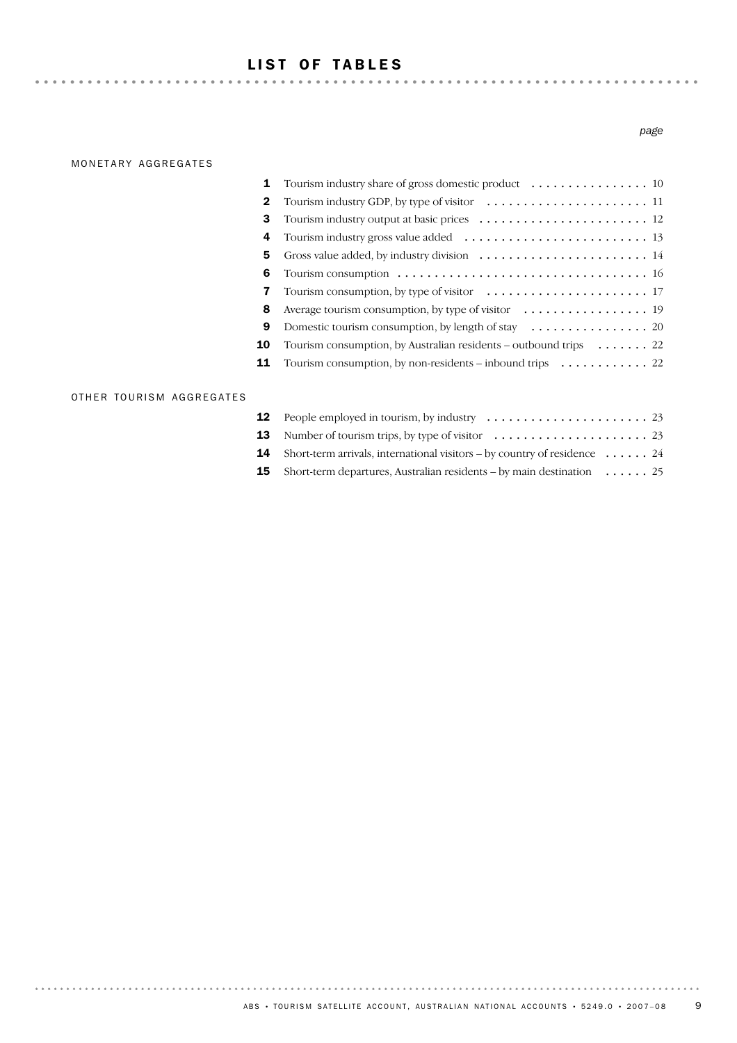# LIST OF TABLES

*page*

MONETARY AGGREGATES

| | | |
|---|---|---|
| **1** | Tourism industry share of gross domestic product | 10 |
| **2** | Tourism industry GDP, by type of visitor | 11 |
| **3** | Tourism industry output at basic prices | 12 |
| **4** | Tourism industry gross value added | 13 |
| **5** | Gross value added, by industry division | 14 |
| **6** | Tourism consumption | 16 |
| **7** | Tourism consumption, by type of visitor | 17 |
| **8** | Average tourism consumption, by type of visitor | 19 |
| **9** | Domestic tourism consumption, by length of stay | 20 |
| **10** | Tourism consumption, by Australian residents – outbound trips | 22 |
| **11** | Tourism consumption, by non-residents – inbound trips | 22 |

OTHER TOURISM AGGREGATES

| | | |
|---|---|---|
| **12** | People employed in tourism, by industry | 23 |
| **13** | Number of tourism trips, by type of visitor | 23 |
| **14** | Short-term arrivals, international visitors – by country of residence | 24 |
| **15** | Short-term departures, Australian residents – by main destination | 25 |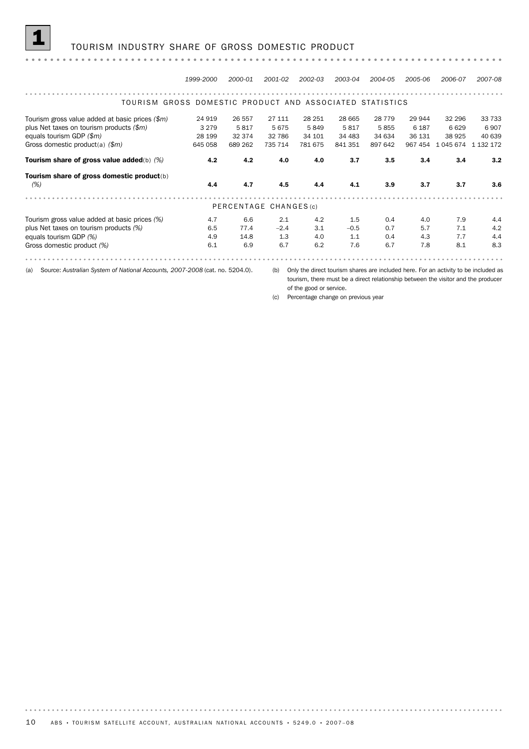# 1 TOURISM INDUSTRY SHARE OF GROSS DOMESTIC PRODUCT

| | 1999-2000 | 2000-01 | 2001-02 | 2002-03 | 2003-04 | 2004-05 | 2005-06 | 2006-07 | 2007-08 |
|---|---|---|---|---|---|---|---|---|---|
| **TOURISM GROSS DOMESTIC PRODUCT AND ASSOCIATED STATISTICS** | | | | | | | | | |
| Tourism gross value added at basic prices *($m)* | 24 919 | 26 557 | 27 111 | 28 251 | 28 665 | 28 779 | 29 944 | 32 296 | 33 733 |
| plus Net taxes on tourism products *($m)* | 3 279 | 5 817 | 5 675 | 5 849 | 5 817 | 5 855 | 6 187 | 6 629 | 6 907 |
| equals tourism GDP *($m)* | 28 199 | 32 374 | 32 786 | 34 101 | 34 483 | 34 634 | 36 131 | 38 925 | 40 639 |
| Gross domestic product(a) *($m)* | 645 058 | 689 262 | 735 714 | 781 675 | 841 351 | 897 642 | 967 454 | 1 045 674 | 1 132 172 |
| **Tourism share of gross value added**(b) *(%)* | **4.2** | **4.2** | **4.0** | **4.0** | **3.7** | **3.5** | **3.4** | **3.4** | **3.2** |
| **Tourism share of gross domestic product**(b) *(%)* | **4.4** | **4.7** | **4.5** | **4.4** | **4.1** | **3.9** | **3.7** | **3.7** | **3.6** |
| **PERCENTAGE CHANGES(c)** | | | | | | | | | |
| Tourism gross value added at basic prices *(%)* | 4.7 | 6.6 | 2.1 | 4.2 | 1.5 | 0.4 | 4.0 | 7.9 | 4.4 |
| plus Net taxes on tourism products *(%)* | 6.5 | 77.4 | –2.4 | 3.1 | –0.5 | 0.7 | 5.7 | 7.1 | 4.2 |
| equals tourism GDP *(%)* | 4.9 | 14.8 | 1.3 | 4.0 | 1.1 | 0.4 | 4.3 | 7.7 | 4.4 |
| Gross domestic product *(%)* | 6.1 | 6.9 | 6.7 | 6.2 | 7.6 | 6.7 | 7.8 | 8.1 | 8.3 |

(a) Source: *Australian System of National Accounts, 2007-2008* (cat. no. 5204.0).

(b) Only the direct tourism shares are included here. For an activity to be included as tourism, there must be a direct relationship between the visitor and the producer of the good or service.

(c) Percentage change on previous year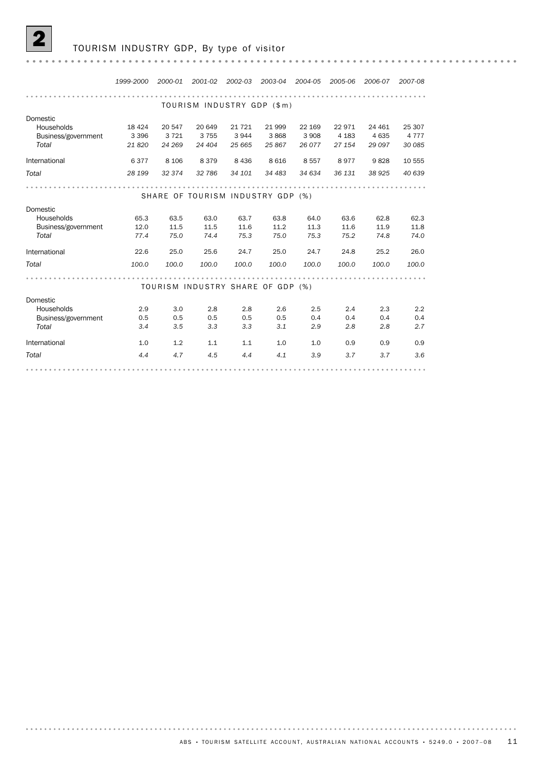## 2 TOURISM INDUSTRY GDP, By type of visitor

| | 1999-2000 | 2000-01 | 2001-02 | 2002-03 | 2003-04 | 2004-05 | 2005-06 | 2006-07 | 2007-08 |
|---|---|---|---|---|---|---|---|---|---|
| **TOURISM INDUSTRY GDP ($m)** | | | | | | | | | |
| Domestic | | | | | | | | | |
| Households | 18 424 | 20 547 | 20 649 | 21 721 | 21 999 | 22 169 | 22 971 | 24 461 | 25 307 |
| Business/government | 3 396 | 3 721 | 3 755 | 3 944 | 3 868 | 3 908 | 4 183 | 4 635 | 4 777 |
| *Total* | *21 820* | *24 269* | *24 404* | *25 665* | *25 867* | *26 077* | *27 154* | *29 097* | *30 085* |
| International | 6 377 | 8 106 | 8 379 | 8 436 | 8 616 | 8 557 | 8 977 | 9 828 | 10 555 |
| *Total* | *28 199* | *32 374* | *32 786* | *34 101* | *34 483* | *34 634* | *36 131* | *38 925* | *40 639* |
| **SHARE OF TOURISM INDUSTRY GDP (%)** | | | | | | | | | |
| Domestic | | | | | | | | | |
| Households | 65.3 | 63.5 | 63.0 | 63.7 | 63.8 | 64.0 | 63.6 | 62.8 | 62.3 |
| Business/government | 12.0 | 11.5 | 11.5 | 11.6 | 11.2 | 11.3 | 11.6 | 11.9 | 11.8 |
| *Total* | *77.4* | *75.0* | *74.4* | *75.3* | *75.0* | *75.3* | *75.2* | *74.8* | *74.0* |
| International | 22.6 | 25.0 | 25.6 | 24.7 | 25.0 | 24.7 | 24.8 | 25.2 | 26.0 |
| *Total* | *100.0* | *100.0* | *100.0* | *100.0* | *100.0* | *100.0* | *100.0* | *100.0* | *100.0* |
| **TOURISM INDUSTRY SHARE OF GDP (%)** | | | | | | | | | |
| Domestic | | | | | | | | | |
| Households | 2.9 | 3.0 | 2.8 | 2.8 | 2.6 | 2.5 | 2.4 | 2.3 | 2.2 |
| Business/government | 0.5 | 0.5 | 0.5 | 0.5 | 0.5 | 0.4 | 0.4 | 0.4 | 0.4 |
| *Total* | *3.4* | *3.5* | *3.3* | *3.3* | *3.1* | *2.9* | *2.8* | *2.8* | *2.7* |
| International | 1.0 | 1.2 | 1.1 | 1.1 | 1.0 | 1.0 | 0.9 | 0.9 | 0.9 |
| *Total* | *4.4* | *4.7* | *4.5* | *4.4* | *4.1* | *3.9* | *3.7* | *3.7* | *3.6* |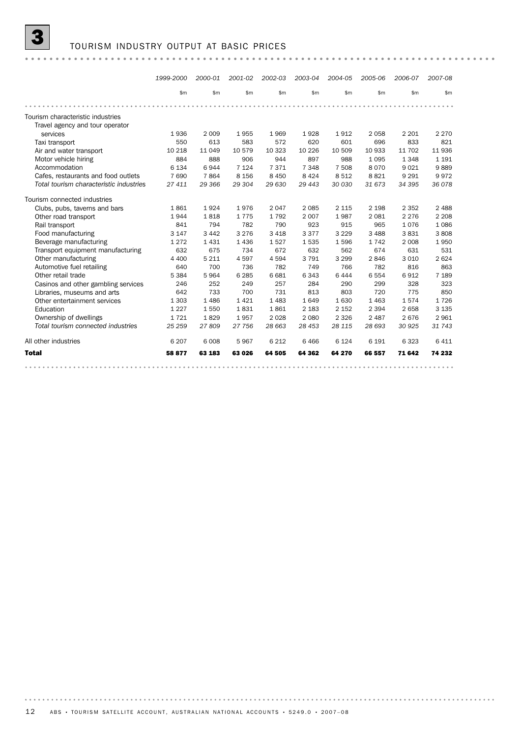# 3 TOURISM INDUSTRY OUTPUT AT BASIC PRICES

| | 1999-2000 | 2000-01 | 2001-02 | 2002-03 | 2003-04 | 2004-05 | 2005-06 | 2006-07 | 2007-08 |
|---|---|---|---|---|---|---|---|---|---|
| | $m | $m | $m | $m | $m | $m | $m | $m | $m |
| Tourism characteristic industries | | | | | | | | | |
| Travel agency and tour operator services | 1 936 | 2 009 | 1 955 | 1 969 | 1 928 | 1 912 | 2 058 | 2 201 | 2 270 |
| Taxi transport | 550 | 613 | 583 | 572 | 620 | 601 | 696 | 833 | 821 |
| Air and water transport | 10 218 | 11 049 | 10 579 | 10 323 | 10 226 | 10 509 | 10 933 | 11 702 | 11 936 |
| Motor vehicle hiring | 884 | 888 | 906 | 944 | 897 | 988 | 1 095 | 1 348 | 1 191 |
| Accommodation | 6 134 | 6 944 | 7 124 | 7 371 | 7 348 | 7 508 | 8 070 | 9 021 | 9 889 |
| Cafes, restaurants and food outlets | 7 690 | 7 864 | 8 156 | 8 450 | 8 424 | 8 512 | 8 821 | 9 291 | 9 972 |
| *Total tourism characteristic industries* | *27 411* | *29 366* | *29 304* | *29 630* | *29 443* | *30 030* | *31 673* | *34 395* | *36 078* |
| Tourism connected industries | | | | | | | | | |
| Clubs, pubs, taverns and bars | 1 861 | 1 924 | 1 976 | 2 047 | 2 085 | 2 115 | 2 198 | 2 352 | 2 488 |
| Other road transport | 1 944 | 1 818 | 1 775 | 1 792 | 2 007 | 1 987 | 2 081 | 2 276 | 2 208 |
| Rail transport | 841 | 794 | 782 | 790 | 923 | 915 | 965 | 1 076 | 1 086 |
| Food manufacturing | 3 147 | 3 442 | 3 276 | 3 418 | 3 377 | 3 229 | 3 488 | 3 831 | 3 808 |
| Beverage manufacturing | 1 272 | 1 431 | 1 436 | 1 527 | 1 535 | 1 596 | 1 742 | 2 008 | 1 950 |
| Transport equipment manufacturing | 632 | 675 | 734 | 672 | 632 | 562 | 674 | 631 | 531 |
| Other manufacturing | 4 400 | 5 211 | 4 597 | 4 594 | 3 791 | 3 299 | 2 846 | 3 010 | 2 624 |
| Automotive fuel retailing | 640 | 700 | 736 | 782 | 749 | 766 | 782 | 816 | 863 |
| Other retail trade | 5 384 | 5 964 | 6 285 | 6 681 | 6 343 | 6 444 | 6 554 | 6 912 | 7 189 |
| Casinos and other gambling services | 246 | 252 | 249 | 257 | 284 | 290 | 299 | 328 | 323 |
| Libraries, museums and arts | 642 | 733 | 700 | 731 | 813 | 803 | 720 | 775 | 850 |
| Other entertainment services | 1 303 | 1 486 | 1 421 | 1 483 | 1 649 | 1 630 | 1 463 | 1 574 | 1 726 |
| Education | 1 227 | 1 550 | 1 831 | 1 861 | 2 183 | 2 152 | 2 394 | 2 658 | 3 135 |
| Ownership of dwellings | 1 721 | 1 829 | 1 957 | 2 028 | 2 080 | 2 326 | 2 487 | 2 676 | 2 961 |
| *Total tourism connected industries* | *25 259* | *27 809* | *27 756* | *28 663* | *28 453* | *28 115* | *28 693* | *30 925* | *31 743* |
| All other industries | 6 207 | 6 008 | 5 967 | 6 212 | 6 466 | 6 124 | 6 191 | 6 323 | 6 411 |
| **Total** | **58 877** | **63 183** | **63 026** | **64 505** | **64 362** | **64 270** | **66 557** | **71 642** | **74 232** |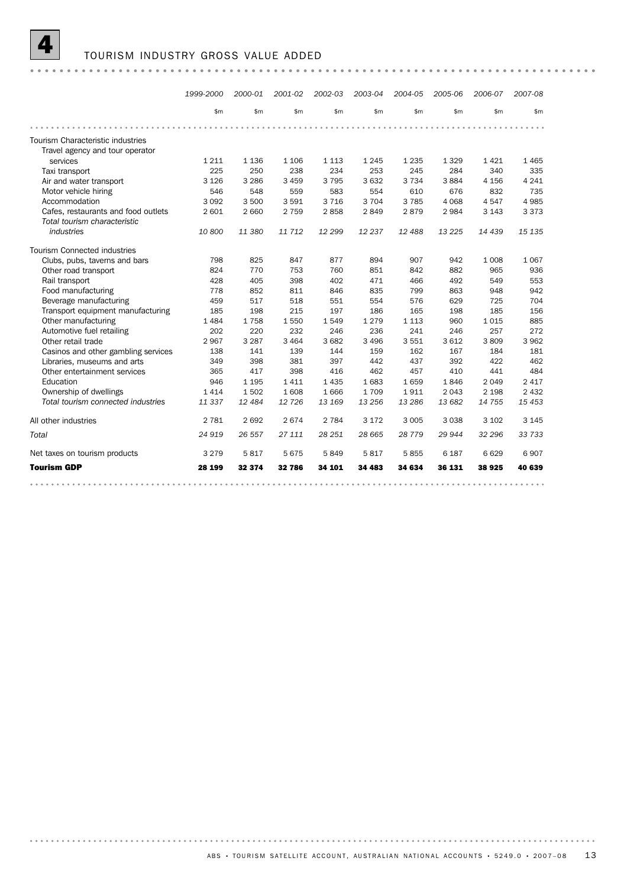# 4 TOURISM INDUSTRY GROSS VALUE ADDED

| | 1999-2000 | 2000-01 | 2001-02 | 2002-03 | 2003-04 | 2004-05 | 2005-06 | 2006-07 | 2007-08 |
|---|---|---|---|---|---|---|---|---|---|
| | $m | $m | $m | $m | $m | $m | $m | $m | $m |
| Tourism Characteristic industries | | | | | | | | | |
| Travel agency and tour operator services | 1 211 | 1 136 | 1 106 | 1 113 | 1 245 | 1 235 | 1 329 | 1 421 | 1 465 |
| Taxi transport | 225 | 250 | 238 | 234 | 253 | 245 | 284 | 340 | 335 |
| Air and water transport | 3 126 | 3 286 | 3 459 | 3 795 | 3 632 | 3 734 | 3 884 | 4 156 | 4 241 |
| Motor vehicle hiring | 546 | 548 | 559 | 583 | 554 | 610 | 676 | 832 | 735 |
| Accommodation | 3 092 | 3 500 | 3 591 | 3 716 | 3 704 | 3 785 | 4 068 | 4 547 | 4 985 |
| Cafes, restaurants and food outlets | 2 601 | 2 660 | 2 759 | 2 858 | 2 849 | 2 879 | 2 984 | 3 143 | 3 373 |
| *Total tourism characteristic industries* | *10 800* | *11 380* | *11 712* | *12 299* | *12 237* | *12 488* | *13 225* | *14 439* | *15 135* |
| Tourism Connected industries | | | | | | | | | |
| Clubs, pubs, taverns and bars | 798 | 825 | 847 | 877 | 894 | 907 | 942 | 1 008 | 1 067 |
| Other road transport | 824 | 770 | 753 | 760 | 851 | 842 | 882 | 965 | 936 |
| Rail transport | 428 | 405 | 398 | 402 | 471 | 466 | 492 | 549 | 553 |
| Food manufacturing | 778 | 852 | 811 | 846 | 835 | 799 | 863 | 948 | 942 |
| Beverage manufacturing | 459 | 517 | 518 | 551 | 554 | 576 | 629 | 725 | 704 |
| Transport equipment manufacturing | 185 | 198 | 215 | 197 | 186 | 165 | 198 | 185 | 156 |
| Other manufacturing | 1 484 | 1 758 | 1 550 | 1 549 | 1 279 | 1 113 | 960 | 1 015 | 885 |
| Automotive fuel retailing | 202 | 220 | 232 | 246 | 236 | 241 | 246 | 257 | 272 |
| Other retail trade | 2 967 | 3 287 | 3 464 | 3 682 | 3 496 | 3 551 | 3 612 | 3 809 | 3 962 |
| Casinos and other gambling services | 138 | 141 | 139 | 144 | 159 | 162 | 167 | 184 | 181 |
| Libraries, museums and arts | 349 | 398 | 381 | 397 | 442 | 437 | 392 | 422 | 462 |
| Other entertainment services | 365 | 417 | 398 | 416 | 462 | 457 | 410 | 441 | 484 |
| Education | 946 | 1 195 | 1 411 | 1 435 | 1 683 | 1 659 | 1 846 | 2 049 | 2 417 |
| Ownership of dwellings | 1 414 | 1 502 | 1 608 | 1 666 | 1 709 | 1 911 | 2 043 | 2 198 | 2 432 |
| *Total tourism connected industries* | *11 337* | *12 484* | *12 726* | *13 169* | *13 256* | *13 286* | *13 682* | *14 755* | *15 453* |
| All other industries | 2 781 | 2 692 | 2 674 | 2 784 | 3 172 | 3 005 | 3 038 | 3 102 | 3 145 |
| *Total* | *24 919* | *26 557* | *27 111* | *28 251* | *28 665* | *28 779* | *29 944* | *32 296* | *33 733* |
| Net taxes on tourism products | 3 279 | 5 817 | 5 675 | 5 849 | 5 817 | 5 855 | 6 187 | 6 629 | 6 907 |
| **Tourism GDP** | **28 199** | **32 374** | **32 786** | **34 101** | **34 483** | **34 634** | **36 131** | **38 925** | **40 639** |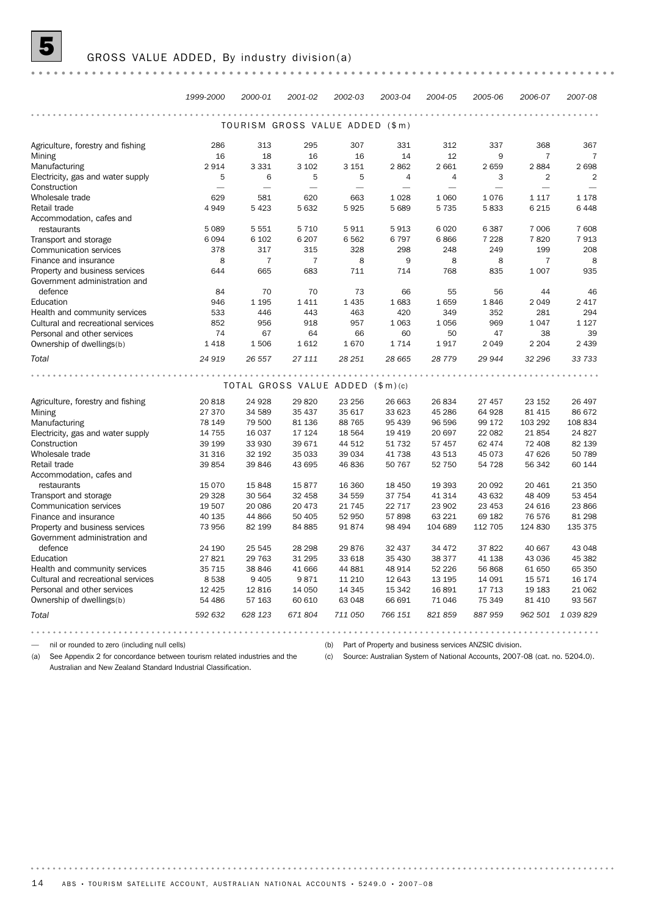# 5 GROSS VALUE ADDED, By industry division(a)

| | 1999-2000 | 2000-01 | 2001-02 | 2002-03 | 2003-04 | 2004-05 | 2005-06 | 2006-07 | 2007-08 |
|---|---|---|---|---|---|---|---|---|---|
| **TOURISM GROSS VALUE ADDED ($m)** | | | | | | | | | |
| Agriculture, forestry and fishing | 286 | 313 | 295 | 307 | 331 | 312 | 337 | 368 | 367 |
| Mining | 16 | 18 | 16 | 16 | 14 | 12 | 9 | 7 | 7 |
| Manufacturing | 2 914 | 3 331 | 3 102 | 3 151 | 2 862 | 2 661 | 2 659 | 2 884 | 2 698 |
| Electricity, gas and water supply | 5 | 6 | 5 | 5 | 4 | 4 | 3 | 2 | 2 |
| Construction | — | — | — | — | — | — | — | — | — |
| Wholesale trade | 629 | 581 | 620 | 663 | 1 028 | 1 060 | 1 076 | 1 117 | 1 178 |
| Retail trade | 4 949 | 5 423 | 5 632 | 5 925 | 5 689 | 5 735 | 5 833 | 6 215 | 6 448 |
| Accommodation, cafes and restaurants | 5 089 | 5 551 | 5 710 | 5 911 | 5 913 | 6 020 | 6 387 | 7 006 | 7 608 |
| Transport and storage | 6 094 | 6 102 | 6 207 | 6 562 | 6 797 | 6 866 | 7 228 | 7 820 | 7 913 |
| Communication services | 378 | 317 | 315 | 328 | 298 | 248 | 249 | 199 | 208 |
| Finance and insurance | 8 | 7 | 7 | 8 | 9 | 8 | 8 | 7 | 8 |
| Property and business services | 644 | 665 | 683 | 711 | 714 | 768 | 835 | 1 007 | 935 |
| Government administration and defence | 84 | 70 | 70 | 73 | 66 | 55 | 56 | 44 | 46 |
| Education | 946 | 1 195 | 1 411 | 1 435 | 1 683 | 1 659 | 1 846 | 2 049 | 2 417 |
| Health and community services | 533 | 446 | 443 | 463 | 420 | 349 | 352 | 281 | 294 |
| Cultural and recreational services | 852 | 956 | 918 | 957 | 1 063 | 1 056 | 969 | 1 047 | 1 127 |
| Personal and other services | 74 | 67 | 64 | 66 | 60 | 50 | 47 | 38 | 39 |
| Ownership of dwellings(b) | 1 418 | 1 506 | 1 612 | 1 670 | 1 714 | 1 917 | 2 049 | 2 204 | 2 439 |
| *Total* | *24 919* | *26 557* | *27 111* | *28 251* | *28 665* | *28 779* | *29 944* | *32 296* | *33 733* |
| **TOTAL GROSS VALUE ADDED ($m)(c)** | | | | | | | | | |
| Agriculture, forestry and fishing | 20 818 | 24 928 | 29 820 | 23 256 | 26 663 | 26 834 | 27 457 | 23 152 | 26 497 |
| Mining | 27 370 | 34 589 | 35 437 | 35 617 | 33 623 | 45 286 | 64 928 | 81 415 | 86 672 |
| Manufacturing | 78 149 | 79 500 | 81 136 | 88 765 | 95 439 | 96 596 | 99 172 | 103 292 | 108 834 |
| Electricity, gas and water supply | 14 755 | 16 037 | 17 124 | 18 564 | 19 419 | 20 697 | 22 082 | 21 854 | 24 827 |
| Construction | 39 199 | 33 930 | 39 671 | 44 512 | 51 732 | 57 457 | 62 474 | 72 408 | 82 139 |
| Wholesale trade | 31 316 | 32 192 | 35 033 | 39 034 | 41 738 | 43 513 | 45 073 | 47 626 | 50 789 |
| Retail trade | 39 854 | 39 846 | 43 695 | 46 836 | 50 767 | 52 750 | 54 728 | 56 342 | 60 144 |
| Accommodation, cafes and restaurants | 15 070 | 15 848 | 15 877 | 16 360 | 18 450 | 19 393 | 20 092 | 20 461 | 21 350 |
| Transport and storage | 29 328 | 30 564 | 32 458 | 34 559 | 37 754 | 41 314 | 43 632 | 48 409 | 53 454 |
| Communication services | 19 507 | 20 086 | 20 473 | 21 745 | 22 717 | 23 902 | 23 453 | 24 616 | 23 866 |
| Finance and insurance | 40 135 | 44 866 | 50 405 | 52 950 | 57 898 | 63 221 | 69 182 | 76 576 | 81 298 |
| Property and business services | 73 956 | 82 199 | 84 885 | 91 874 | 98 494 | 104 689 | 112 705 | 124 830 | 135 375 |
| Government administration and defence | 24 190 | 25 545 | 28 298 | 29 876 | 32 437 | 34 472 | 37 822 | 40 667 | 43 048 |
| Education | 27 821 | 29 763 | 31 295 | 33 618 | 35 430 | 38 377 | 41 138 | 43 036 | 45 382 |
| Health and community services | 35 715 | 38 846 | 41 666 | 44 881 | 48 914 | 52 226 | 56 868 | 61 650 | 65 350 |
| Cultural and recreational services | 8 538 | 9 405 | 9 871 | 11 210 | 12 643 | 13 195 | 14 091 | 15 571 | 16 174 |
| Personal and other services | 12 425 | 12 816 | 14 050 | 14 345 | 15 342 | 16 891 | 17 713 | 19 183 | 21 062 |
| Ownership of dwellings(b) | 54 486 | 57 163 | 60 610 | 63 048 | 66 691 | 71 046 | 75 349 | 81 410 | 93 567 |
| *Total* | *592 632* | *628 123* | *671 804* | *711 050* | *766 151* | *821 859* | *887 959* | *962 501* | *1 039 829* |

— nil or rounded to zero (including null cells)

(a) See Appendix 2 for concordance between tourism related industries and the Australian and New Zealand Standard Industrial Classification.

(b) Part of Property and business services ANZSIC division.

(c) Source: Australian System of National Accounts, 2007-08 (cat. no. 5204.0).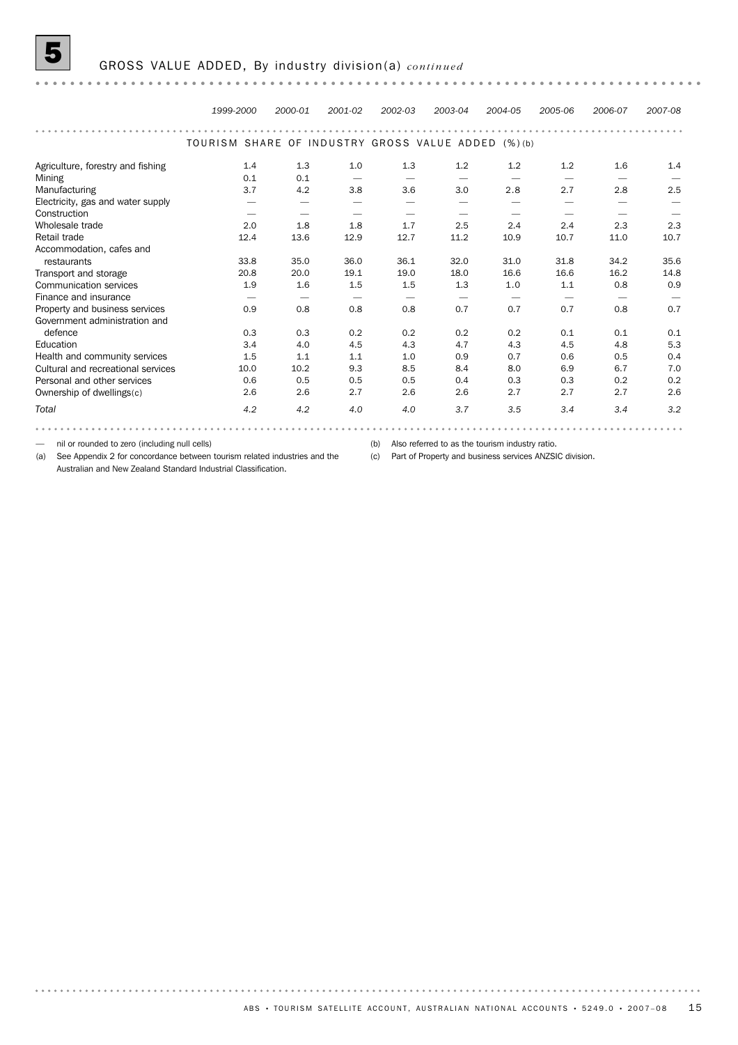## 5 GROSS VALUE ADDED, By industry division(a) *continued*

| | 1999-2000 | 2000-01 | 2001-02 | 2002-03 | 2003-04 | 2004-05 | 2005-06 | 2006-07 | 2007-08 |
|---|---|---|---|---|---|---|---|---|---|
| **TOURISM SHARE OF INDUSTRY GROSS VALUE ADDED (%)(b)** | | | | | | | | | |
| Agriculture, forestry and fishing | 1.4 | 1.3 | 1.0 | 1.3 | 1.2 | 1.2 | 1.2 | 1.6 | 1.4 |
| Mining | 0.1 | 0.1 | — | — | — | — | — | — | — |
| Manufacturing | 3.7 | 4.2 | 3.8 | 3.6 | 3.0 | 2.8 | 2.7 | 2.8 | 2.5 |
| Electricity, gas and water supply | — | — | — | — | — | — | — | — | — |
| Construction | — | — | — | — | — | — | — | — | — |
| Wholesale trade | 2.0 | 1.8 | 1.8 | 1.7 | 2.5 | 2.4 | 2.4 | 2.3 | 2.3 |
| Retail trade | 12.4 | 13.6 | 12.9 | 12.7 | 11.2 | 10.9 | 10.7 | 11.0 | 10.7 |
| Accommodation, cafes and restaurants | 33.8 | 35.0 | 36.0 | 36.1 | 32.0 | 31.0 | 31.8 | 34.2 | 35.6 |
| Transport and storage | 20.8 | 20.0 | 19.1 | 19.0 | 18.0 | 16.6 | 16.6 | 16.2 | 14.8 |
| Communication services | 1.9 | 1.6 | 1.5 | 1.5 | 1.3 | 1.0 | 1.1 | 0.8 | 0.9 |
| Finance and insurance | — | — | — | — | — | — | — | — | — |
| Property and business services | 0.9 | 0.8 | 0.8 | 0.8 | 0.7 | 0.7 | 0.7 | 0.8 | 0.7 |
| Government administration and defence | 0.3 | 0.3 | 0.2 | 0.2 | 0.2 | 0.2 | 0.1 | 0.1 | 0.1 |
| Education | 3.4 | 4.0 | 4.5 | 4.3 | 4.7 | 4.3 | 4.5 | 4.8 | 5.3 |
| Health and community services | 1.5 | 1.1 | 1.1 | 1.0 | 0.9 | 0.7 | 0.6 | 0.5 | 0.4 |
| Cultural and recreational services | 10.0 | 10.2 | 9.3 | 8.5 | 8.4 | 8.0 | 6.9 | 6.7 | 7.0 |
| Personal and other services | 0.6 | 0.5 | 0.5 | 0.5 | 0.4 | 0.3 | 0.3 | 0.2 | 0.2 |
| Ownership of dwellings(c) | 2.6 | 2.6 | 2.7 | 2.6 | 2.6 | 2.7 | 2.7 | 2.7 | 2.6 |
| *Total* | *4.2* | *4.2* | *4.0* | *4.0* | *3.7* | *3.5* | *3.4* | *3.4* | *3.2* |

— nil or rounded to zero (including null cells)

(a) See Appendix 2 for concordance between tourism related industries and the Australian and New Zealand Standard Industrial Classification.

(b) Also referred to as the tourism industry ratio.

(c) Part of Property and business services ANZSIC division.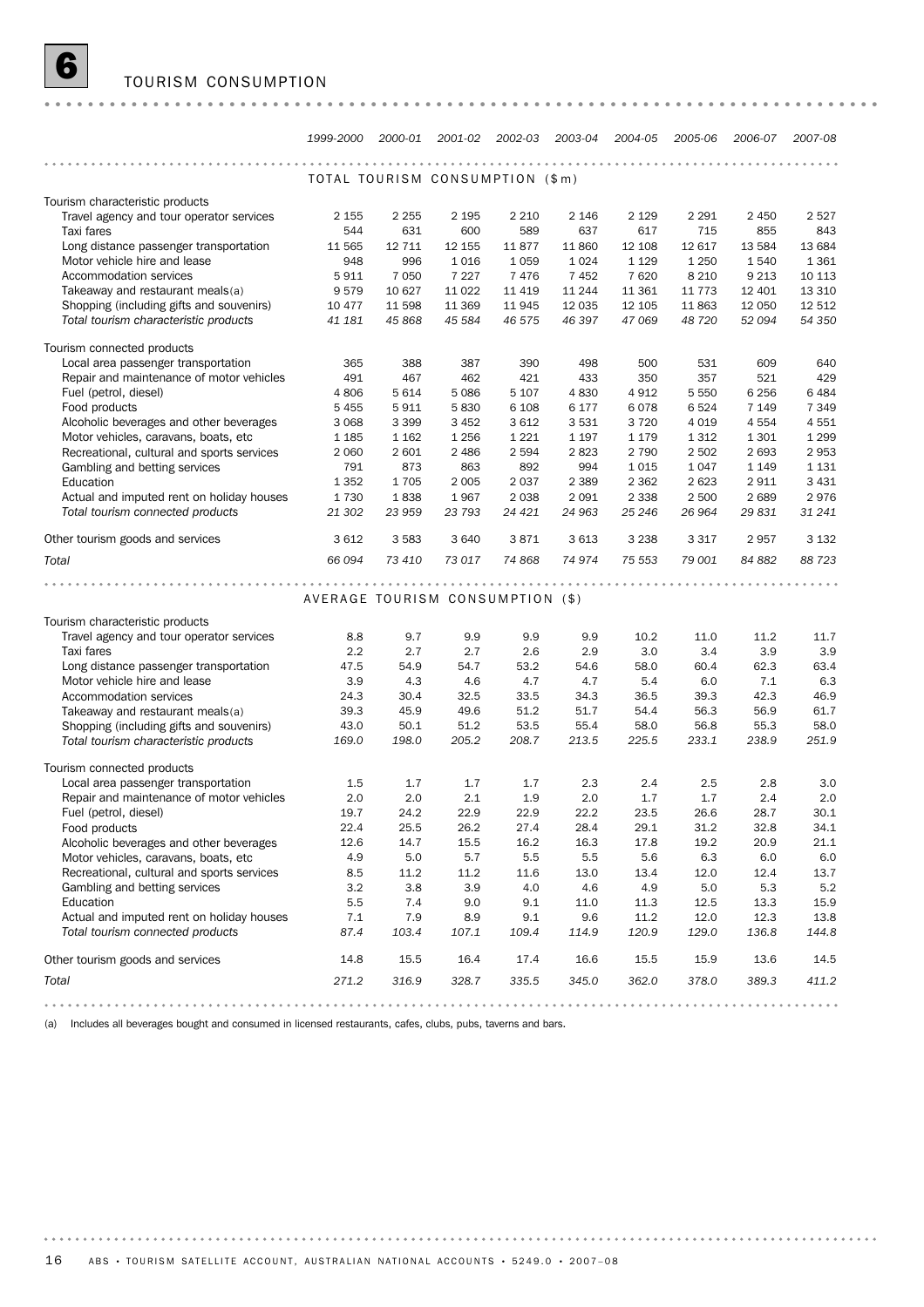# 6 TOURISM CONSUMPTION

| | 1999-2000 | 2000-01 | 2001-02 | 2002-03 | 2003-04 | 2004-05 | 2005-06 | 2006-07 | 2007-08 |
|---|---|---|---|---|---|---|---|---|---|
| **TOTAL TOURISM CONSUMPTION ($m)** | | | | | | | | | |
| Tourism characteristic products | | | | | | | | | |
| Travel agency and tour operator services | 2 155 | 2 255 | 2 195 | 2 210 | 2 146 | 2 129 | 2 291 | 2 450 | 2 527 |
| Taxi fares | 544 | 631 | 600 | 589 | 637 | 617 | 715 | 855 | 843 |
| Long distance passenger transportation | 11 565 | 12 711 | 12 155 | 11 877 | 11 860 | 12 108 | 12 617 | 13 584 | 13 684 |
| Motor vehicle hire and lease | 948 | 996 | 1 016 | 1 059 | 1 024 | 1 129 | 1 250 | 1 540 | 1 361 |
| Accommodation services | 5 911 | 7 050 | 7 227 | 7 476 | 7 452 | 7 620 | 8 210 | 9 213 | 10 113 |
| Takeaway and restaurant meals(a) | 9 579 | 10 627 | 11 022 | 11 419 | 11 244 | 11 361 | 11 773 | 12 401 | 13 310 |
| Shopping (including gifts and souvenirs) | 10 477 | 11 598 | 11 369 | 11 945 | 12 035 | 12 105 | 11 863 | 12 050 | 12 512 |
| *Total tourism characteristic products* | *41 181* | *45 868* | *45 584* | *46 575* | *46 397* | *47 069* | *48 720* | *52 094* | *54 350* |
| Tourism connected products | | | | | | | | | |
| Local area passenger transportation | 365 | 388 | 387 | 390 | 498 | 500 | 531 | 609 | 640 |
| Repair and maintenance of motor vehicles | 491 | 467 | 462 | 421 | 433 | 350 | 357 | 521 | 429 |
| Fuel (petrol, diesel) | 4 806 | 5 614 | 5 086 | 5 107 | 4 830 | 4 912 | 5 550 | 6 256 | 6 484 |
| Food products | 5 455 | 5 911 | 5 830 | 6 108 | 6 177 | 6 078 | 6 524 | 7 149 | 7 349 |
| Alcoholic beverages and other beverages | 3 068 | 3 399 | 3 452 | 3 612 | 3 531 | 3 720 | 4 019 | 4 554 | 4 551 |
| Motor vehicles, caravans, boats, etc | 1 185 | 1 162 | 1 256 | 1 221 | 1 197 | 1 179 | 1 312 | 1 301 | 1 299 |
| Recreational, cultural and sports services | 2 060 | 2 601 | 2 486 | 2 594 | 2 823 | 2 790 | 2 502 | 2 693 | 2 953 |
| Gambling and betting services | 791 | 873 | 863 | 892 | 994 | 1 015 | 1 047 | 1 149 | 1 131 |
| Education | 1 352 | 1 705 | 2 005 | 2 037 | 2 389 | 2 362 | 2 623 | 2 911 | 3 431 |
| Actual and imputed rent on holiday houses | 1 730 | 1 838 | 1 967 | 2 038 | 2 091 | 2 338 | 2 500 | 2 689 | 2 976 |
| *Total tourism connected products* | *21 302* | *23 959* | *23 793* | *24 421* | *24 963* | *25 246* | *26 964* | *29 831* | *31 241* |
| Other tourism goods and services | 3 612 | 3 583 | 3 640 | 3 871 | 3 613 | 3 238 | 3 317 | 2 957 | 3 132 |
| *Total* | *66 094* | *73 410* | *73 017* | *74 868* | *74 974* | *75 553* | *79 001* | *84 882* | *88 723* |
| **AVERAGE TOURISM CONSUMPTION ($)** | | | | | | | | | |
| Tourism characteristic products | | | | | | | | | |
| Travel agency and tour operator services | 8.8 | 9.7 | 9.9 | 9.9 | 9.9 | 10.2 | 11.0 | 11.2 | 11.7 |
| Taxi fares | 2.2 | 2.7 | 2.7 | 2.6 | 2.9 | 3.0 | 3.4 | 3.9 | 3.9 |
| Long distance passenger transportation | 47.5 | 54.9 | 54.7 | 53.2 | 54.6 | 58.0 | 60.4 | 62.3 | 63.4 |
| Motor vehicle hire and lease | 3.9 | 4.3 | 4.6 | 4.7 | 4.7 | 5.4 | 6.0 | 7.1 | 6.3 |
| Accommodation services | 24.3 | 30.4 | 32.5 | 33.5 | 34.3 | 36.5 | 39.3 | 42.3 | 46.9 |
| Takeaway and restaurant meals(a) | 39.3 | 45.9 | 49.6 | 51.2 | 51.7 | 54.4 | 56.3 | 56.9 | 61.7 |
| Shopping (including gifts and souvenirs) | 43.0 | 50.1 | 51.2 | 53.5 | 55.4 | 58.0 | 56.8 | 55.3 | 58.0 |
| *Total tourism characteristic products* | *169.0* | *198.0* | *205.2* | *208.7* | *213.5* | *225.5* | *233.1* | *238.9* | *251.9* |
| Tourism connected products | | | | | | | | | |
| Local area passenger transportation | 1.5 | 1.7 | 1.7 | 1.7 | 2.3 | 2.4 | 2.5 | 2.8 | 3.0 |
| Repair and maintenance of motor vehicles | 2.0 | 2.0 | 2.1 | 1.9 | 2.0 | 1.7 | 1.7 | 2.4 | 2.0 |
| Fuel (petrol, diesel) | 19.7 | 24.2 | 22.9 | 22.9 | 22.2 | 23.5 | 26.6 | 28.7 | 30.1 |
| Food products | 22.4 | 25.5 | 26.2 | 27.4 | 28.4 | 29.1 | 31.2 | 32.8 | 34.1 |
| Alcoholic beverages and other beverages | 12.6 | 14.7 | 15.5 | 16.2 | 16.3 | 17.8 | 19.2 | 20.9 | 21.1 |
| Motor vehicles, caravans, boats, etc | 4.9 | 5.0 | 5.7 | 5.5 | 5.5 | 5.6 | 6.3 | 6.0 | 6.0 |
| Recreational, cultural and sports services | 8.5 | 11.2 | 11.2 | 11.6 | 13.0 | 13.4 | 12.0 | 12.4 | 13.7 |
| Gambling and betting services | 3.2 | 3.8 | 3.9 | 4.0 | 4.6 | 4.9 | 5.0 | 5.3 | 5.2 |
| Education | 5.5 | 7.4 | 9.0 | 9.1 | 11.0 | 11.3 | 12.5 | 13.3 | 15.9 |
| Actual and imputed rent on holiday houses | 7.1 | 7.9 | 8.9 | 9.1 | 9.6 | 11.2 | 12.0 | 12.3 | 13.8 |
| *Total tourism connected products* | *87.4* | *103.4* | *107.1* | *109.4* | *114.9* | *120.9* | *129.0* | *136.8* | *144.8* |
| Other tourism goods and services | 14.8 | 15.5 | 16.4 | 17.4 | 16.6 | 15.5 | 15.9 | 13.6 | 14.5 |
| *Total* | *271.2* | *316.9* | *328.7* | *335.5* | *345.0* | *362.0* | *378.0* | *389.3* | *411.2* |

(a) Includes all beverages bought and consumed in licensed restaurants, cafes, clubs, pubs, taverns and bars.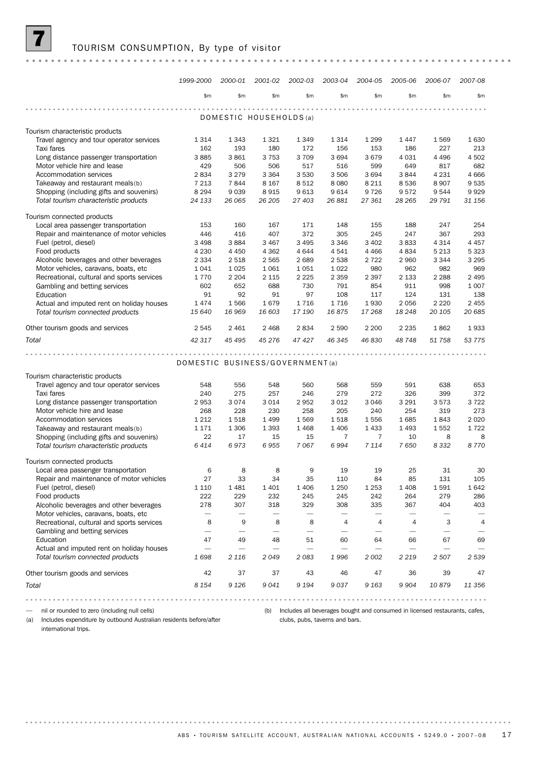# 7 TOURISM CONSUMPTION, By type of visitor

| | 1999-2000 | 2000-01 | 2001-02 | 2002-03 | 2003-04 | 2004-05 | 2005-06 | 2006-07 | 2007-08 |
|---|---|---|---|---|---|---|---|---|---|
| | $m | $m | $m | $m | $m | $m | $m | $m | $m |
| **DOMESTIC HOUSEHOLDS(a)** | | | | | | | | | |
| Tourism characteristic products | | | | | | | | | |
| Travel agency and tour operator services | 1 314 | 1 343 | 1 321 | 1 349 | 1 314 | 1 299 | 1 447 | 1 569 | 1 630 |
| Taxi fares | 162 | 193 | 180 | 172 | 156 | 153 | 186 | 227 | 213 |
| Long distance passenger transportation | 3 885 | 3 861 | 3 753 | 3 709 | 3 694 | 3 679 | 4 031 | 4 496 | 4 502 |
| Motor vehicle hire and lease | 429 | 506 | 506 | 517 | 516 | 599 | 649 | 817 | 682 |
| Accommodation services | 2 834 | 3 279 | 3 364 | 3 530 | 3 506 | 3 694 | 3 844 | 4 231 | 4 666 |
| Takeaway and restaurant meals(b) | 7 213 | 7 844 | 8 167 | 8 512 | 8 080 | 8 211 | 8 536 | 8 907 | 9 535 |
| Shopping (including gifts and souvenirs) | 8 294 | 9 039 | 8 915 | 9 613 | 9 614 | 9 726 | 9 572 | 9 544 | 9 929 |
| *Total tourism characteristic products* | *24 133* | *26 065* | *26 205* | *27 403* | *26 881* | *27 361* | *28 265* | *29 791* | *31 156* |
| Tourism connected products | | | | | | | | | |
| Local area passenger transportation | 153 | 160 | 167 | 171 | 148 | 155 | 188 | 247 | 254 |
| Repair and maintenance of motor vehicles | 446 | 416 | 407 | 372 | 305 | 245 | 247 | 367 | 293 |
| Fuel (petrol, diesel) | 3 498 | 3 884 | 3 467 | 3 495 | 3 346 | 3 402 | 3 833 | 4 314 | 4 457 |
| Food products | 4 230 | 4 450 | 4 362 | 4 644 | 4 541 | 4 466 | 4 834 | 5 213 | 5 323 |
| Alcoholic beverages and other beverages | 2 334 | 2 518 | 2 565 | 2 689 | 2 538 | 2 722 | 2 960 | 3 344 | 3 295 |
| Motor vehicles, caravans, boats, etc | 1 041 | 1 025 | 1 061 | 1 051 | 1 022 | 980 | 962 | 982 | 969 |
| Recreational, cultural and sports services | 1 770 | 2 204 | 2 115 | 2 225 | 2 359 | 2 397 | 2 133 | 2 288 | 2 495 |
| Gambling and betting services | 602 | 652 | 688 | 730 | 791 | 854 | 911 | 998 | 1 007 |
| Education | 91 | 92 | 91 | 97 | 108 | 117 | 124 | 131 | 138 |
| Actual and imputed rent on holiday houses | 1 474 | 1 566 | 1 679 | 1 716 | 1 716 | 1 930 | 2 056 | 2 220 | 2 455 |
| *Total tourism connected products* | *15 640* | *16 969* | *16 603* | *17 190* | *16 875* | *17 268* | *18 248* | *20 105* | *20 685* |
| Other tourism goods and services | 2 545 | 2 461 | 2 468 | 2 834 | 2 590 | 2 200 | 2 235 | 1 862 | 1 933 |
| *Total* | *42 317* | *45 495* | *45 276* | *47 427* | *46 345* | *46 830* | *48 748* | *51 758* | *53 775* |
| **DOMESTIC BUSINESS/GOVERNMENT(a)** | | | | | | | | | |
| Tourism characteristic products | | | | | | | | | |
| Travel agency and tour operator services | 548 | 556 | 548 | 560 | 568 | 559 | 591 | 638 | 653 |
| Taxi fares | 240 | 275 | 257 | 246 | 279 | 272 | 326 | 399 | 372 |
| Long distance passenger transportation | 2 953 | 3 074 | 3 014 | 2 952 | 3 012 | 3 046 | 3 291 | 3 573 | 3 722 |
| Motor vehicle hire and lease | 268 | 228 | 230 | 258 | 205 | 240 | 254 | 319 | 273 |
| Accommodation services | 1 212 | 1 518 | 1 499 | 1 569 | 1 518 | 1 556 | 1 685 | 1 843 | 2 020 |
| Takeaway and restaurant meals(b) | 1 171 | 1 306 | 1 393 | 1 468 | 1 406 | 1 433 | 1 493 | 1 552 | 1 722 |
| Shopping (including gifts and souvenirs) | 22 | 17 | 15 | 15 | 7 | 7 | 10 | 8 | 8 |
| *Total tourism characteristic products* | *6 414* | *6 973* | *6 955* | *7 067* | *6 994* | *7 114* | *7 650* | *8 332* | *8 770* |
| Tourism connected products | | | | | | | | | |
| Local area passenger transportation | 6 | 8 | 8 | 9 | 19 | 19 | 25 | 31 | 30 |
| Repair and maintenance of motor vehicles | 27 | 33 | 34 | 35 | 110 | 84 | 85 | 131 | 105 |
| Fuel (petrol, diesel) | 1 110 | 1 481 | 1 401 | 1 406 | 1 250 | 1 253 | 1 408 | 1 591 | 1 642 |
| Food products | 222 | 229 | 232 | 245 | 245 | 242 | 264 | 279 | 286 |
| Alcoholic beverages and other beverages | 278 | 307 | 318 | 329 | 308 | 335 | 367 | 404 | 403 |
| Motor vehicles, caravans, boats, etc | — | — | — | — | — | — | — | — | — |
| Recreational, cultural and sports services | 8 | 9 | 8 | 8 | 4 | 4 | 4 | 3 | 4 |
| Gambling and betting services | — | — | — | — | — | — | — | — | — |
| Education | 47 | 49 | 48 | 51 | 60 | 64 | 66 | 67 | 69 |
| Actual and imputed rent on holiday houses | — | — | — | — | — | — | — | — | — |
| *Total tourism connected products* | *1 698* | *2 116* | *2 049* | *2 083* | *1 996* | *2 002* | *2 219* | *2 507* | *2 539* |
| Other tourism goods and services | 42 | 37 | 37 | 43 | 46 | 47 | 36 | 39 | 47 |
| *Total* | *8 154* | *9 126* | *9 041* | *9 194* | *9 037* | *9 163* | *9 904* | *10 879* | *11 356* |

— nil or rounded to zero (including null cells)

(a) Includes expenditure by outbound Australian residents before/after international trips.

(b) Includes all beverages bought and consumed in licensed restaurants, cafes, clubs, pubs, taverns and bars.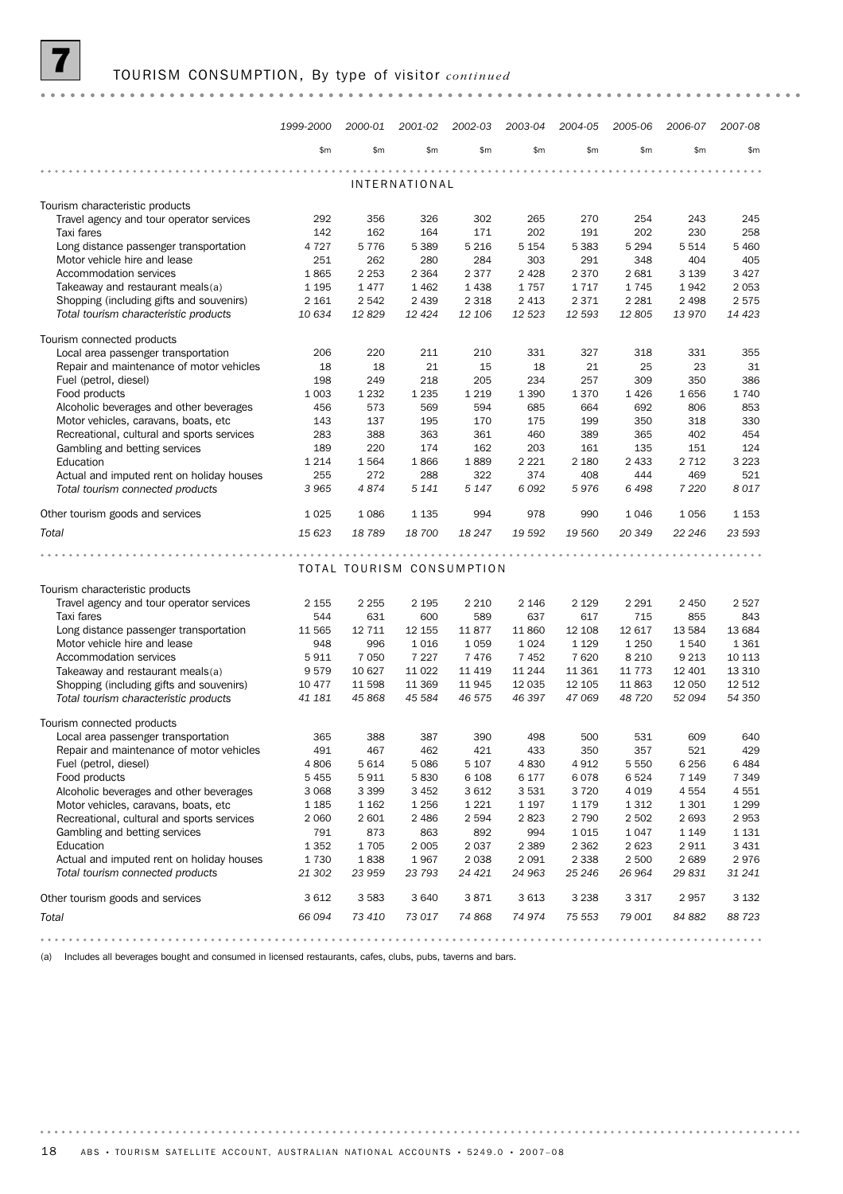## 7 TOURISM CONSUMPTION, By type of visitor *continued*

| | 1999-2000 | 2000-01 | 2001-02 | 2002-03 | 2003-04 | 2004-05 | 2005-06 | 2006-07 | 2007-08 |
|---|---|---|---|---|---|---|---|---|---|
| | $m | $m | $m | $m | $m | $m | $m | $m | $m |
| **INTERNATIONAL** | | | | | | | | | |
| Tourism characteristic products | | | | | | | | | |
| Travel agency and tour operator services | 292 | 356 | 326 | 302 | 265 | 270 | 254 | 243 | 245 |
| Taxi fares | 142 | 162 | 164 | 171 | 202 | 191 | 202 | 230 | 258 |
| Long distance passenger transportation | 4 727 | 5 776 | 5 389 | 5 216 | 5 154 | 5 383 | 5 294 | 5 514 | 5 460 |
| Motor vehicle hire and lease | 251 | 262 | 280 | 284 | 303 | 291 | 348 | 404 | 405 |
| Accommodation services | 1 865 | 2 253 | 2 364 | 2 377 | 2 428 | 2 370 | 2 681 | 3 139 | 3 427 |
| Takeaway and restaurant meals(a) | 1 195 | 1 477 | 1 462 | 1 438 | 1 757 | 1 717 | 1 745 | 1 942 | 2 053 |
| Shopping (including gifts and souvenirs) | 2 161 | 2 542 | 2 439 | 2 318 | 2 413 | 2 371 | 2 281 | 2 498 | 2 575 |
| *Total tourism characteristic products* | *10 634* | *12 829* | *12 424* | *12 106* | *12 523* | *12 593* | *12 805* | *13 970* | *14 423* |
| Tourism connected products | | | | | | | | | |
| Local area passenger transportation | 206 | 220 | 211 | 210 | 331 | 327 | 318 | 331 | 355 |
| Repair and maintenance of motor vehicles | 18 | 18 | 21 | 15 | 18 | 21 | 25 | 23 | 31 |
| Fuel (petrol, diesel) | 198 | 249 | 218 | 205 | 234 | 257 | 309 | 350 | 386 |
| Food products | 1 003 | 1 232 | 1 235 | 1 219 | 1 390 | 1 370 | 1 426 | 1 656 | 1 740 |
| Alcoholic beverages and other beverages | 456 | 573 | 569 | 594 | 685 | 664 | 692 | 806 | 853 |
| Motor vehicles, caravans, boats, etc | 143 | 137 | 195 | 170 | 175 | 199 | 350 | 318 | 330 |
| Recreational, cultural and sports services | 283 | 388 | 363 | 361 | 460 | 389 | 365 | 402 | 454 |
| Gambling and betting services | 189 | 220 | 174 | 162 | 203 | 161 | 135 | 151 | 124 |
| Education | 1 214 | 1 564 | 1 866 | 1 889 | 2 221 | 2 180 | 2 433 | 2 712 | 3 223 |
| Actual and imputed rent on holiday houses | 255 | 272 | 288 | 322 | 374 | 408 | 444 | 469 | 521 |
| *Total tourism connected products* | *3 965* | *4 874* | *5 141* | *5 147* | *6 092* | *5 976* | *6 498* | *7 220* | *8 017* |
| Other tourism goods and services | 1 025 | 1 086 | 1 135 | 994 | 978 | 990 | 1 046 | 1 056 | 1 153 |
| *Total* | *15 623* | *18 789* | *18 700* | *18 247* | *19 592* | *19 560* | *20 349* | *22 246* | *23 593* |
| **TOTAL TOURISM CONSUMPTION** | | | | | | | | | |
| Tourism characteristic products | | | | | | | | | |
| Travel agency and tour operator services | 2 155 | 2 255 | 2 195 | 2 210 | 2 146 | 2 129 | 2 291 | 2 450 | 2 527 |
| Taxi fares | 544 | 631 | 600 | 589 | 637 | 617 | 715 | 855 | 843 |
| Long distance passenger transportation | 11 565 | 12 711 | 12 155 | 11 877 | 11 860 | 12 108 | 12 617 | 13 584 | 13 684 |
| Motor vehicle hire and lease | 948 | 996 | 1 016 | 1 059 | 1 024 | 1 129 | 1 250 | 1 540 | 1 361 |
| Accommodation services | 5 911 | 7 050 | 7 227 | 7 476 | 7 452 | 7 620 | 8 210 | 9 213 | 10 113 |
| Takeaway and restaurant meals(a) | 9 579 | 10 627 | 11 022 | 11 419 | 11 244 | 11 361 | 11 773 | 12 401 | 13 310 |
| Shopping (including gifts and souvenirs) | 10 477 | 11 598 | 11 369 | 11 945 | 12 035 | 12 105 | 11 863 | 12 050 | 12 512 |
| *Total tourism characteristic products* | *41 181* | *45 868* | *45 584* | *46 575* | *46 397* | *47 069* | *48 720* | *52 094* | *54 350* |
| Tourism connected products | | | | | | | | | |
| Local area passenger transportation | 365 | 388 | 387 | 390 | 498 | 500 | 531 | 609 | 640 |
| Repair and maintenance of motor vehicles | 491 | 467 | 462 | 421 | 433 | 350 | 357 | 521 | 429 |
| Fuel (petrol, diesel) | 4 806 | 5 614 | 5 086 | 5 107 | 4 830 | 4 912 | 5 550 | 6 256 | 6 484 |
| Food products | 5 455 | 5 911 | 5 830 | 6 108 | 6 177 | 6 078 | 6 524 | 7 149 | 7 349 |
| Alcoholic beverages and other beverages | 3 068 | 3 399 | 3 452 | 3 612 | 3 531 | 3 720 | 4 019 | 4 554 | 4 551 |
| Motor vehicles, caravans, boats, etc | 1 185 | 1 162 | 1 256 | 1 221 | 1 197 | 1 179 | 1 312 | 1 301 | 1 299 |
| Recreational, cultural and sports services | 2 060 | 2 601 | 2 486 | 2 594 | 2 823 | 2 790 | 2 502 | 2 693 | 2 953 |
| Gambling and betting services | 791 | 873 | 863 | 892 | 994 | 1 015 | 1 047 | 1 149 | 1 131 |
| Education | 1 352 | 1 705 | 2 005 | 2 037 | 2 389 | 2 362 | 2 623 | 2 911 | 3 431 |
| Actual and imputed rent on holiday houses | 1 730 | 1 838 | 1 967 | 2 038 | 2 091 | 2 338 | 2 500 | 2 689 | 2 976 |
| *Total tourism connected products* | *21 302* | *23 959* | *23 793* | *24 421* | *24 963* | *25 246* | *26 964* | *29 831* | *31 241* |
| Other tourism goods and services | 3 612 | 3 583 | 3 640 | 3 871 | 3 613 | 3 238 | 3 317 | 2 957 | 3 132 |
| *Total* | *66 094* | *73 410* | *73 017* | *74 868* | *74 974* | *75 553* | *79 001* | *84 882* | *88 723* |

(a) Includes all beverages bought and consumed in licensed restaurants, cafes, clubs, pubs, taverns and bars.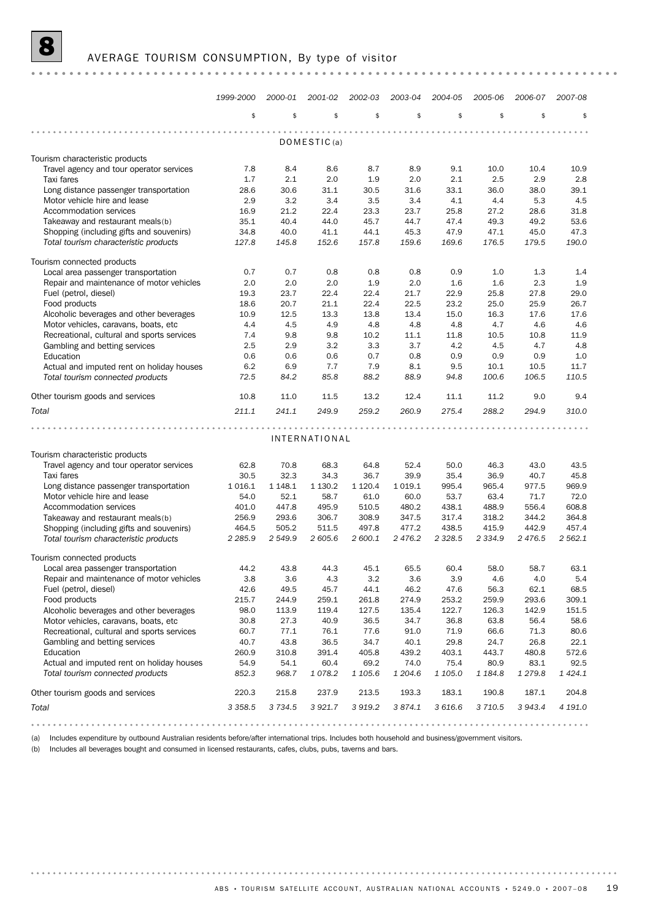# 8 AVERAGE TOURISM CONSUMPTION, By type of visitor

| | 1999-2000 | 2000-01 | 2001-02 | 2002-03 | 2003-04 | 2004-05 | 2005-06 | 2006-07 | 2007-08 |
|---|---|---|---|---|---|---|---|---|---|
| | $ | $ | $ | $ | $ | $ | $ | $ | $ |
| **DOMESTIC(a)** | | | | | | | | | |
| Tourism characteristic products | | | | | | | | | |
| Travel agency and tour operator services | 7.8 | 8.4 | 8.6 | 8.7 | 8.9 | 9.1 | 10.0 | 10.4 | 10.9 |
| Taxi fares | 1.7 | 2.1 | 2.0 | 1.9 | 2.0 | 2.1 | 2.5 | 2.9 | 2.8 |
| Long distance passenger transportation | 28.6 | 30.6 | 31.1 | 30.5 | 31.6 | 33.1 | 36.0 | 38.0 | 39.1 |
| Motor vehicle hire and lease | 2.9 | 3.2 | 3.4 | 3.5 | 3.4 | 4.1 | 4.4 | 5.3 | 4.5 |
| Accommodation services | 16.9 | 21.2 | 22.4 | 23.3 | 23.7 | 25.8 | 27.2 | 28.6 | 31.8 |
| Takeaway and restaurant meals(b) | 35.1 | 40.4 | 44.0 | 45.7 | 44.7 | 47.4 | 49.3 | 49.2 | 53.6 |
| Shopping (including gifts and souvenirs) | 34.8 | 40.0 | 41.1 | 44.1 | 45.3 | 47.9 | 47.1 | 45.0 | 47.3 |
| *Total tourism characteristic products* | *127.8* | *145.8* | *152.6* | *157.8* | *159.6* | *169.6* | *176.5* | *179.5* | *190.0* |
| Tourism connected products | | | | | | | | | |
| Local area passenger transportation | 0.7 | 0.7 | 0.8 | 0.8 | 0.8 | 0.9 | 1.0 | 1.3 | 1.4 |
| Repair and maintenance of motor vehicles | 2.0 | 2.0 | 2.0 | 1.9 | 2.0 | 1.6 | 1.6 | 2.3 | 1.9 |
| Fuel (petrol, diesel) | 19.3 | 23.7 | 22.4 | 22.4 | 21.7 | 22.9 | 25.8 | 27.8 | 29.0 |
| Food products | 18.6 | 20.7 | 21.1 | 22.4 | 22.5 | 23.2 | 25.0 | 25.9 | 26.7 |
| Alcoholic beverages and other beverages | 10.9 | 12.5 | 13.3 | 13.8 | 13.4 | 15.0 | 16.3 | 17.6 | 17.6 |
| Motor vehicles, caravans, boats, etc | 4.4 | 4.5 | 4.9 | 4.8 | 4.8 | 4.8 | 4.7 | 4.6 | 4.6 |
| Recreational, cultural and sports services | 7.4 | 9.8 | 9.8 | 10.2 | 11.1 | 11.8 | 10.5 | 10.8 | 11.9 |
| Gambling and betting services | 2.5 | 2.9 | 3.2 | 3.3 | 3.7 | 4.2 | 4.5 | 4.7 | 4.8 |
| Education | 0.6 | 0.6 | 0.6 | 0.7 | 0.8 | 0.9 | 0.9 | 0.9 | 1.0 |
| Actual and imputed rent on holiday houses | 6.2 | 6.9 | 7.7 | 7.9 | 8.1 | 9.5 | 10.1 | 10.5 | 11.7 |
| *Total tourism connected products* | *72.5* | *84.2* | *85.8* | *88.2* | *88.9* | *94.8* | *100.6* | *106.5* | *110.5* |
| Other tourism goods and services | 10.8 | 11.0 | 11.5 | 13.2 | 12.4 | 11.1 | 11.2 | 9.0 | 9.4 |
| *Total* | *211.1* | *241.1* | *249.9* | *259.2* | *260.9* | *275.4* | *288.2* | *294.9* | *310.0* |
| **INTERNATIONAL** | | | | | | | | | |
| Tourism characteristic products | | | | | | | | | |
| Travel agency and tour operator services | 62.8 | 70.8 | 68.3 | 64.8 | 52.4 | 50.0 | 46.3 | 43.0 | 43.5 |
| Taxi fares | 30.5 | 32.3 | 34.3 | 36.7 | 39.9 | 35.4 | 36.9 | 40.7 | 45.8 |
| Long distance passenger transportation | 1 016.1 | 1 148.1 | 1 130.2 | 1 120.4 | 1 019.1 | 995.4 | 965.4 | 977.5 | 969.9 |
| Motor vehicle hire and lease | 54.0 | 52.1 | 58.7 | 61.0 | 60.0 | 53.7 | 63.4 | 71.7 | 72.0 |
| Accommodation services | 401.0 | 447.8 | 495.9 | 510.5 | 480.2 | 438.1 | 488.9 | 556.4 | 608.8 |
| Takeaway and restaurant meals(b) | 256.9 | 293.6 | 306.7 | 308.9 | 347.5 | 317.4 | 318.2 | 344.2 | 364.8 |
| Shopping (including gifts and souvenirs) | 464.5 | 505.2 | 511.5 | 497.8 | 477.2 | 438.5 | 415.9 | 442.9 | 457.4 |
| *Total tourism characteristic products* | *2 285.9* | *2 549.9* | *2 605.6* | *2 600.1* | *2 476.2* | *2 328.5* | *2 334.9* | *2 476.5* | *2 562.1* |
| Tourism connected products | | | | | | | | | |
| Local area passenger transportation | 44.2 | 43.8 | 44.3 | 45.1 | 65.5 | 60.4 | 58.0 | 58.7 | 63.1 |
| Repair and maintenance of motor vehicles | 3.8 | 3.6 | 4.3 | 3.2 | 3.6 | 3.9 | 4.6 | 4.0 | 5.4 |
| Fuel (petrol, diesel) | 42.6 | 49.5 | 45.7 | 44.1 | 46.2 | 47.6 | 56.3 | 62.1 | 68.5 |
| Food products | 215.7 | 244.9 | 259.1 | 261.8 | 274.9 | 253.2 | 259.9 | 293.6 | 309.1 |
| Alcoholic beverages and other beverages | 98.0 | 113.9 | 119.4 | 127.5 | 135.4 | 122.7 | 126.3 | 142.9 | 151.5 |
| Motor vehicles, caravans, boats, etc | 30.8 | 27.3 | 40.9 | 36.5 | 34.7 | 36.8 | 63.8 | 56.4 | 58.6 |
| Recreational, cultural and sports services | 60.7 | 77.1 | 76.1 | 77.6 | 91.0 | 71.9 | 66.6 | 71.3 | 80.6 |
| Gambling and betting services | 40.7 | 43.8 | 36.5 | 34.7 | 40.1 | 29.8 | 24.7 | 26.8 | 22.1 |
| Education | 260.9 | 310.8 | 391.4 | 405.8 | 439.2 | 403.1 | 443.7 | 480.8 | 572.6 |
| Actual and imputed rent on holiday houses | 54.9 | 54.1 | 60.4 | 69.2 | 74.0 | 75.4 | 80.9 | 83.1 | 92.5 |
| *Total tourism connected products* | *852.3* | *968.7* | *1 078.2* | *1 105.6* | *1 204.6* | *1 105.0* | *1 184.8* | *1 279.8* | *1 424.1* |
| Other tourism goods and services | 220.3 | 215.8 | 237.9 | 213.5 | 193.3 | 183.1 | 190.8 | 187.1 | 204.8 |
| *Total* | *3 358.5* | *3 734.5* | *3 921.7* | *3 919.2* | *3 874.1* | *3 616.6* | *3 710.5* | *3 943.4* | *4 191.0* |

(a) Includes expenditure by outbound Australian residents before/after international trips. Includes both household and business/government visitors.

(b) Includes all beverages bought and consumed in licensed restaurants, cafes, clubs, pubs, taverns and bars.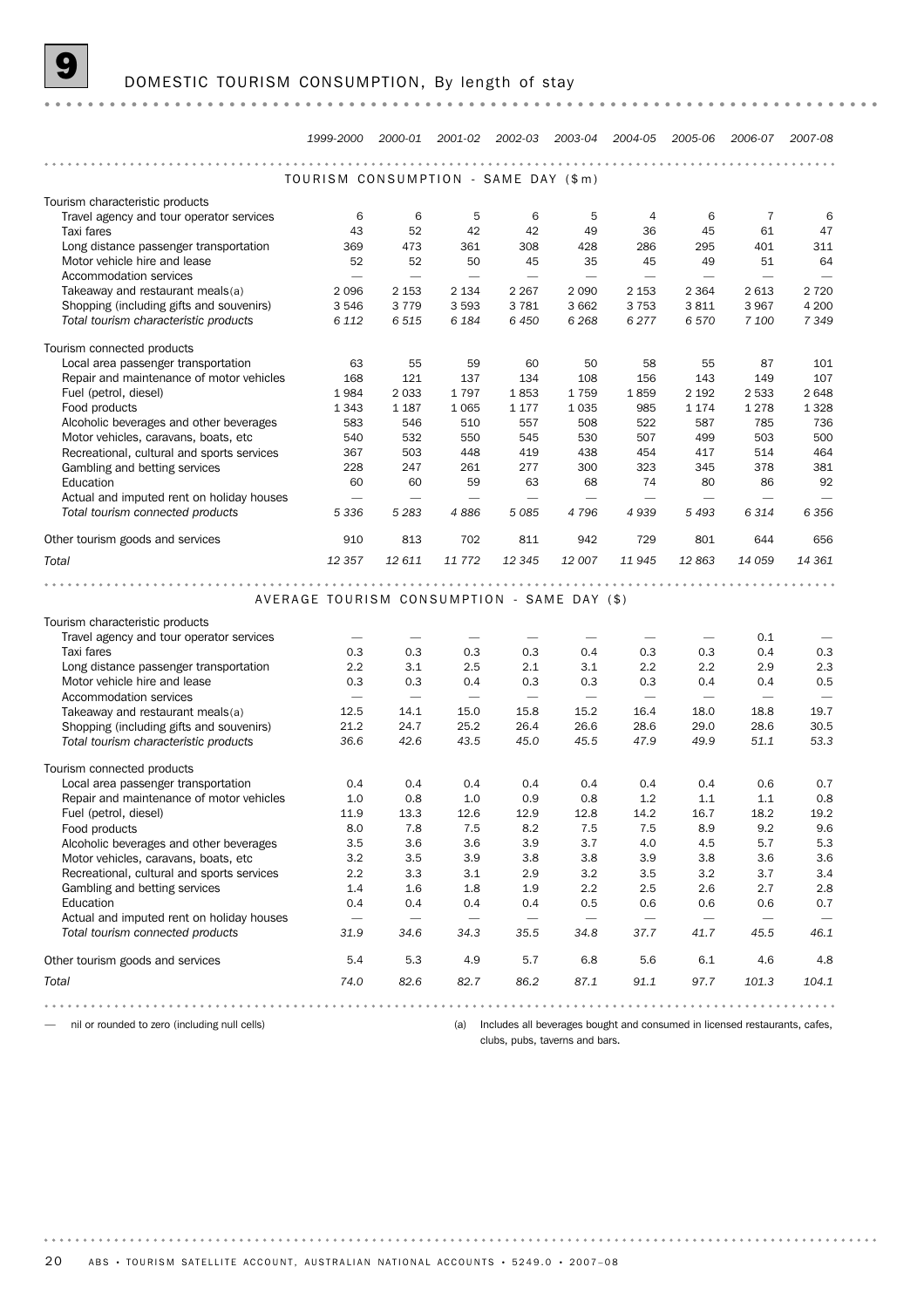# 9 DOMESTIC TOURISM CONSUMPTION, By length of stay

| | 1999-2000 | 2000-01 | 2001-02 | 2002-03 | 2003-04 | 2004-05 | 2005-06 | 2006-07 | 2007-08 |
|---|---|---|---|---|---|---|---|---|---|
| **TOURISM CONSUMPTION - SAME DAY ($m)** | | | | | | | | | |
| Tourism characteristic products | | | | | | | | | |
| Travel agency and tour operator services | 6 | 6 | 5 | 6 | 5 | 4 | 6 | 7 | 6 |
| Taxi fares | 43 | 52 | 42 | 42 | 49 | 36 | 45 | 61 | 47 |
| Long distance passenger transportation | 369 | 473 | 361 | 308 | 428 | 286 | 295 | 401 | 311 |
| Motor vehicle hire and lease | 52 | 52 | 50 | 45 | 35 | 45 | 49 | 51 | 64 |
| Accommodation services | — | — | — | — | — | — | — | — | — |
| Takeaway and restaurant meals(a) | 2 096 | 2 153 | 2 134 | 2 267 | 2 090 | 2 153 | 2 364 | 2 613 | 2 720 |
| Shopping (including gifts and souvenirs) | 3 546 | 3 779 | 3 593 | 3 781 | 3 662 | 3 753 | 3 811 | 3 967 | 4 200 |
| *Total tourism characteristic products* | *6 112* | *6 515* | *6 184* | *6 450* | *6 268* | *6 277* | *6 570* | *7 100* | *7 349* |
| Tourism connected products | | | | | | | | | |
| Local area passenger transportation | 63 | 55 | 59 | 60 | 50 | 58 | 55 | 87 | 101 |
| Repair and maintenance of motor vehicles | 168 | 121 | 137 | 134 | 108 | 156 | 143 | 149 | 107 |
| Fuel (petrol, diesel) | 1 984 | 2 033 | 1 797 | 1 853 | 1 759 | 1 859 | 2 192 | 2 533 | 2 648 |
| Food products | 1 343 | 1 187 | 1 065 | 1 177 | 1 035 | 985 | 1 174 | 1 278 | 1 328 |
| Alcoholic beverages and other beverages | 583 | 546 | 510 | 557 | 508 | 522 | 587 | 785 | 736 |
| Motor vehicles, caravans, boats, etc | 540 | 532 | 550 | 545 | 530 | 507 | 499 | 503 | 500 |
| Recreational, cultural and sports services | 367 | 503 | 448 | 419 | 438 | 454 | 417 | 514 | 464 |
| Gambling and betting services | 228 | 247 | 261 | 277 | 300 | 323 | 345 | 378 | 381 |
| Education | 60 | 60 | 59 | 63 | 68 | 74 | 80 | 86 | 92 |
| Actual and imputed rent on holiday houses | — | — | — | — | — | — | — | — | — |
| *Total tourism connected products* | *5 336* | *5 283* | *4 886* | *5 085* | *4 796* | *4 939* | *5 493* | *6 314* | *6 356* |
| Other tourism goods and services | 910 | 813 | 702 | 811 | 942 | 729 | 801 | 644 | 656 |
| *Total* | *12 357* | *12 611* | *11 772* | *12 345* | *12 007* | *11 945* | *12 863* | *14 059* | *14 361* |
| **AVERAGE TOURISM CONSUMPTION - SAME DAY ($)** | | | | | | | | | |
| Tourism characteristic products | | | | | | | | | |
| Travel agency and tour operator services | — | — | — | — | — | — | — | 0.1 | — |
| Taxi fares | 0.3 | 0.3 | 0.3 | 0.3 | 0.4 | 0.3 | 0.3 | 0.4 | 0.3 |
| Long distance passenger transportation | 2.2 | 3.1 | 2.5 | 2.1 | 3.1 | 2.2 | 2.2 | 2.9 | 2.3 |
| Motor vehicle hire and lease | 0.3 | 0.3 | 0.4 | 0.3 | 0.3 | 0.3 | 0.4 | 0.4 | 0.5 |
| Accommodation services | — | — | — | — | — | — | — | — | — |
| Takeaway and restaurant meals(a) | 12.5 | 14.1 | 15.0 | 15.8 | 15.2 | 16.4 | 18.0 | 18.8 | 19.7 |
| Shopping (including gifts and souvenirs) | 21.2 | 24.7 | 25.2 | 26.4 | 26.6 | 28.6 | 29.0 | 28.6 | 30.5 |
| *Total tourism characteristic products* | *36.6* | *42.6* | *43.5* | *45.0* | *45.5* | *47.9* | *49.9* | *51.1* | *53.3* |
| Tourism connected products | | | | | | | | | |
| Local area passenger transportation | 0.4 | 0.4 | 0.4 | 0.4 | 0.4 | 0.4 | 0.4 | 0.6 | 0.7 |
| Repair and maintenance of motor vehicles | 1.0 | 0.8 | 1.0 | 0.9 | 0.8 | 1.2 | 1.1 | 1.1 | 0.8 |
| Fuel (petrol, diesel) | 11.9 | 13.3 | 12.6 | 12.9 | 12.8 | 14.2 | 16.7 | 18.2 | 19.2 |
| Food products | 8.0 | 7.8 | 7.5 | 8.2 | 7.5 | 7.5 | 8.9 | 9.2 | 9.6 |
| Alcoholic beverages and other beverages | 3.5 | 3.6 | 3.6 | 3.9 | 3.7 | 4.0 | 4.5 | 5.7 | 5.3 |
| Motor vehicles, caravans, boats, etc | 3.2 | 3.5 | 3.9 | 3.8 | 3.8 | 3.9 | 3.8 | 3.6 | 3.6 |
| Recreational, cultural and sports services | 2.2 | 3.3 | 3.1 | 2.9 | 3.2 | 3.5 | 3.2 | 3.7 | 3.4 |
| Gambling and betting services | 1.4 | 1.6 | 1.8 | 1.9 | 2.2 | 2.5 | 2.6 | 2.7 | 2.8 |
| Education | 0.4 | 0.4 | 0.4 | 0.4 | 0.5 | 0.6 | 0.6 | 0.6 | 0.7 |
| Actual and imputed rent on holiday houses | — | — | — | — | — | — | — | — | — |
| *Total tourism connected products* | *31.9* | *34.6* | *34.3* | *35.5* | *34.8* | *37.7* | *41.7* | *45.5* | *46.1* |
| Other tourism goods and services | 5.4 | 5.3 | 4.9 | 5.7 | 6.8 | 5.6 | 6.1 | 4.6 | 4.8 |
| *Total* | *74.0* | *82.6* | *82.7* | *86.2* | *87.1* | *91.1* | *97.7* | *101.3* | *104.1* |

— nil or rounded to zero (including null cells)

(a) Includes all beverages bought and consumed in licensed restaurants, cafes, clubs, pubs, taverns and bars.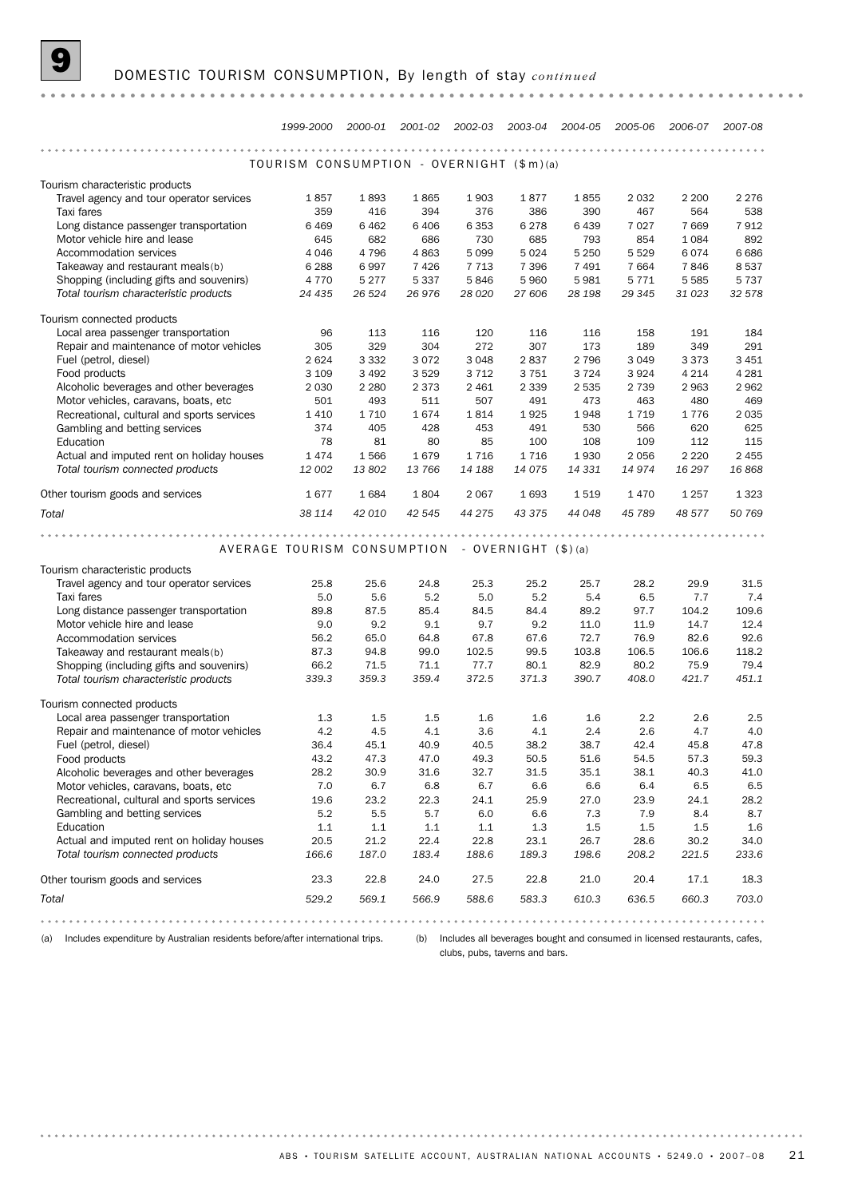# 9 DOMESTIC TOURISM CONSUMPTION, By length of stay *continued*

| | 1999-2000 | 2000-01 | 2001-02 | 2002-03 | 2003-04 | 2004-05 | 2005-06 | 2006-07 | 2007-08 |
|---|---|---|---|---|---|---|---|---|---|
| **TOURISM CONSUMPTION - OVERNIGHT ($m)(a)** | | | | | | | | | |
| Tourism characteristic products | | | | | | | | | |
| Travel agency and tour operator services | 1 857 | 1 893 | 1 865 | 1 903 | 1 877 | 1 855 | 2 032 | 2 200 | 2 276 |
| Taxi fares | 359 | 416 | 394 | 376 | 386 | 390 | 467 | 564 | 538 |
| Long distance passenger transportation | 6 469 | 6 462 | 6 406 | 6 353 | 6 278 | 6 439 | 7 027 | 7 669 | 7 912 |
| Motor vehicle hire and lease | 645 | 682 | 686 | 730 | 685 | 793 | 854 | 1 084 | 892 |
| Accommodation services | 4 046 | 4 796 | 4 863 | 5 099 | 5 024 | 5 250 | 5 529 | 6 074 | 6 686 |
| Takeaway and restaurant meals(b) | 6 288 | 6 997 | 7 426 | 7 713 | 7 396 | 7 491 | 7 664 | 7 846 | 8 537 |
| Shopping (including gifts and souvenirs) | 4 770 | 5 277 | 5 337 | 5 846 | 5 960 | 5 981 | 5 771 | 5 585 | 5 737 |
| *Total tourism characteristic products* | *24 435* | *26 524* | *26 976* | *28 020* | *27 606* | *28 198* | *29 345* | *31 023* | *32 578* |
| Tourism connected products | | | | | | | | | |
| Local area passenger transportation | 96 | 113 | 116 | 120 | 116 | 116 | 158 | 191 | 184 |
| Repair and maintenance of motor vehicles | 305 | 329 | 304 | 272 | 307 | 173 | 189 | 349 | 291 |
| Fuel (petrol, diesel) | 2 624 | 3 332 | 3 072 | 3 048 | 2 837 | 2 796 | 3 049 | 3 373 | 3 451 |
| Food products | 3 109 | 3 492 | 3 529 | 3 712 | 3 751 | 3 724 | 3 924 | 4 214 | 4 281 |
| Alcoholic beverages and other beverages | 2 030 | 2 280 | 2 373 | 2 461 | 2 339 | 2 535 | 2 739 | 2 963 | 2 962 |
| Motor vehicles, caravans, boats, etc | 501 | 493 | 511 | 507 | 491 | 473 | 463 | 480 | 469 |
| Recreational, cultural and sports services | 1 410 | 1 710 | 1 674 | 1 814 | 1 925 | 1 948 | 1 719 | 1 776 | 2 035 |
| Gambling and betting services | 374 | 405 | 428 | 453 | 491 | 530 | 566 | 620 | 625 |
| Education | 78 | 81 | 80 | 85 | 100 | 108 | 109 | 112 | 115 |
| Actual and imputed rent on holiday houses | 1 474 | 1 566 | 1 679 | 1 716 | 1 716 | 1 930 | 2 056 | 2 220 | 2 455 |
| *Total tourism connected products* | *12 002* | *13 802* | *13 766* | *14 188* | *14 075* | *14 331* | *14 974* | *16 297* | *16 868* |
| Other tourism goods and services | 1 677 | 1 684 | 1 804 | 2 067 | 1 693 | 1 519 | 1 470 | 1 257 | 1 323 |
| *Total* | *38 114* | *42 010* | *42 545* | *44 275* | *43 375* | *44 048* | *45 789* | *48 577* | *50 769* |
| **AVERAGE TOURISM CONSUMPTION - OVERNIGHT ($)(a)** | | | | | | | | | |
| Tourism characteristic products | | | | | | | | | |
| Travel agency and tour operator services | 25.8 | 25.6 | 24.8 | 25.3 | 25.2 | 25.7 | 28.2 | 29.9 | 31.5 |
| Taxi fares | 5.0 | 5.6 | 5.2 | 5.0 | 5.2 | 5.4 | 6.5 | 7.7 | 7.4 |
| Long distance passenger transportation | 89.8 | 87.5 | 85.4 | 84.5 | 84.4 | 89.2 | 97.7 | 104.2 | 109.6 |
| Motor vehicle hire and lease | 9.0 | 9.2 | 9.1 | 9.7 | 9.2 | 11.0 | 11.9 | 14.7 | 12.4 |
| Accommodation services | 56.2 | 65.0 | 64.8 | 67.8 | 67.6 | 72.7 | 76.9 | 82.6 | 92.6 |
| Takeaway and restaurant meals(b) | 87.3 | 94.8 | 99.0 | 102.5 | 99.5 | 103.8 | 106.5 | 106.6 | 118.2 |
| Shopping (including gifts and souvenirs) | 66.2 | 71.5 | 71.1 | 77.7 | 80.1 | 82.9 | 80.2 | 75.9 | 79.4 |
| *Total tourism characteristic products* | *339.3* | *359.3* | *359.4* | *372.5* | *371.3* | *390.7* | *408.0* | *421.7* | *451.1* |
| Tourism connected products | | | | | | | | | |
| Local area passenger transportation | 1.3 | 1.5 | 1.5 | 1.6 | 1.6 | 1.6 | 2.2 | 2.6 | 2.5 |
| Repair and maintenance of motor vehicles | 4.2 | 4.5 | 4.1 | 3.6 | 4.1 | 2.4 | 2.6 | 4.7 | 4.0 |
| Fuel (petrol, diesel) | 36.4 | 45.1 | 40.9 | 40.5 | 38.2 | 38.7 | 42.4 | 45.8 | 47.8 |
| Food products | 43.2 | 47.3 | 47.0 | 49.3 | 50.5 | 51.6 | 54.5 | 57.3 | 59.3 |
| Alcoholic beverages and other beverages | 28.2 | 30.9 | 31.6 | 32.7 | 31.5 | 35.1 | 38.1 | 40.3 | 41.0 |
| Motor vehicles, caravans, boats, etc | 7.0 | 6.7 | 6.8 | 6.7 | 6.6 | 6.6 | 6.4 | 6.5 | 6.5 |
| Recreational, cultural and sports services | 19.6 | 23.2 | 22.3 | 24.1 | 25.9 | 27.0 | 23.9 | 24.1 | 28.2 |
| Gambling and betting services | 5.2 | 5.5 | 5.7 | 6.0 | 6.6 | 7.3 | 7.9 | 8.4 | 8.7 |
| Education | 1.1 | 1.1 | 1.1 | 1.1 | 1.3 | 1.5 | 1.5 | 1.5 | 1.6 |
| Actual and imputed rent on holiday houses | 20.5 | 21.2 | 22.4 | 22.8 | 23.1 | 26.7 | 28.6 | 30.2 | 34.0 |
| *Total tourism connected products* | *166.6* | *187.0* | *183.4* | *188.6* | *189.3* | *198.6* | *208.2* | *221.5* | *233.6* |
| Other tourism goods and services | 23.3 | 22.8 | 24.0 | 27.5 | 22.8 | 21.0 | 20.4 | 17.1 | 18.3 |
| *Total* | *529.2* | *569.1* | *566.9* | *588.6* | *583.3* | *610.3* | *636.5* | *660.3* | *703.0* |

(a) Includes expenditure by Australian residents before/after international trips.

(b) Includes all beverages bought and consumed in licensed restaurants, cafes, clubs, pubs, taverns and bars.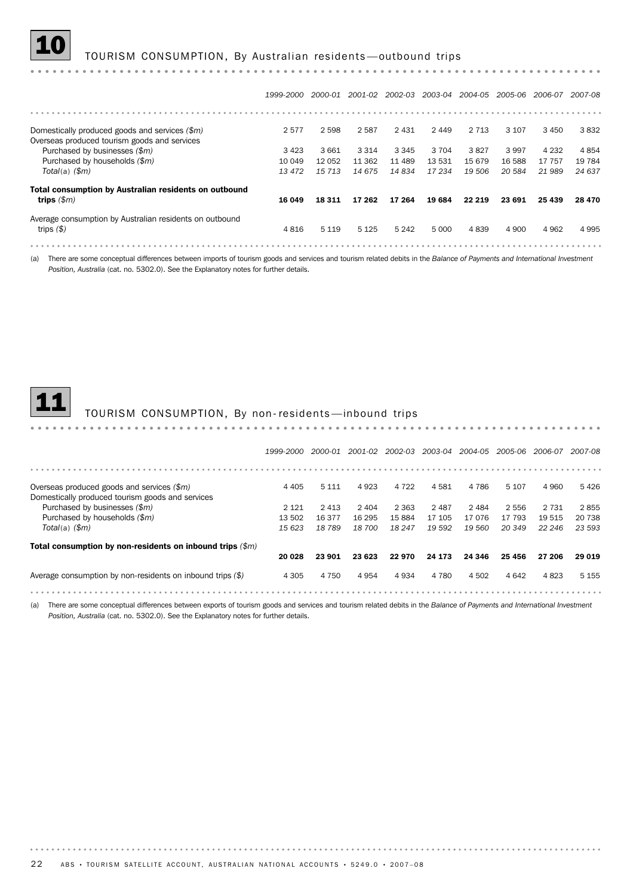## 10 TOURISM CONSUMPTION, By Australian residents—outbound trips

| | 1999-2000 | 2000-01 | 2001-02 | 2002-03 | 2003-04 | 2004-05 | 2005-06 | 2006-07 | 2007-08 |
|---|---|---|---|---|---|---|---|---|---|
| Domestically produced goods and services *($m)* | 2 577 | 2 598 | 2 587 | 2 431 | 2 449 | 2 713 | 3 107 | 3 450 | 3 832 |
| Overseas produced tourism goods and services | | | | | | | | | |
| Purchased by businesses *($m)* | 3 423 | 3 661 | 3 314 | 3 345 | 3 704 | 3 827 | 3 997 | 4 232 | 4 854 |
| Purchased by households *($m)* | 10 049 | 12 052 | 11 362 | 11 489 | 13 531 | 15 679 | 16 588 | 17 757 | 19 784 |
| *Total(a) ($m)* | *13 472* | *15 713* | *14 675* | *14 834* | *17 234* | *19 506* | *20 584* | *21 989* | *24 637* |
| **Total consumption by Australian residents on outbound trips** *($m)* | **16 049** | **18 311** | **17 262** | **17 264** | **19 684** | **22 219** | **23 691** | **25 439** | **28 470** |
| Average consumption by Australian residents on outbound trips *($)* | 4 816 | 5 119 | 5 125 | 5 242 | 5 000 | 4 839 | 4 900 | 4 962 | 4 995 |

(a) There are some conceptual differences between imports of tourism goods and services and tourism related debits in the *Balance of Payments and International Investment Position, Australia* (cat. no. 5302.0). See the Explanatory notes for further details.

## 11 TOURISM CONSUMPTION, By non-residents—inbound trips

| | 1999-2000 | 2000-01 | 2001-02 | 2002-03 | 2003-04 | 2004-05 | 2005-06 | 2006-07 | 2007-08 |
|---|---|---|---|---|---|---|---|---|---|
| Overseas produced goods and services *($m)* | 4 405 | 5 111 | 4 923 | 4 722 | 4 581 | 4 786 | 5 107 | 4 960 | 5 426 |
| Domestically produced tourism goods and services | | | | | | | | | |
| Purchased by businesses *($m)* | 2 121 | 2 413 | 2 404 | 2 363 | 2 487 | 2 484 | 2 556 | 2 731 | 2 855 |
| Purchased by households *($m)* | 13 502 | 16 377 | 16 295 | 15 884 | 17 105 | 17 076 | 17 793 | 19 515 | 20 738 |
| *Total(a) ($m)* | *15 623* | *18 789* | *18 700* | *18 247* | *19 592* | *19 560* | *20 349* | *22 246* | *23 593* |
| **Total consumption by non-residents on inbound trips** *($m)* | **20 028** | **23 901** | **23 623** | **22 970** | **24 173** | **24 346** | **25 456** | **27 206** | **29 019** |
| Average consumption by non-residents on inbound trips *($)* | 4 305 | 4 750 | 4 954 | 4 934 | 4 780 | 4 502 | 4 642 | 4 823 | 5 155 |

(a) There are some conceptual differences between exports of tourism goods and services and tourism related debits in the *Balance of Payments and International Investment Position, Australia* (cat. no. 5302.0). See the Explanatory notes for further details.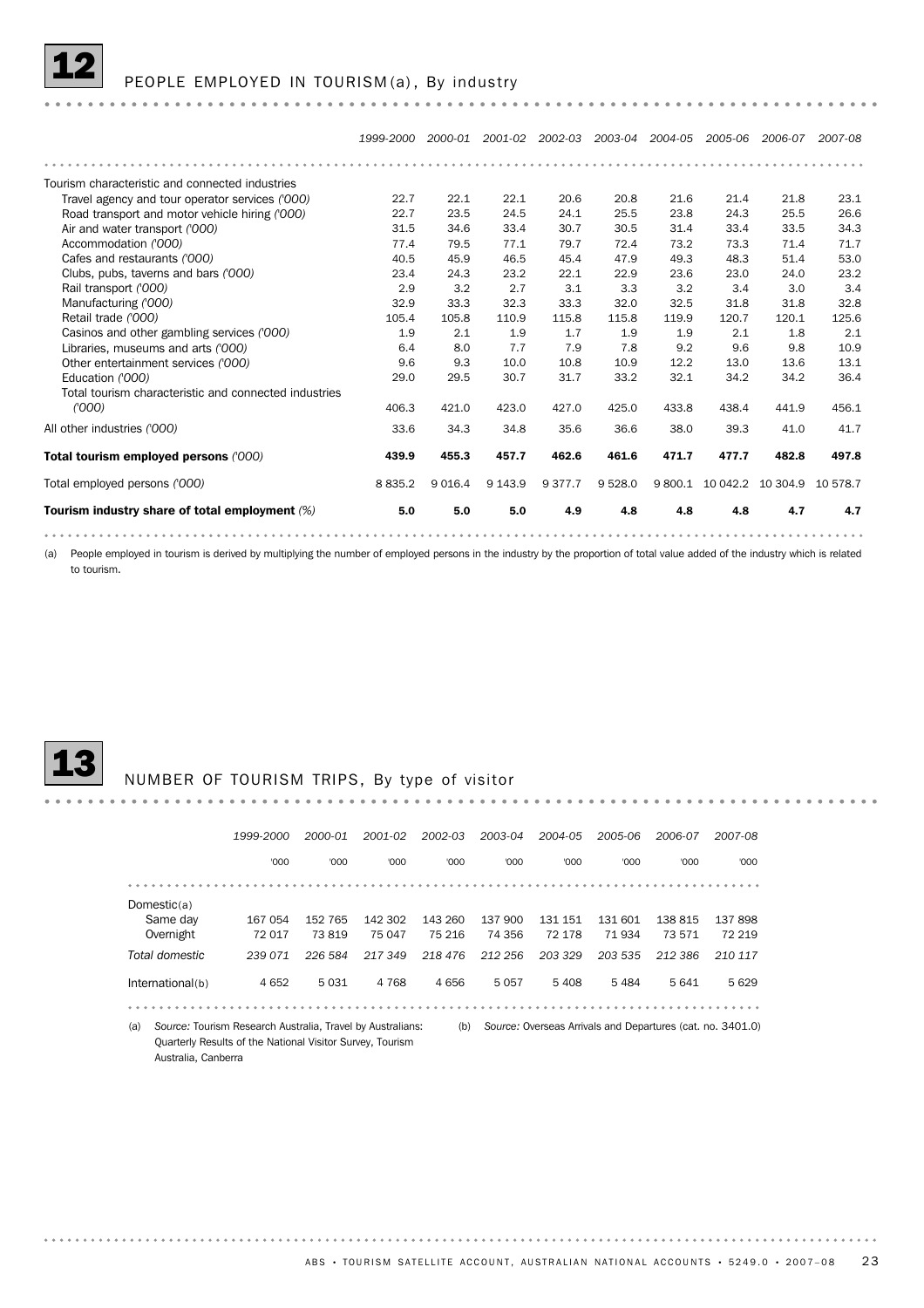## 12 PEOPLE EMPLOYED IN TOURISM(a), By industry

| | 1999-2000 | 2000-01 | 2001-02 | 2002-03 | 2003-04 | 2004-05 | 2005-06 | 2006-07 | 2007-08 |
|---|---|---|---|---|---|---|---|---|---|
| Tourism characteristic and connected industries | | | | | | | | | |
| Travel agency and tour operator services *('000)* | 22.7 | 22.1 | 22.1 | 20.6 | 20.8 | 21.6 | 21.4 | 21.8 | 23.1 |
| Road transport and motor vehicle hiring *('000)* | 22.7 | 23.5 | 24.5 | 24.1 | 25.5 | 23.8 | 24.3 | 25.5 | 26.6 |
| Air and water transport *('000)* | 31.5 | 34.6 | 33.4 | 30.7 | 30.5 | 31.4 | 33.4 | 33.5 | 34.3 |
| Accommodation *('000)* | 77.4 | 79.5 | 77.1 | 79.7 | 72.4 | 73.2 | 73.3 | 71.4 | 71.7 |
| Cafes and restaurants *('000)* | 40.5 | 45.9 | 46.5 | 45.4 | 47.9 | 49.3 | 48.3 | 51.4 | 53.0 |
| Clubs, pubs, taverns and bars *('000)* | 23.4 | 24.3 | 23.2 | 22.1 | 22.9 | 23.6 | 23.0 | 24.0 | 23.2 |
| Rail transport *('000)* | 2.9 | 3.2 | 2.7 | 3.1 | 3.3 | 3.2 | 3.4 | 3.0 | 3.4 |
| Manufacturing *('000)* | 32.9 | 33.3 | 32.3 | 33.3 | 32.0 | 32.5 | 31.8 | 31.8 | 32.8 |
| Retail trade *('000)* | 105.4 | 105.8 | 110.9 | 115.8 | 115.8 | 119.9 | 120.7 | 120.1 | 125.6 |
| Casinos and other gambling services *('000)* | 1.9 | 2.1 | 1.9 | 1.7 | 1.9 | 1.9 | 2.1 | 1.8 | 2.1 |
| Libraries, museums and arts *('000)* | 6.4 | 8.0 | 7.7 | 7.9 | 7.8 | 9.2 | 9.6 | 9.8 | 10.9 |
| Other entertainment services *('000)* | 9.6 | 9.3 | 10.0 | 10.8 | 10.9 | 12.2 | 13.0 | 13.6 | 13.1 |
| Education *('000)* | 29.0 | 29.5 | 30.7 | 31.7 | 33.2 | 32.1 | 34.2 | 34.2 | 36.4 |
| Total tourism characteristic and connected industries *('000)* | 406.3 | 421.0 | 423.0 | 427.0 | 425.0 | 433.8 | 438.4 | 441.9 | 456.1 |
| All other industries *('000)* | 33.6 | 34.3 | 34.8 | 35.6 | 36.6 | 38.0 | 39.3 | 41.0 | 41.7 |
| **Total tourism employed persons** *('000)* | **439.9** | **455.3** | **457.7** | **462.6** | **461.6** | **471.7** | **477.7** | **482.8** | **497.8** |
| Total employed persons *('000)* | 8 835.2 | 9 016.4 | 9 143.9 | 9 377.7 | 9 528.0 | 9 800.1 | 10 042.2 | 10 304.9 | 10 578.7 |
| **Tourism industry share of total employment** *(%)* | **5.0** | **5.0** | **5.0** | **4.9** | **4.8** | **4.8** | **4.8** | **4.7** | **4.7** |

(a) People employed in tourism is derived by multiplying the number of employed persons in the industry by the proportion of total value added of the industry which is related to tourism.

## 13 NUMBER OF TOURISM TRIPS, By type of visitor

| | 1999-2000 | 2000-01 | 2001-02 | 2002-03 | 2003-04 | 2004-05 | 2005-06 | 2006-07 | 2007-08 |
|---|---|---|---|---|---|---|---|---|---|
| | '000 | '000 | '000 | '000 | '000 | '000 | '000 | '000 | '000 |
| Domestic(a) | | | | | | | | | |
| Same day | 167 054 | 152 765 | 142 302 | 143 260 | 137 900 | 131 151 | 131 601 | 138 815 | 137 898 |
| Overnight | 72 017 | 73 819 | 75 047 | 75 216 | 74 356 | 72 178 | 71 934 | 73 571 | 72 219 |
| *Total domestic* | *239 071* | *226 584* | *217 349* | *218 476* | *212 256* | *203 329* | *203 535* | *212 386* | *210 117* |
| International(b) | 4 652 | 5 031 | 4 768 | 4 656 | 5 057 | 5 408 | 5 484 | 5 641 | 5 629 |

(a) *Source:* Tourism Research Australia, Travel by Australians: Quarterly Results of the National Visitor Survey, Tourism Australia, Canberra

(b) *Source:* Overseas Arrivals and Departures (cat. no. 3401.0)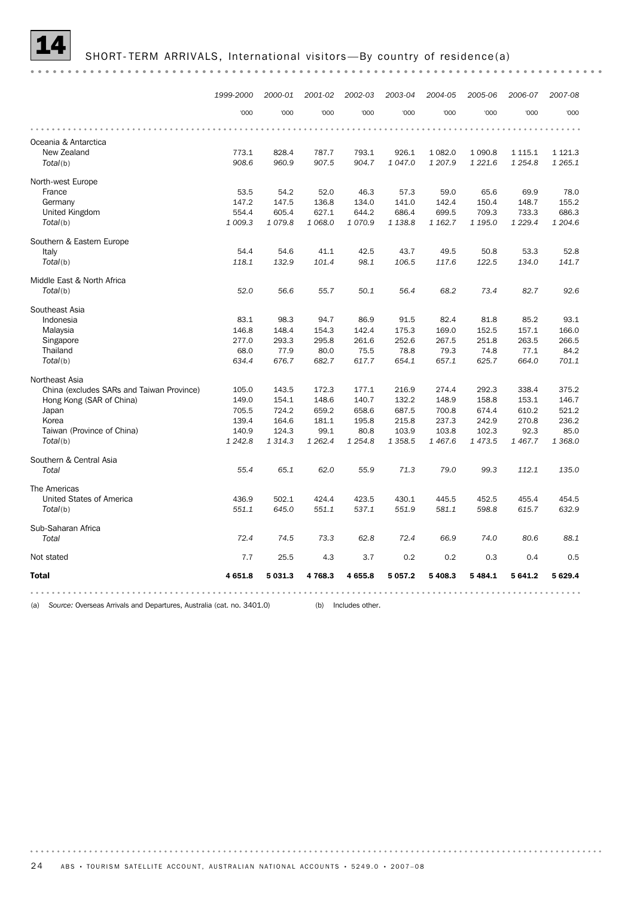# 14 SHORT-TERM ARRIVALS, International visitors—By country of residence(a)

| | 1999-2000 | 2000-01 | 2001-02 | 2002-03 | 2003-04 | 2004-05 | 2005-06 | 2006-07 | 2007-08 |
|---|---|---|---|---|---|---|---|---|---|
| | '000 | '000 | '000 | '000 | '000 | '000 | '000 | '000 | '000 |
| Oceania & Antarctica | | | | | | | | | |
| New Zealand | 773.1 | 828.4 | 787.7 | 793.1 | 926.1 | 1 082.0 | 1 090.8 | 1 115.1 | 1 121.3 |
| *Total*(b) | *908.6* | *960.9* | *907.5* | *904.7* | *1 047.0* | *1 207.9* | *1 221.6* | *1 254.8* | *1 265.1* |
| North-west Europe | | | | | | | | | |
| France | 53.5 | 54.2 | 52.0 | 46.3 | 57.3 | 59.0 | 65.6 | 69.9 | 78.0 |
| Germany | 147.2 | 147.5 | 136.8 | 134.0 | 141.0 | 142.4 | 150.4 | 148.7 | 155.2 |
| United Kingdom | 554.4 | 605.4 | 627.1 | 644.2 | 686.4 | 699.5 | 709.3 | 733.3 | 686.3 |
| *Total*(b) | *1 009.3* | *1 079.8* | *1 068.0* | *1 070.9* | *1 138.8* | *1 162.7* | *1 195.0* | *1 229.4* | *1 204.6* |
| Southern & Eastern Europe | | | | | | | | | |
| Italy | 54.4 | 54.6 | 41.1 | 42.5 | 43.7 | 49.5 | 50.8 | 53.3 | 52.8 |
| *Total*(b) | *118.1* | *132.9* | *101.4* | *98.1* | *106.5* | *117.6* | *122.5* | *134.0* | *141.7* |
| Middle East & North Africa | | | | | | | | | |
| *Total*(b) | *52.0* | *56.6* | *55.7* | *50.1* | *56.4* | *68.2* | *73.4* | *82.7* | *92.6* |
| Southeast Asia | | | | | | | | | |
| Indonesia | 83.1 | 98.3 | 94.7 | 86.9 | 91.5 | 82.4 | 81.8 | 85.2 | 93.1 |
| Malaysia | 146.8 | 148.4 | 154.3 | 142.4 | 175.3 | 169.0 | 152.5 | 157.1 | 166.0 |
| Singapore | 277.0 | 293.3 | 295.8 | 261.6 | 252.6 | 267.5 | 251.8 | 263.5 | 266.5 |
| Thailand | 68.0 | 77.9 | 80.0 | 75.5 | 78.8 | 79.3 | 74.8 | 77.1 | 84.2 |
| *Total*(b) | *634.4* | *676.7* | *682.7* | *617.7* | *654.1* | *657.1* | *625.7* | *664.0* | *701.1* |
| Northeast Asia | | | | | | | | | |
| China (excludes SARs and Taiwan Province) | 105.0 | 143.5 | 172.3 | 177.1 | 216.9 | 274.4 | 292.3 | 338.4 | 375.2 |
| Hong Kong (SAR of China) | 149.0 | 154.1 | 148.6 | 140.7 | 132.2 | 148.9 | 158.8 | 153.1 | 146.7 |
| Japan | 705.5 | 724.2 | 659.2 | 658.6 | 687.5 | 700.8 | 674.4 | 610.2 | 521.2 |
| Korea | 139.4 | 164.6 | 181.1 | 195.8 | 215.8 | 237.3 | 242.9 | 270.8 | 236.2 |
| Taiwan (Province of China) | 140.9 | 124.3 | 99.1 | 80.8 | 103.9 | 103.8 | 102.3 | 92.3 | 85.0 |
| *Total*(b) | *1 242.8* | *1 314.3* | *1 262.4* | *1 254.8* | *1 358.5* | *1 467.6* | *1 473.5* | *1 467.7* | *1 368.0* |
| Southern & Central Asia | | | | | | | | | |
| *Total* | *55.4* | *65.1* | *62.0* | *55.9* | *71.3* | *79.0* | *99.3* | *112.1* | *135.0* |
| The Americas | | | | | | | | | |
| United States of America | 436.9 | 502.1 | 424.4 | 423.5 | 430.1 | 445.5 | 452.5 | 455.4 | 454.5 |
| *Total*(b) | *551.1* | *645.0* | *551.1* | *537.1* | *551.9* | *581.1* | *598.8* | *615.7* | *632.9* |
| Sub-Saharan Africa | | | | | | | | | |
| *Total* | *72.4* | *74.5* | *73.3* | *62.8* | *72.4* | *66.9* | *74.0* | *80.6* | *88.1* |
| Not stated | 7.7 | 25.5 | 4.3 | 3.7 | 0.2 | 0.2 | 0.3 | 0.4 | 0.5 |
| **Total** | **4 651.8** | **5 031.3** | **4 768.3** | **4 655.8** | **5 057.2** | **5 408.3** | **5 484.1** | **5 641.2** | **5 629.4** |

(a) *Source:* Overseas Arrivals and Departures, Australia (cat. no. 3401.0)

(b) Includes other.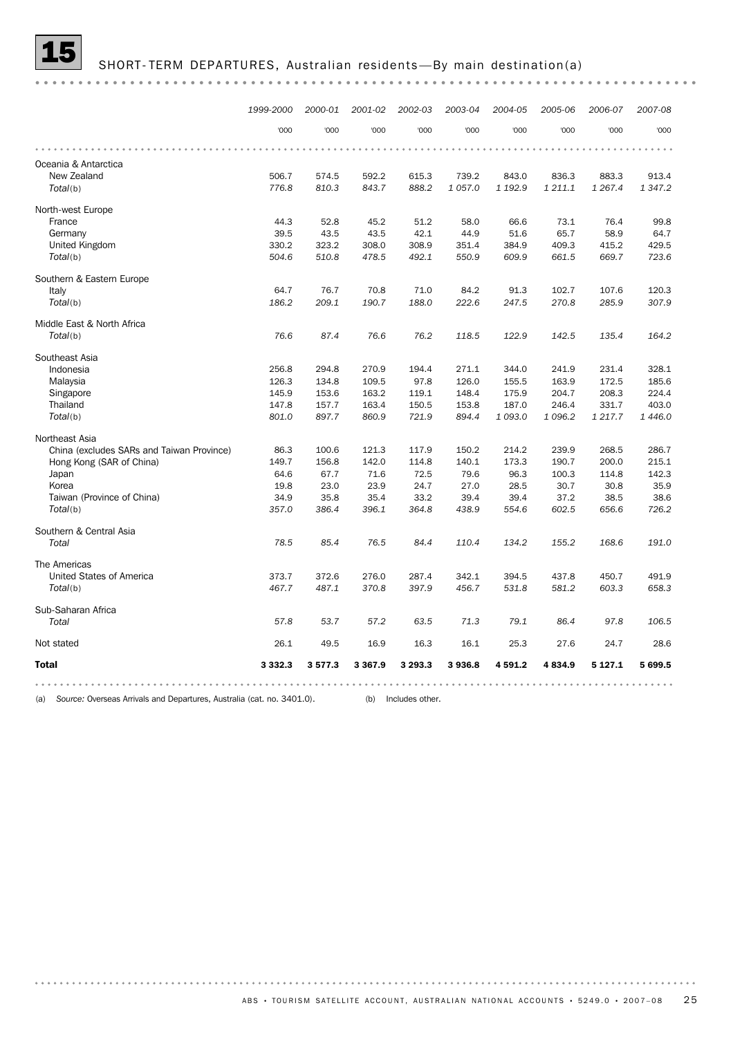## 15 SHORT-TERM DEPARTURES, Australian residents—By main destination(a)

| | 1999-2000 | 2000-01 | 2001-02 | 2002-03 | 2003-04 | 2004-05 | 2005-06 | 2006-07 | 2007-08 |
|---|---|---|---|---|---|---|---|---|---|
| | '000 | '000 | '000 | '000 | '000 | '000 | '000 | '000 | '000 |
| **Oceania & Antarctica** | | | | | | | | | |
| New Zealand | 506.7 | 574.5 | 592.2 | 615.3 | 739.2 | 843.0 | 836.3 | 883.3 | 913.4 |
| *Total*(b) | *776.8* | *810.3* | *843.7* | *888.2* | *1 057.0* | *1 192.9* | *1 211.1* | *1 267.4* | *1 347.2* |
| **North-west Europe** | | | | | | | | | |
| France | 44.3 | 52.8 | 45.2 | 51.2 | 58.0 | 66.6 | 73.1 | 76.4 | 99.8 |
| Germany | 39.5 | 43.5 | 43.5 | 42.1 | 44.9 | 51.6 | 65.7 | 58.9 | 64.7 |
| United Kingdom | 330.2 | 323.2 | 308.0 | 308.9 | 351.4 | 384.9 | 409.3 | 415.2 | 429.5 |
| *Total*(b) | *504.6* | *510.8* | *478.5* | *492.1* | *550.9* | *609.9* | *661.5* | *669.7* | *723.6* |
| **Southern & Eastern Europe** | | | | | | | | | |
| Italy | 64.7 | 76.7 | 70.8 | 71.0 | 84.2 | 91.3 | 102.7 | 107.6 | 120.3 |
| *Total*(b) | *186.2* | *209.1* | *190.7* | *188.0* | *222.6* | *247.5* | *270.8* | *285.9* | *307.9* |
| **Middle East & North Africa** | | | | | | | | | |
| *Total*(b) | *76.6* | *87.4* | *76.6* | *76.2* | *118.5* | *122.9* | *142.5* | *135.4* | *164.2* |
| **Southeast Asia** | | | | | | | | | |
| Indonesia | 256.8 | 294.8 | 270.9 | 194.4 | 271.1 | 344.0 | 241.9 | 231.4 | 328.1 |
| Malaysia | 126.3 | 134.8 | 109.5 | 97.8 | 126.0 | 155.5 | 163.9 | 172.5 | 185.6 |
| Singapore | 145.9 | 153.6 | 163.2 | 119.1 | 148.4 | 175.9 | 204.7 | 208.3 | 224.4 |
| Thailand | 147.8 | 157.7 | 163.4 | 150.5 | 153.8 | 187.0 | 246.4 | 331.7 | 403.0 |
| *Total*(b) | *801.0* | *897.7* | *860.9* | *721.9* | *894.4* | *1 093.0* | *1 096.2* | *1 217.7* | *1 446.0* |
| **Northeast Asia** | | | | | | | | | |
| China (excludes SARs and Taiwan Province) | 86.3 | 100.6 | 121.3 | 117.9 | 150.2 | 214.2 | 239.9 | 268.5 | 286.7 |
| Hong Kong (SAR of China) | 149.7 | 156.8 | 142.0 | 114.8 | 140.1 | 173.3 | 190.7 | 200.0 | 215.1 |
| Japan | 64.6 | 67.7 | 71.6 | 72.5 | 79.6 | 96.3 | 100.3 | 114.8 | 142.3 |
| Korea | 19.8 | 23.0 | 23.9 | 24.7 | 27.0 | 28.5 | 30.7 | 30.8 | 35.9 |
| Taiwan (Province of China) | 34.9 | 35.8 | 35.4 | 33.2 | 39.4 | 39.4 | 37.2 | 38.5 | 38.6 |
| *Total*(b) | *357.0* | *386.4* | *396.1* | *364.8* | *438.9* | *554.6* | *602.5* | *656.6* | *726.2* |
| **Southern & Central Asia** | | | | | | | | | |
| *Total* | *78.5* | *85.4* | *76.5* | *84.4* | *110.4* | *134.2* | *155.2* | *168.6* | *191.0* |
| **The Americas** | | | | | | | | | |
| United States of America | 373.7 | 372.6 | 276.0 | 287.4 | 342.1 | 394.5 | 437.8 | 450.7 | 491.9 |
| *Total*(b) | *467.7* | *487.1* | *370.8* | *397.9* | *456.7* | *531.8* | *581.2* | *603.3* | *658.3* |
| **Sub-Saharan Africa** | | | | | | | | | |
| *Total* | *57.8* | *53.7* | *57.2* | *63.5* | *71.3* | *79.1* | *86.4* | *97.8* | *106.5* |
| Not stated | 26.1 | 49.5 | 16.9 | 16.3 | 16.1 | 25.3 | 27.6 | 24.7 | 28.6 |
| **Total** | **3 332.3** | **3 577.3** | **3 367.9** | **3 293.3** | **3 936.8** | **4 591.2** | **4 834.9** | **5 127.1** | **5 699.5** |

(a) *Source:* Overseas Arrivals and Departures, Australia (cat. no. 3401.0).

(b) Includes other.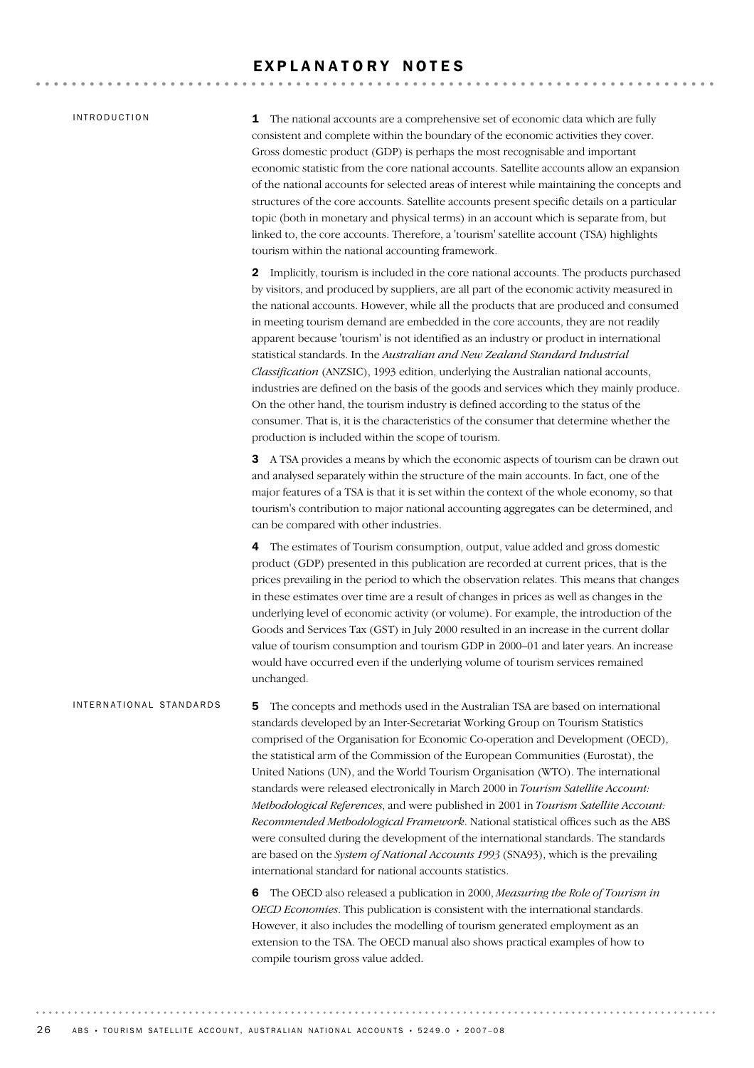# EXPLANATORY NOTES

## INTRODUCTION

**1** The national accounts are a comprehensive set of economic data which are fully consistent and complete within the boundary of the economic activities they cover. Gross domestic product (GDP) is perhaps the most recognisable and important economic statistic from the core national accounts. Satellite accounts allow an expansion of the national accounts for selected areas of interest while maintaining the concepts and structures of the core accounts. Satellite accounts present specific details on a particular topic (both in monetary and physical terms) in an account which is separate from, but linked to, the core accounts. Therefore, a 'tourism' satellite account (TSA) highlights tourism within the national accounting framework.

**2** Implicitly, tourism is included in the core national accounts. The products purchased by visitors, and produced by suppliers, are all part of the economic activity measured in the national accounts. However, while all the products that are produced and consumed in meeting tourism demand are embedded in the core accounts, they are not readily apparent because 'tourism' is not identified as an industry or product in international statistical standards. In the *Australian and New Zealand Standard Industrial Classification* (ANZSIC), 1993 edition, underlying the Australian national accounts, industries are defined on the basis of the goods and services which they mainly produce. On the other hand, the tourism industry is defined according to the status of the consumer. That is, it is the characteristics of the consumer that determine whether the production is included within the scope of tourism.

**3** A TSA provides a means by which the economic aspects of tourism can be drawn out and analysed separately within the structure of the main accounts. In fact, one of the major features of a TSA is that it is set within the context of the whole economy, so that tourism's contribution to major national accounting aggregates can be determined, and can be compared with other industries.

**4** The estimates of Tourism consumption, output, value added and gross domestic product (GDP) presented in this publication are recorded at current prices, that is the prices prevailing in the period to which the observation relates. This means that changes in these estimates over time are a result of changes in prices as well as changes in the underlying level of economic activity (or volume). For example, the introduction of the Goods and Services Tax (GST) in July 2000 resulted in an increase in the current dollar value of tourism consumption and tourism GDP in 2000–01 and later years. An increase would have occurred even if the underlying volume of tourism services remained unchanged.

## INTERNATIONAL STANDARDS

**5** The concepts and methods used in the Australian TSA are based on international standards developed by an Inter-Secretariat Working Group on Tourism Statistics comprised of the Organisation for Economic Co-operation and Development (OECD), the statistical arm of the Commission of the European Communities (Eurostat), the United Nations (UN), and the World Tourism Organisation (WTO). The international standards were released electronically in March 2000 in *Tourism Satellite Account: Methodological References*, and were published in 2001 in *Tourism Satellite Account: Recommended Methodological Framework*. National statistical offices such as the ABS were consulted during the development of the international standards. The standards are based on the *System of National Accounts 1993* (SNA93), which is the prevailing international standard for national accounts statistics.

**6** The OECD also released a publication in 2000, *Measuring the Role of Tourism in OECD Economies*. This publication is consistent with the international standards. However, it also includes the modelling of tourism generated employment as an extension to the TSA. The OECD manual also shows practical examples of how to compile tourism gross value added.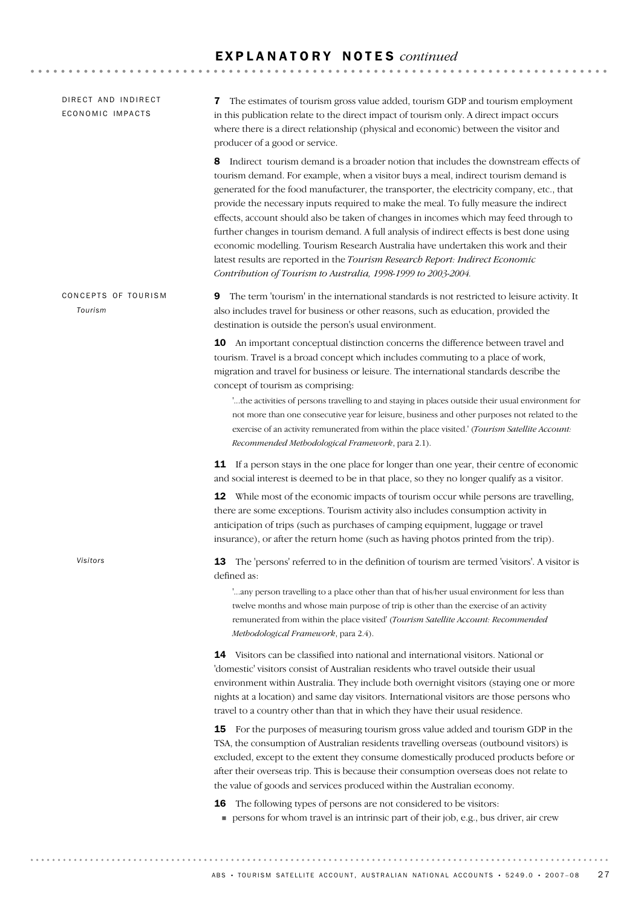## DIRECT AND INDIRECT ECONOMIC IMPACTS

**7** The estimates of tourism gross value added, tourism GDP and tourism employment in this publication relate to the direct impact of tourism only. A direct impact occurs where there is a direct relationship (physical and economic) between the visitor and producer of a good or service.

**8** Indirect tourism demand is a broader notion that includes the downstream effects of tourism demand. For example, when a visitor buys a meal, indirect tourism demand is generated for the food manufacturer, the transporter, the electricity company, etc., that provide the necessary inputs required to make the meal. To fully measure the indirect effects, account should also be taken of changes in incomes which may feed through to further changes in tourism demand. A full analysis of indirect effects is best done using economic modelling. Tourism Research Australia have undertaken this work and their latest results are reported in the *Tourism Research Report: Indirect Economic Contribution of Tourism to Australia, 1998-1999 to 2003-2004.*

## CONCEPTS OF TOURISM

### *Tourism*

**9** The term 'tourism' in the international standards is not restricted to leisure activity. It also includes travel for business or other reasons, such as education, provided the destination is outside the person's usual environment.

**10** An important conceptual distinction concerns the difference between travel and tourism. Travel is a broad concept which includes commuting to a place of work, migration and travel for business or leisure. The international standards describe the concept of tourism as comprising:

> '...the activities of persons travelling to and staying in places outside their usual environment for not more than one consecutive year for leisure, business and other purposes not related to the exercise of an activity remunerated from within the place visited.' (*Tourism Satellite Account: Recommended Methodological Framework*, para 2.1).

**11** If a person stays in the one place for longer than one year, their centre of economic and social interest is deemed to be in that place, so they no longer qualify as a visitor.

**12** While most of the economic impacts of tourism occur while persons are travelling, there are some exceptions. Tourism activity also includes consumption activity in anticipation of trips (such as purchases of camping equipment, luggage or travel insurance), or after the return home (such as having photos printed from the trip).

### *Visitors*

**13** The 'persons' referred to in the definition of tourism are termed 'visitors'. A visitor is defined as:

> '...any person travelling to a place other than that of his/her usual environment for less than twelve months and whose main purpose of trip is other than the exercise of an activity remunerated from within the place visited' (*Tourism Satellite Account: Recommended Methodological Framework*, para 2.4).

**14** Visitors can be classified into national and international visitors. National or 'domestic' visitors consist of Australian residents who travel outside their usual environment within Australia. They include both overnight visitors (staying one or more nights at a location) and same day visitors. International visitors are those persons who travel to a country other than that in which they have their usual residence.

**15** For the purposes of measuring tourism gross value added and tourism GDP in the TSA, the consumption of Australian residents travelling overseas (outbound visitors) is excluded, except to the extent they consume domestically produced products before or after their overseas trip. This is because their consumption overseas does not relate to the value of goods and services produced within the Australian economy.

**16** The following types of persons are not considered to be visitors:

- persons for whom travel is an intrinsic part of their job, e.g., bus driver, air crew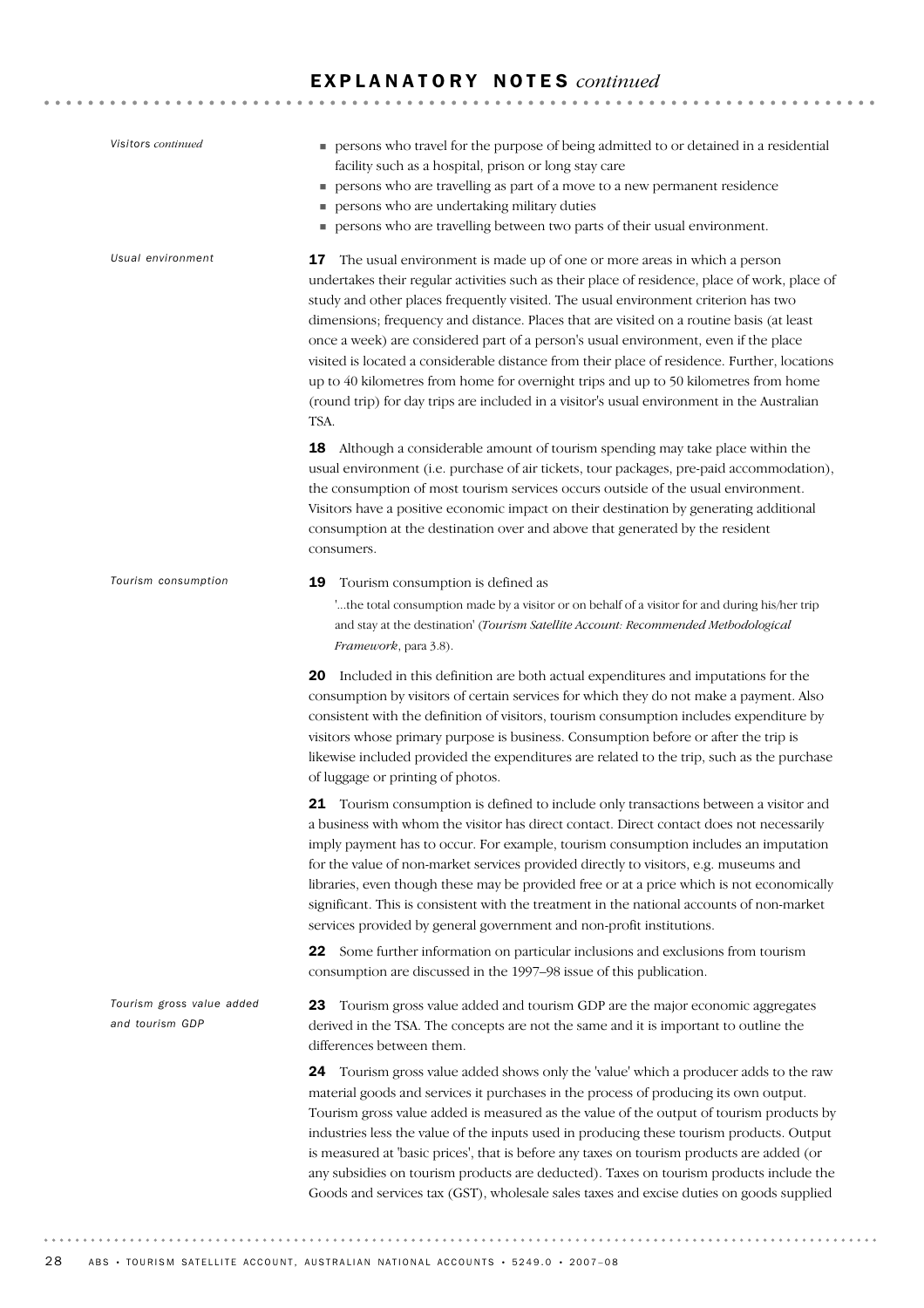## EXPLANATORY NOTES *continued*

### *Visitors continued*

- persons who travel for the purpose of being admitted to or detained in a residential facility such as a hospital, prison or long stay care
- persons who are travelling as part of a move to a new permanent residence
- persons who are undertaking military duties
- persons who are travelling between two parts of their usual environment.

### *Usual environment*

**17** The usual environment is made up of one or more areas in which a person undertakes their regular activities such as their place of residence, place of work, place of study and other places frequently visited. The usual environment criterion has two dimensions; frequency and distance. Places that are visited on a routine basis (at least once a week) are considered part of a person's usual environment, even if the place visited is located a considerable distance from their place of residence. Further, locations up to 40 kilometres from home for overnight trips and up to 50 kilometres from home (round trip) for day trips are included in a visitor's usual environment in the Australian TSA.

**18** Although a considerable amount of tourism spending may take place within the usual environment (i.e. purchase of air tickets, tour packages, pre-paid accommodation), the consumption of most tourism services occurs outside of the usual environment. Visitors have a positive economic impact on their destination by generating additional consumption at the destination over and above that generated by the resident consumers.

### *Tourism consumption*

**19** Tourism consumption is defined as

> '...the total consumption made by a visitor or on behalf of a visitor for and during his/her trip and stay at the destination' (*Tourism Satellite Account: Recommended Methodological Framework*, para 3.8).

**20** Included in this definition are both actual expenditures and imputations for the consumption by visitors of certain services for which they do not make a payment. Also consistent with the definition of visitors, tourism consumption includes expenditure by visitors whose primary purpose is business. Consumption before or after the trip is likewise included provided the expenditures are related to the trip, such as the purchase of luggage or printing of photos.

**21** Tourism consumption is defined to include only transactions between a visitor and a business with whom the visitor has direct contact. Direct contact does not necessarily imply payment has to occur. For example, tourism consumption includes an imputation for the value of non-market services provided directly to visitors, e.g. museums and libraries, even though these may be provided free or at a price which is not economically significant. This is consistent with the treatment in the national accounts of non-market services provided by general government and non-profit institutions.

**22** Some further information on particular inclusions and exclusions from tourism consumption are discussed in the 1997–98 issue of this publication.

### *Tourism gross value added and tourism GDP*

**23** Tourism gross value added and tourism GDP are the major economic aggregates derived in the TSA. The concepts are not the same and it is important to outline the differences between them.

**24** Tourism gross value added shows only the 'value' which a producer adds to the raw material goods and services it purchases in the process of producing its own output. Tourism gross value added is measured as the value of the output of tourism products by industries less the value of the inputs used in producing these tourism products. Output is measured at 'basic prices', that is before any taxes on tourism products are added (or any subsidies on tourism products are deducted). Taxes on tourism products include the Goods and services tax (GST), wholesale sales taxes and excise duties on goods supplied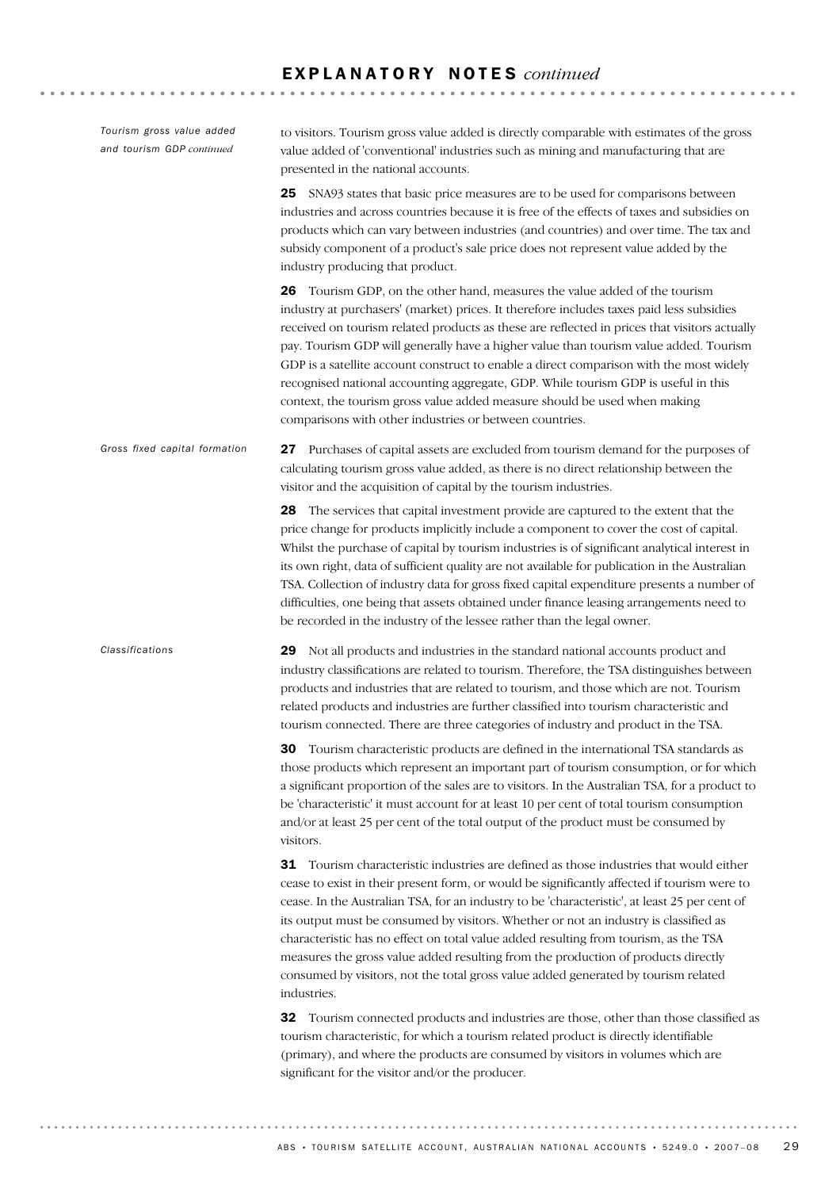# EXPLANATORY NOTES *continued*

*Tourism gross value added and tourism GDP continued*

to visitors. Tourism gross value added is directly comparable with estimates of the gross value added of 'conventional' industries such as mining and manufacturing that are presented in the national accounts.

**25** SNA93 states that basic price measures are to be used for comparisons between industries and across countries because it is free of the effects of taxes and subsidies on products which can vary between industries (and countries) and over time. The tax and subsidy component of a product's sale price does not represent value added by the industry producing that product.

**26** Tourism GDP, on the other hand, measures the value added of the tourism industry at purchasers' (market) prices. It therefore includes taxes paid less subsidies received on tourism related products as these are reflected in prices that visitors actually pay. Tourism GDP will generally have a higher value than tourism value added. Tourism GDP is a satellite account construct to enable a direct comparison with the most widely recognised national accounting aggregate, GDP. While tourism GDP is useful in this context, the tourism gross value added measure should be used when making comparisons with other industries or between countries.

*Gross fixed capital formation*

**27** Purchases of capital assets are excluded from tourism demand for the purposes of calculating tourism gross value added, as there is no direct relationship between the visitor and the acquisition of capital by the tourism industries.

**28** The services that capital investment provide are captured to the extent that the price change for products implicitly include a component to cover the cost of capital. Whilst the purchase of capital by tourism industries is of significant analytical interest in its own right, data of sufficient quality are not available for publication in the Australian TSA. Collection of industry data for gross fixed capital expenditure presents a number of difficulties, one being that assets obtained under finance leasing arrangements need to be recorded in the industry of the lessee rather than the legal owner.

*Classifications*

**29** Not all products and industries in the standard national accounts product and industry classifications are related to tourism. Therefore, the TSA distinguishes between products and industries that are related to tourism, and those which are not. Tourism related products and industries are further classified into tourism characteristic and tourism connected. There are three categories of industry and product in the TSA.

**30** Tourism characteristic products are defined in the international TSA standards as those products which represent an important part of tourism consumption, or for which a significant proportion of the sales are to visitors. In the Australian TSA, for a product to be 'characteristic' it must account for at least 10 per cent of total tourism consumption and/or at least 25 per cent of the total output of the product must be consumed by visitors.

**31** Tourism characteristic industries are defined as those industries that would either cease to exist in their present form, or would be significantly affected if tourism were to cease. In the Australian TSA, for an industry to be 'characteristic', at least 25 per cent of its output must be consumed by visitors. Whether or not an industry is classified as characteristic has no effect on total value added resulting from tourism, as the TSA measures the gross value added resulting from the production of products directly consumed by visitors, not the total gross value added generated by tourism related industries.

**32** Tourism connected products and industries are those, other than those classified as tourism characteristic, for which a tourism related product is directly identifiable (primary), and where the products are consumed by visitors in volumes which are significant for the visitor and/or the producer.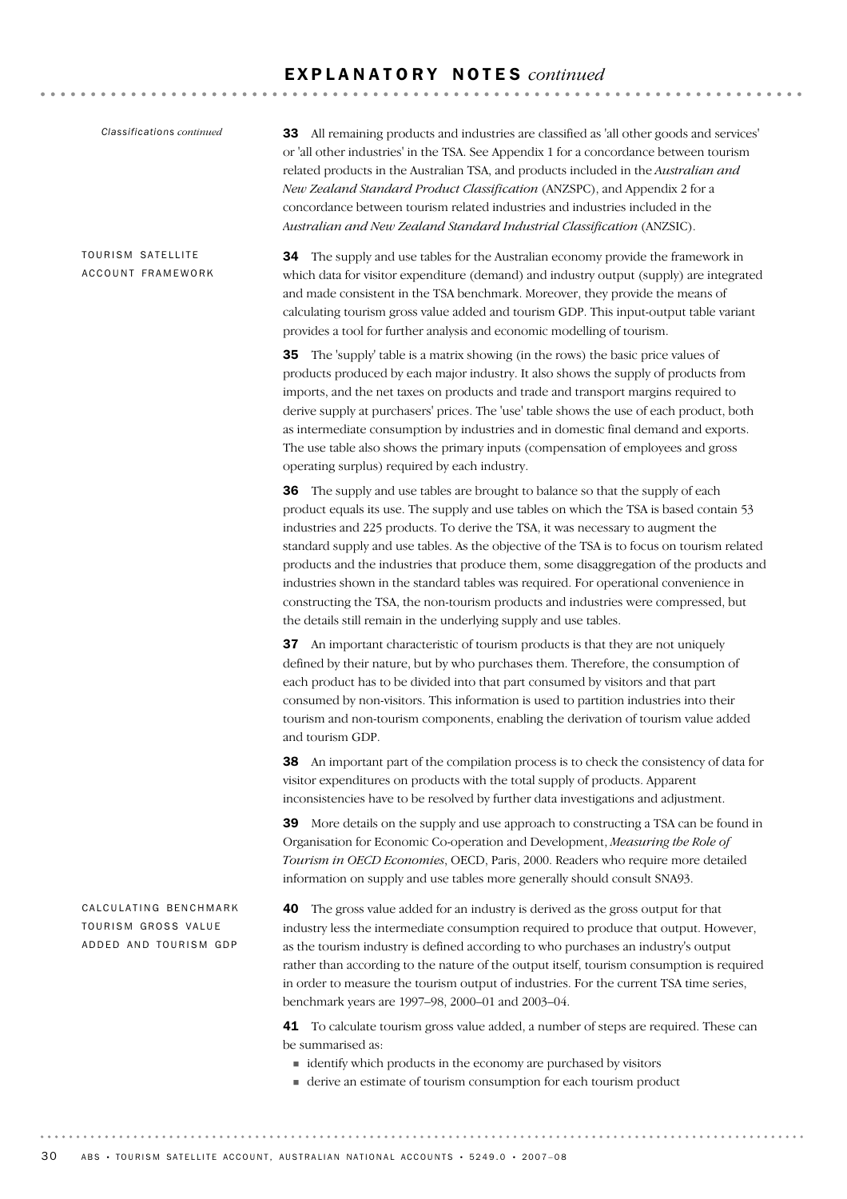*Classifications continued*

**33** All remaining products and industries are classified as 'all other goods and services' or 'all other industries' in the TSA. See Appendix 1 for a concordance between tourism related products in the Australian TSA, and products included in the *Australian and New Zealand Standard Product Classification* (ANZSPC), and Appendix 2 for a concordance between tourism related industries and industries included in the *Australian and New Zealand Standard Industrial Classification* (ANZSIC).

## TOURISM SATELLITE ACCOUNT FRAMEWORK

**34** The supply and use tables for the Australian economy provide the framework in which data for visitor expenditure (demand) and industry output (supply) are integrated and made consistent in the TSA benchmark. Moreover, they provide the means of calculating tourism gross value added and tourism GDP. This input-output table variant provides a tool for further analysis and economic modelling of tourism.

**35** The 'supply' table is a matrix showing (in the rows) the basic price values of products produced by each major industry. It also shows the supply of products from imports, and the net taxes on products and trade and transport margins required to derive supply at purchasers' prices. The 'use' table shows the use of each product, both as intermediate consumption by industries and in domestic final demand and exports. The use table also shows the primary inputs (compensation of employees and gross operating surplus) required by each industry.

**36** The supply and use tables are brought to balance so that the supply of each product equals its use. The supply and use tables on which the TSA is based contain 53 industries and 225 products. To derive the TSA, it was necessary to augment the standard supply and use tables. As the objective of the TSA is to focus on tourism related products and the industries that produce them, some disaggregation of the products and industries shown in the standard tables was required. For operational convenience in constructing the TSA, the non-tourism products and industries were compressed, but the details still remain in the underlying supply and use tables.

**37** An important characteristic of tourism products is that they are not uniquely defined by their nature, but by who purchases them. Therefore, the consumption of each product has to be divided into that part consumed by visitors and that part consumed by non-visitors. This information is used to partition industries into their tourism and non-tourism components, enabling the derivation of tourism value added and tourism GDP.

**38** An important part of the compilation process is to check the consistency of data for visitor expenditures on products with the total supply of products. Apparent inconsistencies have to be resolved by further data investigations and adjustment.

**39** More details on the supply and use approach to constructing a TSA can be found in Organisation for Economic Co-operation and Development, *Measuring the Role of Tourism in OECD Economies*, OECD, Paris, 2000. Readers who require more detailed information on supply and use tables more generally should consult SNA93.

## CALCULATING BENCHMARK TOURISM GROSS VALUE ADDED AND TOURISM GDP

**40** The gross value added for an industry is derived as the gross output for that industry less the intermediate consumption required to produce that output. However, as the tourism industry is defined according to who purchases an industry's output rather than according to the nature of the output itself, tourism consumption is required in order to measure the tourism output of industries. For the current TSA time series, benchmark years are 1997–98, 2000–01 and 2003–04.

**41** To calculate tourism gross value added, a number of steps are required. These can be summarised as:

- identify which products in the economy are purchased by visitors
- derive an estimate of tourism consumption for each tourism product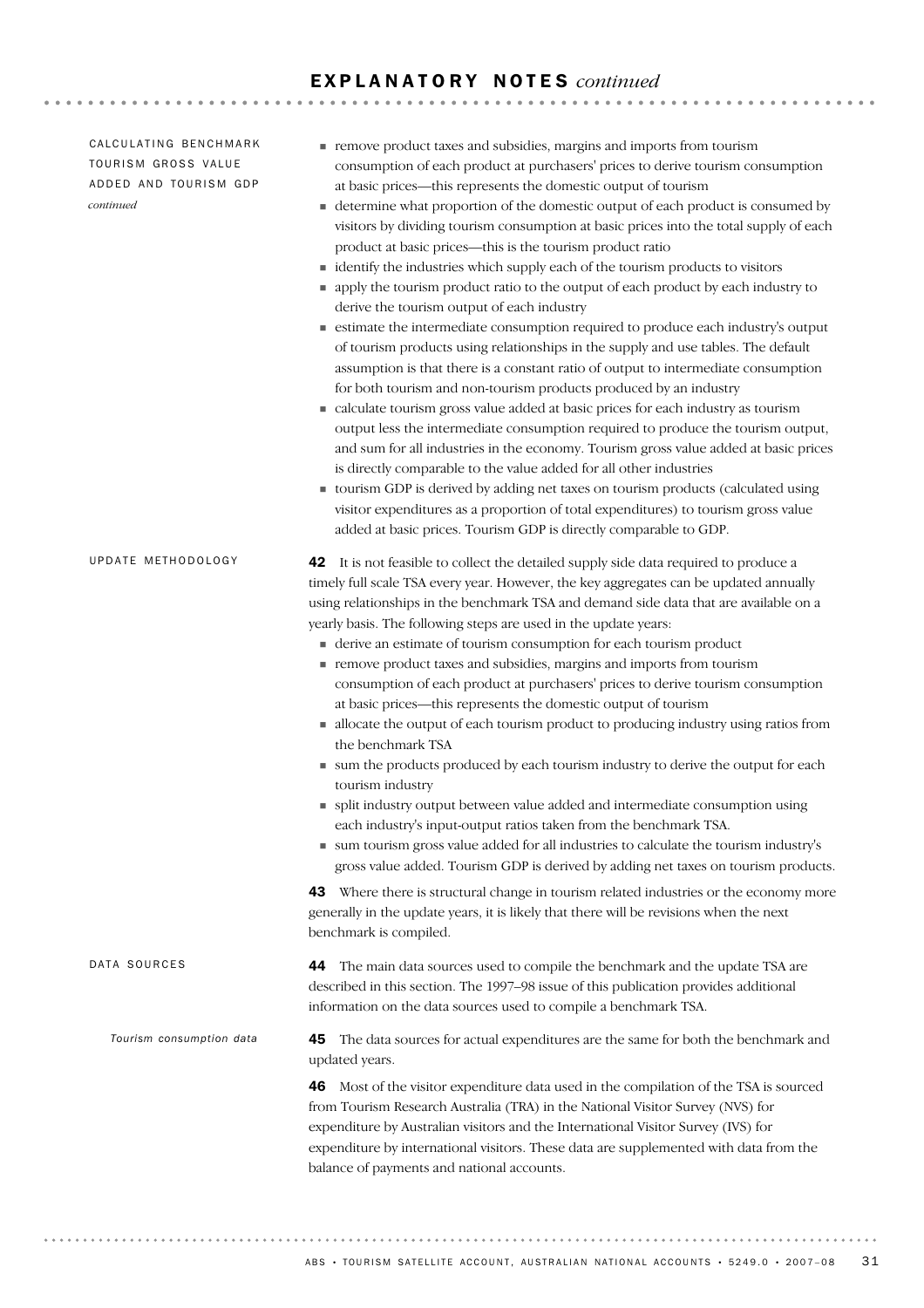## CALCULATING BENCHMARK TOURISM GROSS VALUE ADDED AND TOURISM GDP *continued*

- remove product taxes and subsidies, margins and imports from tourism consumption of each product at purchasers' prices to derive tourism consumption at basic prices—this represents the domestic output of tourism
- determine what proportion of the domestic output of each product is consumed by visitors by dividing tourism consumption at basic prices into the total supply of each product at basic prices—this is the tourism product ratio
- identify the industries which supply each of the tourism products to visitors
- apply the tourism product ratio to the output of each product by each industry to derive the tourism output of each industry
- estimate the intermediate consumption required to produce each industry's output of tourism products using relationships in the supply and use tables. The default assumption is that there is a constant ratio of output to intermediate consumption for both tourism and non-tourism products produced by an industry
- calculate tourism gross value added at basic prices for each industry as tourism output less the intermediate consumption required to produce the tourism output, and sum for all industries in the economy. Tourism gross value added at basic prices is directly comparable to the value added for all other industries
- tourism GDP is derived by adding net taxes on tourism products (calculated using visitor expenditures as a proportion of total expenditures) to tourism gross value added at basic prices. Tourism GDP is directly comparable to GDP.

## UPDATE METHODOLOGY

**42** It is not feasible to collect the detailed supply side data required to produce a timely full scale TSA every year. However, the key aggregates can be updated annually using relationships in the benchmark TSA and demand side data that are available on a yearly basis. The following steps are used in the update years:

- derive an estimate of tourism consumption for each tourism product
- remove product taxes and subsidies, margins and imports from tourism consumption of each product at purchasers' prices to derive tourism consumption at basic prices—this represents the domestic output of tourism
- allocate the output of each tourism product to producing industry using ratios from the benchmark TSA
- sum the products produced by each tourism industry to derive the output for each tourism industry
- split industry output between value added and intermediate consumption using each industry's input-output ratios taken from the benchmark TSA.
- sum tourism gross value added for all industries to calculate the tourism industry's gross value added. Tourism GDP is derived by adding net taxes on tourism products.

**43** Where there is structural change in tourism related industries or the economy more generally in the update years, it is likely that there will be revisions when the next benchmark is compiled.

## DATA SOURCES

**44** The main data sources used to compile the benchmark and the update TSA are described in this section. The 1997–98 issue of this publication provides additional information on the data sources used to compile a benchmark TSA.

### *Tourism consumption data*

**45** The data sources for actual expenditures are the same for both the benchmark and updated years.

**46** Most of the visitor expenditure data used in the compilation of the TSA is sourced from Tourism Research Australia (TRA) in the National Visitor Survey (NVS) for expenditure by Australian visitors and the International Visitor Survey (IVS) for expenditure by international visitors. These data are supplemented with data from the balance of payments and national accounts.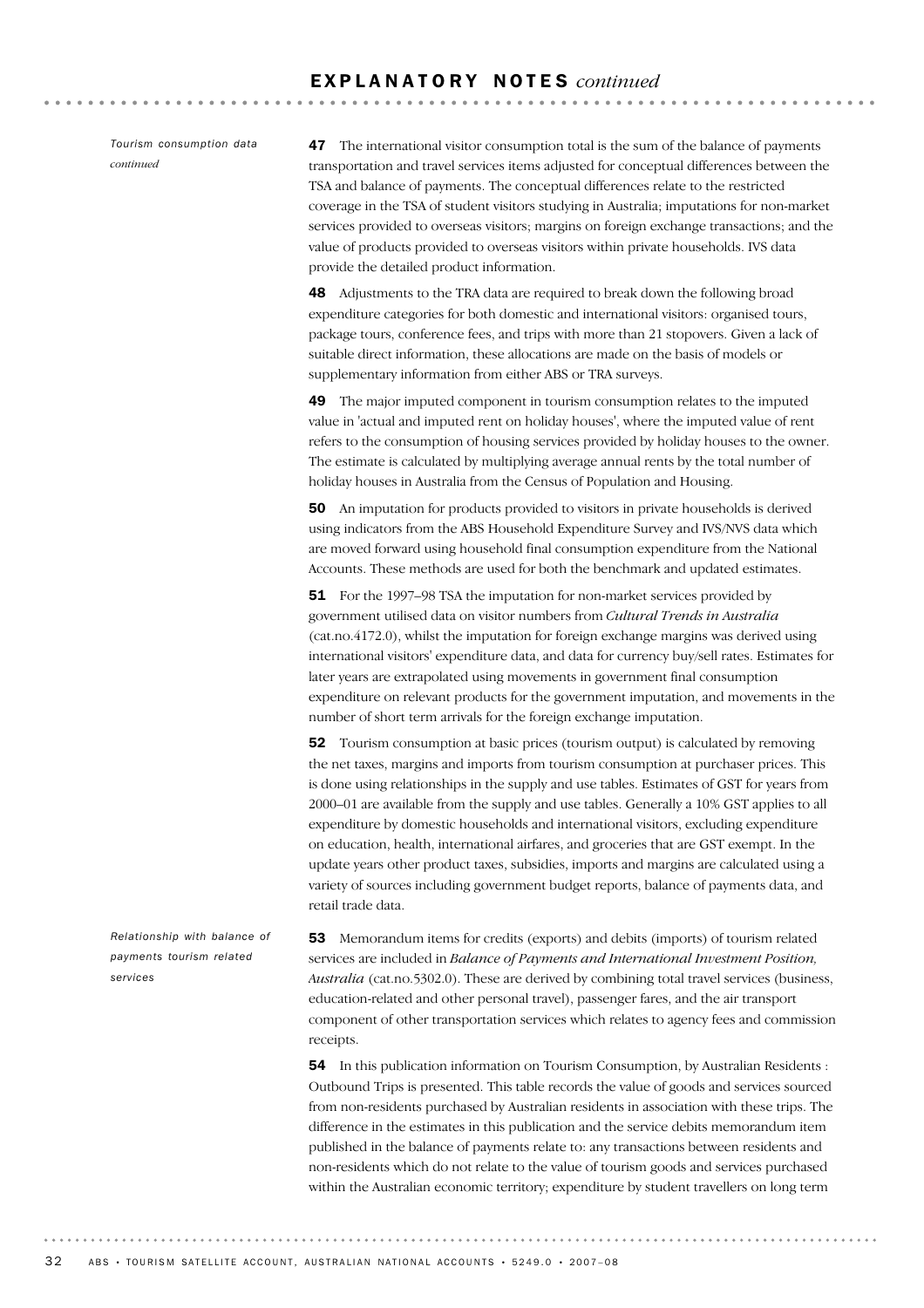*Tourism consumption data continued*

**47** The international visitor consumption total is the sum of the balance of payments transportation and travel services items adjusted for conceptual differences between the TSA and balance of payments. The conceptual differences relate to the restricted coverage in the TSA of student visitors studying in Australia; imputations for non-market services provided to overseas visitors; margins on foreign exchange transactions; and the value of products provided to overseas visitors within private households. IVS data provide the detailed product information.

**48** Adjustments to the TRA data are required to break down the following broad expenditure categories for both domestic and international visitors: organised tours, package tours, conference fees, and trips with more than 21 stopovers. Given a lack of suitable direct information, these allocations are made on the basis of models or supplementary information from either ABS or TRA surveys.

**49** The major imputed component in tourism consumption relates to the imputed value in 'actual and imputed rent on holiday houses', where the imputed value of rent refers to the consumption of housing services provided by holiday houses to the owner. The estimate is calculated by multiplying average annual rents by the total number of holiday houses in Australia from the Census of Population and Housing.

**50** An imputation for products provided to visitors in private households is derived using indicators from the ABS Household Expenditure Survey and IVS/NVS data which are moved forward using household final consumption expenditure from the National Accounts. These methods are used for both the benchmark and updated estimates.

**51** For the 1997–98 TSA the imputation for non-market services provided by government utilised data on visitor numbers from *Cultural Trends in Australia* (cat.no.4172.0), whilst the imputation for foreign exchange margins was derived using international visitors' expenditure data, and data for currency buy/sell rates. Estimates for later years are extrapolated using movements in government final consumption expenditure on relevant products for the government imputation, and movements in the number of short term arrivals for the foreign exchange imputation.

**52** Tourism consumption at basic prices (tourism output) is calculated by removing the net taxes, margins and imports from tourism consumption at purchaser prices. This is done using relationships in the supply and use tables. Estimates of GST for years from 2000–01 are available from the supply and use tables. Generally a 10% GST applies to all expenditure by domestic households and international visitors, excluding expenditure on education, health, international airfares, and groceries that are GST exempt. In the update years other product taxes, subsidies, imports and margins are calculated using a variety of sources including government budget reports, balance of payments data, and retail trade data.

*Relationship with balance of payments tourism related services*

**53** Memorandum items for credits (exports) and debits (imports) of tourism related services are included in *Balance of Payments and International Investment Position, Australia* (cat.no.5302.0). These are derived by combining total travel services (business, education-related and other personal travel), passenger fares, and the air transport component of other transportation services which relates to agency fees and commission receipts.

**54** In this publication information on Tourism Consumption, by Australian Residents : Outbound Trips is presented. This table records the value of goods and services sourced from non-residents purchased by Australian residents in association with these trips. The difference in the estimates in this publication and the service debits memorandum item published in the balance of payments relate to: any transactions between residents and non-residents which do not relate to the value of tourism goods and services purchased within the Australian economic territory; expenditure by student travellers on long term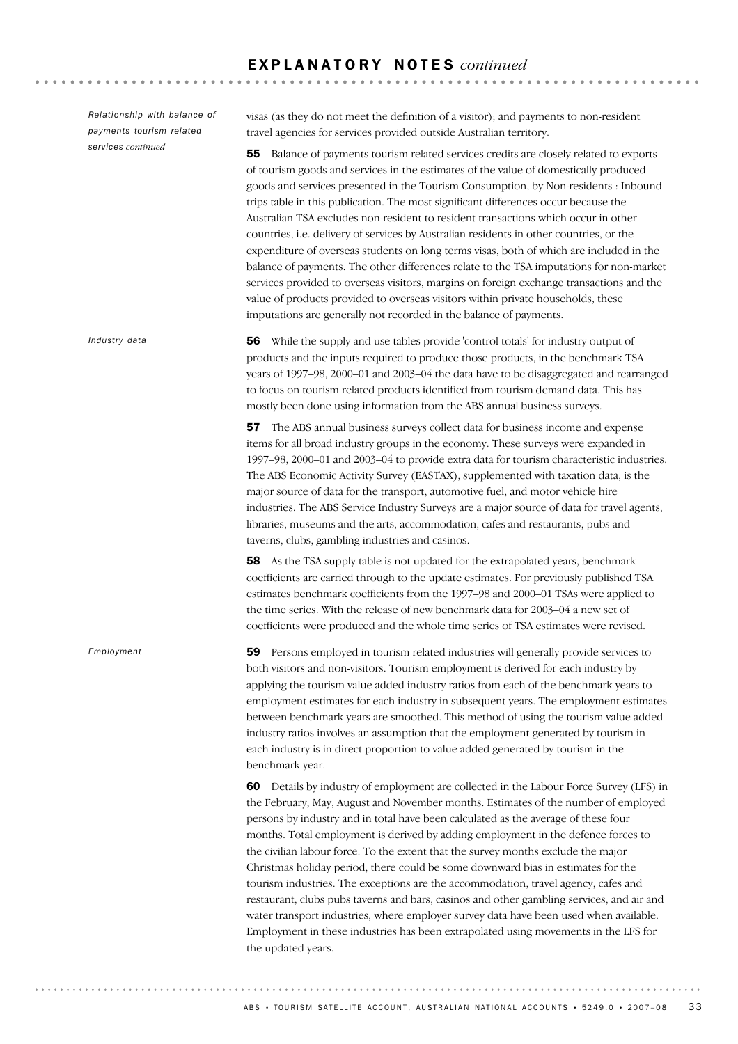## EXPLANATORY NOTES *continued*

*Relationship with balance of payments tourism related services continued*

visas (as they do not meet the definition of a visitor); and payments to non-resident travel agencies for services provided outside Australian territory.

**55** Balance of payments tourism related services credits are closely related to exports of tourism goods and services in the estimates of the value of domestically produced goods and services presented in the Tourism Consumption, by Non-residents : Inbound trips table in this publication. The most significant differences occur because the Australian TSA excludes non-resident to resident transactions which occur in other countries, i.e. delivery of services by Australian residents in other countries, or the expenditure of overseas students on long terms visas, both of which are included in the balance of payments. The other differences relate to the TSA imputations for non-market services provided to overseas visitors, margins on foreign exchange transactions and the value of products provided to overseas visitors within private households, these imputations are generally not recorded in the balance of payments.

*Industry data*

**56** While the supply and use tables provide 'control totals' for industry output of products and the inputs required to produce those products, in the benchmark TSA years of 1997–98, 2000–01 and 2003–04 the data have to be disaggregated and rearranged to focus on tourism related products identified from tourism demand data. This has mostly been done using information from the ABS annual business surveys.

**57** The ABS annual business surveys collect data for business income and expense items for all broad industry groups in the economy. These surveys were expanded in 1997–98, 2000–01 and 2003–04 to provide extra data for tourism characteristic industries. The ABS Economic Activity Survey (EASTAX), supplemented with taxation data, is the major source of data for the transport, automotive fuel, and motor vehicle hire industries. The ABS Service Industry Surveys are a major source of data for travel agents, libraries, museums and the arts, accommodation, cafes and restaurants, pubs and taverns, clubs, gambling industries and casinos.

**58** As the TSA supply table is not updated for the extrapolated years, benchmark coefficients are carried through to the update estimates. For previously published TSA estimates benchmark coefficients from the 1997–98 and 2000–01 TSAs were applied to the time series. With the release of new benchmark data for 2003–04 a new set of coefficients were produced and the whole time series of TSA estimates were revised.

*Employment*

**59** Persons employed in tourism related industries will generally provide services to both visitors and non-visitors. Tourism employment is derived for each industry by applying the tourism value added industry ratios from each of the benchmark years to employment estimates for each industry in subsequent years. The employment estimates between benchmark years are smoothed. This method of using the tourism value added industry ratios involves an assumption that the employment generated by tourism in each industry is in direct proportion to value added generated by tourism in the benchmark year.

**60** Details by industry of employment are collected in the Labour Force Survey (LFS) in the February, May, August and November months. Estimates of the number of employed persons by industry and in total have been calculated as the average of these four months. Total employment is derived by adding employment in the defence forces to the civilian labour force. To the extent that the survey months exclude the major Christmas holiday period, there could be some downward bias in estimates for the tourism industries. The exceptions are the accommodation, travel agency, cafes and restaurant, clubs pubs taverns and bars, casinos and other gambling services, and air and water transport industries, where employer survey data have been used when available. Employment in these industries has been extrapolated using movements in the LFS for the updated years.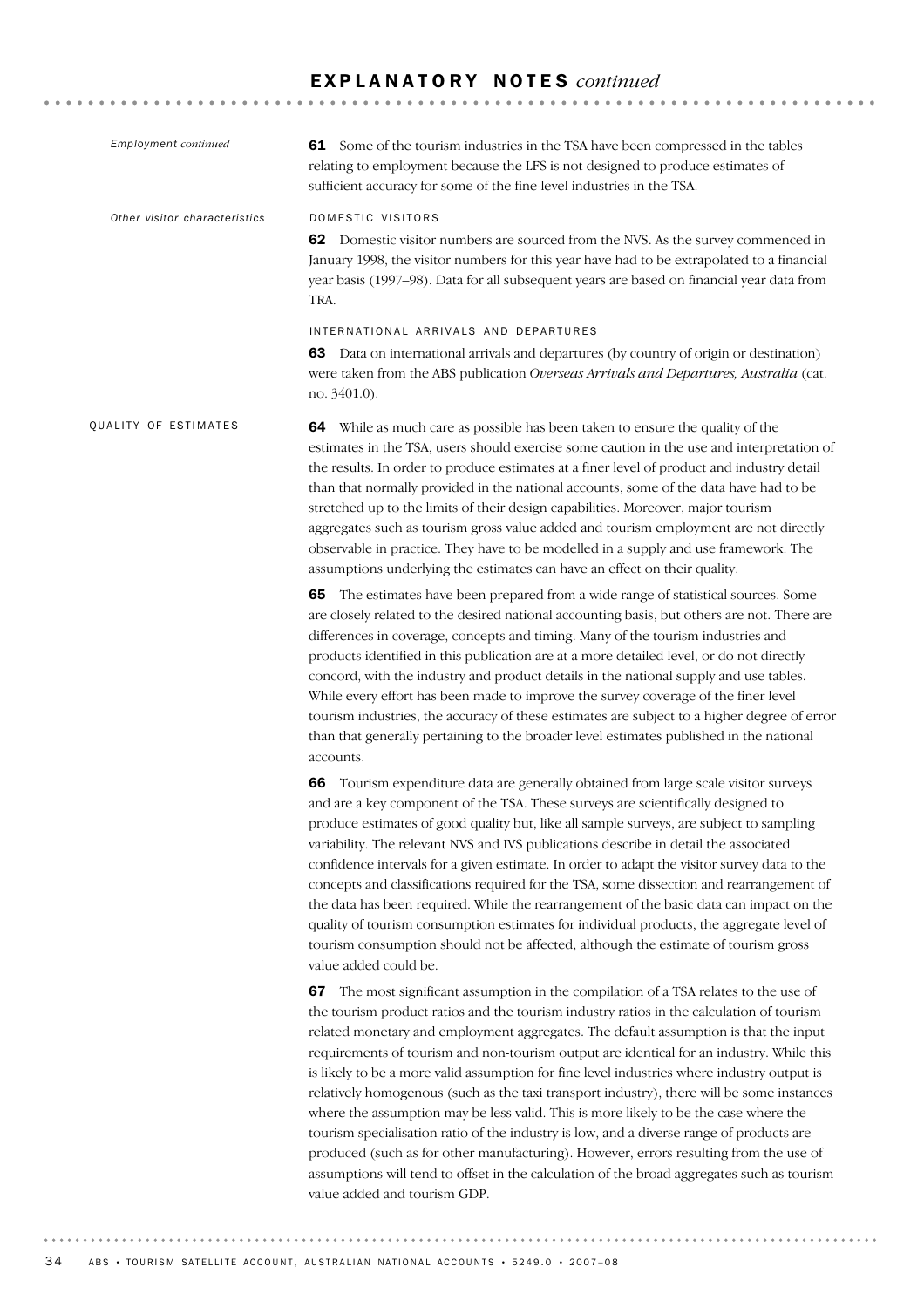## EXPLANATORY NOTES *continued*

*Employment continued*

**61** Some of the tourism industries in the TSA have been compressed in the tables relating to employment because the LFS is not designed to produce estimates of sufficient accuracy for some of the fine-level industries in the TSA.

*Other visitor characteristics*

DOMESTIC VISITORS

**62** Domestic visitor numbers are sourced from the NVS. As the survey commenced in January 1998, the visitor numbers for this year have had to be extrapolated to a financial year basis (1997–98). Data for all subsequent years are based on financial year data from TRA.

INTERNATIONAL ARRIVALS AND DEPARTURES

**63** Data on international arrivals and departures (by country of origin or destination) were taken from the ABS publication *Overseas Arrivals and Departures, Australia* (cat. no. 3401.0).

### QUALITY OF ESTIMATES

**64** While as much care as possible has been taken to ensure the quality of the estimates in the TSA, users should exercise some caution in the use and interpretation of the results. In order to produce estimates at a finer level of product and industry detail than that normally provided in the national accounts, some of the data have had to be stretched up to the limits of their design capabilities. Moreover, major tourism aggregates such as tourism gross value added and tourism employment are not directly observable in practice. They have to be modelled in a supply and use framework. The assumptions underlying the estimates can have an effect on their quality.

**65** The estimates have been prepared from a wide range of statistical sources. Some are closely related to the desired national accounting basis, but others are not. There are differences in coverage, concepts and timing. Many of the tourism industries and products identified in this publication are at a more detailed level, or do not directly concord, with the industry and product details in the national supply and use tables. While every effort has been made to improve the survey coverage of the finer level tourism industries, the accuracy of these estimates are subject to a higher degree of error than that generally pertaining to the broader level estimates published in the national accounts.

**66** Tourism expenditure data are generally obtained from large scale visitor surveys and are a key component of the TSA. These surveys are scientifically designed to produce estimates of good quality but, like all sample surveys, are subject to sampling variability. The relevant NVS and IVS publications describe in detail the associated confidence intervals for a given estimate. In order to adapt the visitor survey data to the concepts and classifications required for the TSA, some dissection and rearrangement of the data has been required. While the rearrangement of the basic data can impact on the quality of tourism consumption estimates for individual products, the aggregate level of tourism consumption should not be affected, although the estimate of tourism gross value added could be.

**67** The most significant assumption in the compilation of a TSA relates to the use of the tourism product ratios and the tourism industry ratios in the calculation of tourism related monetary and employment aggregates. The default assumption is that the input requirements of tourism and non-tourism output are identical for an industry. While this is likely to be a more valid assumption for fine level industries where industry output is relatively homogenous (such as the taxi transport industry), there will be some instances where the assumption may be less valid. This is more likely to be the case where the tourism specialisation ratio of the industry is low, and a diverse range of products are produced (such as for other manufacturing). However, errors resulting from the use of assumptions will tend to offset in the calculation of the broad aggregates such as tourism value added and tourism GDP.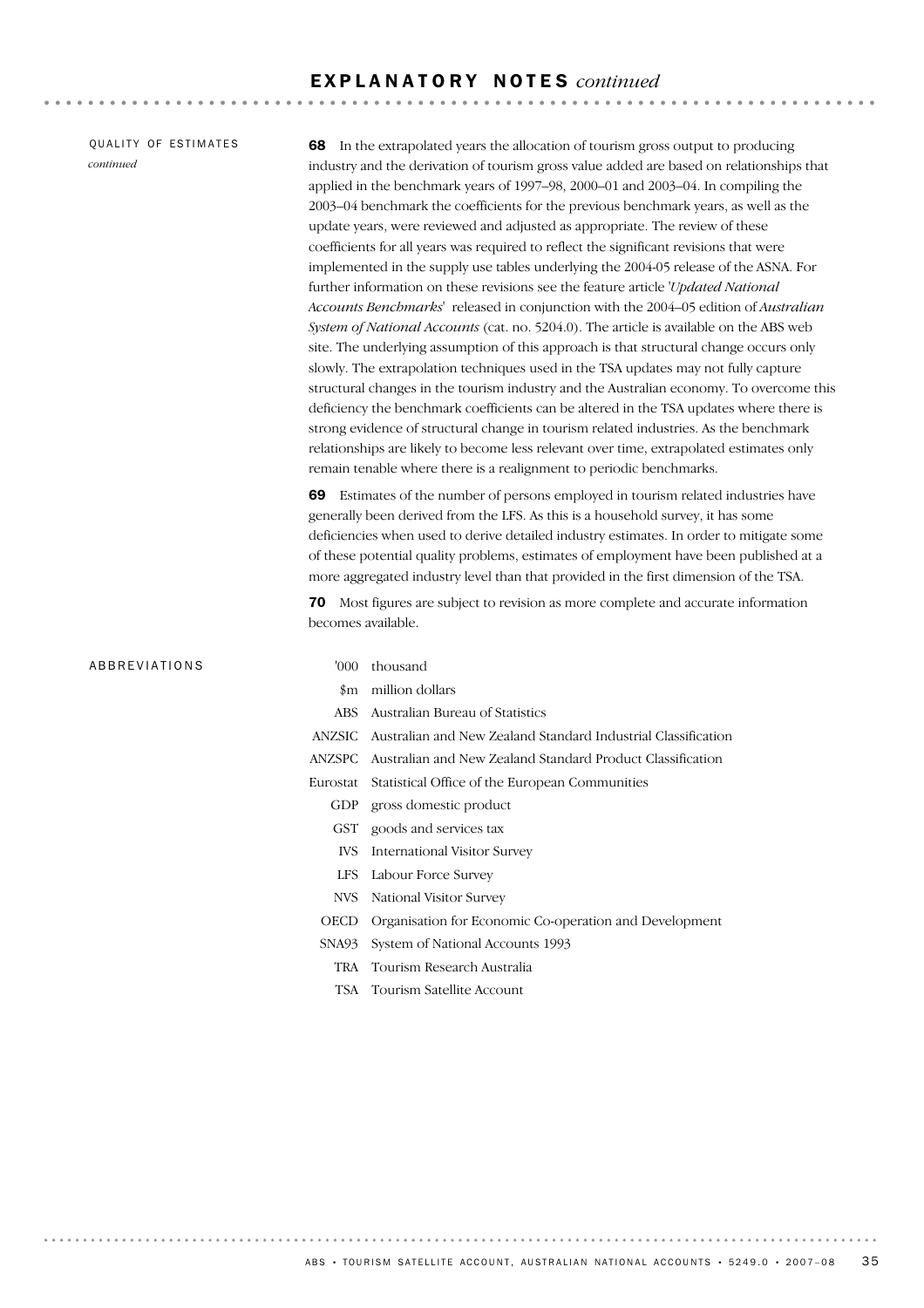## EXPLANATORY NOTES *continued*

### QUALITY OF ESTIMATES *continued*

**68** In the extrapolated years the allocation of tourism gross output to producing industry and the derivation of tourism gross value added are based on relationships that applied in the benchmark years of 1997–98, 2000–01 and 2003–04. In compiling the 2003–04 benchmark the coefficients for the previous benchmark years, as well as the update years, were reviewed and adjusted as appropriate. The review of these coefficients for all years was required to reflect the significant revisions that were implemented in the supply use tables underlying the 2004-05 release of the ASNA. For further information on these revisions see the feature article '*Updated National Accounts Benchmarks*' released in conjunction with the 2004–05 edition of *Australian System of National Accounts* (cat. no. 5204.0). The article is available on the ABS web site. The underlying assumption of this approach is that structural change occurs only slowly. The extrapolation techniques used in the TSA updates may not fully capture structural changes in the tourism industry and the Australian economy. To overcome this deficiency the benchmark coefficients can be altered in the TSA updates where there is strong evidence of structural change in tourism related industries. As the benchmark relationships are likely to become less relevant over time, extrapolated estimates only remain tenable where there is a realignment to periodic benchmarks.

**69** Estimates of the number of persons employed in tourism related industries have generally been derived from the LFS. As this is a household survey, it has some deficiencies when used to derive detailed industry estimates. In order to mitigate some of these potential quality problems, estimates of employment have been published at a more aggregated industry level than that provided in the first dimension of the TSA.

**70** Most figures are subject to revision as more complete and accurate information becomes available.

### ABBREVIATIONS

| | |
|---|---|
| '000 | thousand |
| $m | million dollars |
| ABS | Australian Bureau of Statistics |
| ANZSIC | Australian and New Zealand Standard Industrial Classification |
| ANZSPC | Australian and New Zealand Standard Product Classification |
| Eurostat | Statistical Office of the European Communities |
| GDP | gross domestic product |
| GST | goods and services tax |
| IVS | International Visitor Survey |
| LFS | Labour Force Survey |
| NVS | National Visitor Survey |
| OECD | Organisation for Economic Co-operation and Development |
| SNA93 | System of National Accounts 1993 |
| TRA | Tourism Research Australia |
| TSA | Tourism Satellite Account |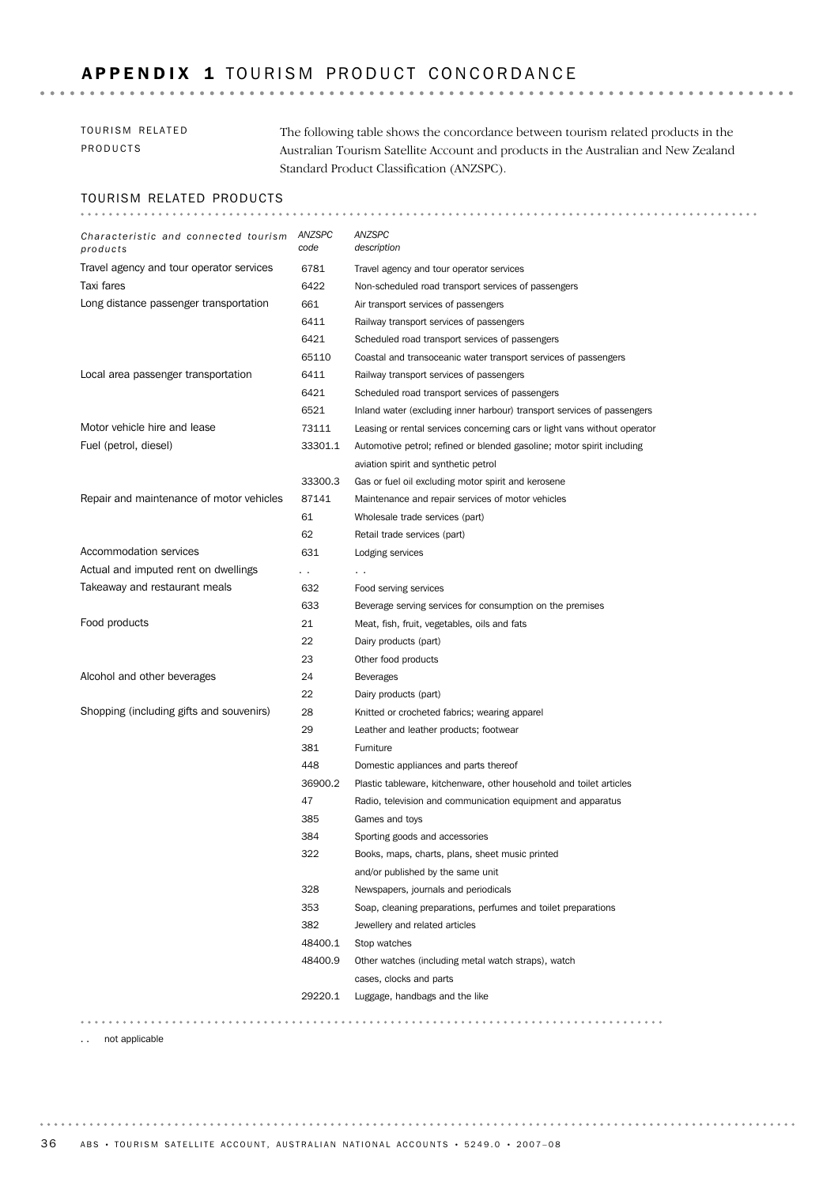# APPENDIX 1 TOURISM PRODUCT CONCORDANCE

TOURISM RELATED PRODUCTS

The following table shows the concordance between tourism related products in the Australian Tourism Satellite Account and products in the Australian and New Zealand Standard Product Classification (ANZSPC).

## TOURISM RELATED PRODUCTS

| *Characteristic and connected tourism products* | *ANZSPC code* | *ANZSPC description* |
|---|---|---|
| Travel agency and tour operator services | 6781 | Travel agency and tour operator services |
| Taxi fares | 6422 | Non-scheduled road transport services of passengers |
| Long distance passenger transportation | 661 | Air transport services of passengers |
| | 6411 | Railway transport services of passengers |
| | 6421 | Scheduled road transport services of passengers |
| | 65110 | Coastal and transoceanic water transport services of passengers |
| Local area passenger transportation | 6411 | Railway transport services of passengers |
| | 6421 | Scheduled road transport services of passengers |
| | 6521 | Inland water (excluding inner harbour) transport services of passengers |
| Motor vehicle hire and lease | 73111 | Leasing or rental services concerning cars or light vans without operator |
| Fuel (petrol, diesel) | 33301.1 | Automotive petrol; refined or blended gasoline; motor spirit including aviation spirit and synthetic petrol |
| | 33300.3 | Gas or fuel oil excluding motor spirit and kerosene |
| Repair and maintenance of motor vehicles | 87141 | Maintenance and repair services of motor vehicles |
| | 61 | Wholesale trade services (part) |
| | 62 | Retail trade services (part) |
| Accommodation services | 631 | Lodging services |
| Actual and imputed rent on dwellings | . . | . . |
| Takeaway and restaurant meals | 632 | Food serving services |
| | 633 | Beverage serving services for consumption on the premises |
| Food products | 21 | Meat, fish, fruit, vegetables, oils and fats |
| | 22 | Dairy products (part) |
| | 23 | Other food products |
| Alcohol and other beverages | 24 | Beverages |
| | 22 | Dairy products (part) |
| Shopping (including gifts and souvenirs) | 28 | Knitted or crocheted fabrics; wearing apparel |
| | 29 | Leather and leather products; footwear |
| | 381 | Furniture |
| | 448 | Domestic appliances and parts thereof |
| | 36900.2 | Plastic tableware, kitchenware, other household and toilet articles |
| | 47 | Radio, television and communication equipment and apparatus |
| | 385 | Games and toys |
| | 384 | Sporting goods and accessories |
| | 322 | Books, maps, charts, plans, sheet music printed and/or published by the same unit |
| | 328 | Newspapers, journals and periodicals |
| | 353 | Soap, cleaning preparations, perfumes and toilet preparations |
| | 382 | Jewellery and related articles |
| | 48400.1 | Stop watches |
| | 48400.9 | Other watches (including metal watch straps), watch cases, clocks and parts |
| | 29220.1 | Luggage, handbags and the like |

. . not applicable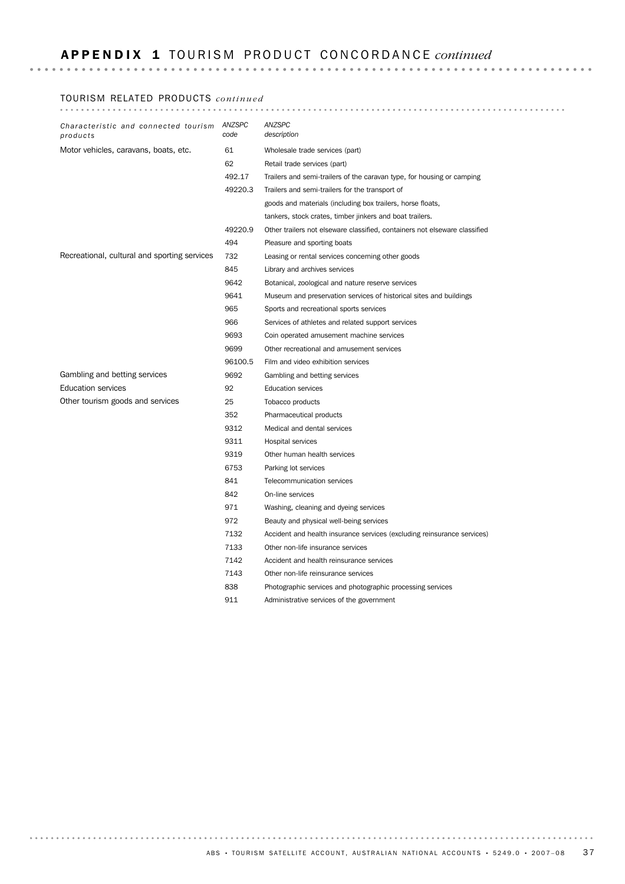## APPENDIX 1 TOURISM PRODUCT CONCORDANCE *continued*

### TOURISM RELATED PRODUCTS *continued*

| *Characteristic and connected tourism products* | *ANZSPC code* | *ANZSPC description* |
|---|---|---|
| Motor vehicles, caravans, boats, etc. | 61 | Wholesale trade services (part) |
| | 62 | Retail trade services (part) |
| | 492.17 | Trailers and semi-trailers of the caravan type, for housing or camping |
| | 49220.3 | Trailers and semi-trailers for the transport of goods and materials (including box trailers, horse floats, tankers, stock crates, timber jinkers and boat trailers. |
| | 49220.9 | Other trailers not elseware classified, containers not elseware classified |
| | 494 | Pleasure and sporting boats |
| Recreational, cultural and sporting services | 732 | Leasing or rental services concerning other goods |
| | 845 | Library and archives services |
| | 9642 | Botanical, zoological and nature reserve services |
| | 9641 | Museum and preservation services of historical sites and buildings |
| | 965 | Sports and recreational sports services |
| | 966 | Services of athletes and related support services |
| | 9693 | Coin operated amusement machine services |
| | 9699 | Other recreational and amusement services |
| | 96100.5 | Film and video exhibition services |
| Gambling and betting services | 9692 | Gambling and betting services |
| Education services | 92 | Education services |
| Other tourism goods and services | 25 | Tobacco products |
| | 352 | Pharmaceutical products |
| | 9312 | Medical and dental services |
| | 9311 | Hospital services |
| | 9319 | Other human health services |
| | 6753 | Parking lot services |
| | 841 | Telecommunication services |
| | 842 | On-line services |
| | 971 | Washing, cleaning and dyeing services |
| | 972 | Beauty and physical well-being services |
| | 7132 | Accident and health insurance services (excluding reinsurance services) |
| | 7133 | Other non-life insurance services |
| | 7142 | Accident and health reinsurance services |
| | 7143 | Other non-life reinsurance services |
| | 838 | Photographic services and photographic processing services |
| | 911 | Administrative services of the government |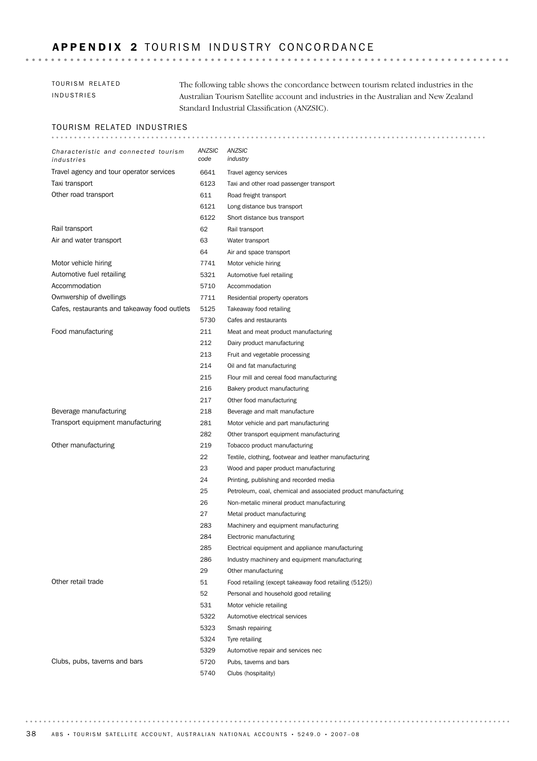# APPENDIX 2 TOURISM INDUSTRY CONCORDANCE

## TOURISM RELATED INDUSTRIES

The following table shows the concordance between tourism related industries in the Australian Tourism Satellite account and industries in the Australian and New Zealand Standard Industrial Classification (ANZSIC).

### TOURISM RELATED INDUSTRIES

| *Characteristic and connected tourism industries* | *ANZSIC code* | *ANZSIC industry* |
|---|---|---|
| Travel agency and tour operator services | 6641 | Travel agency services |
| Taxi transport | 6123 | Taxi and other road passenger transport |
| Other road transport | 611 | Road freight transport |
| | 6121 | Long distance bus transport |
| | 6122 | Short distance bus transport |
| Rail transport | 62 | Rail transport |
| Air and water transport | 63 | Water transport |
| | 64 | Air and space transport |
| Motor vehicle hiring | 7741 | Motor vehicle hiring |
| Automotive fuel retailing | 5321 | Automotive fuel retailing |
| Accommodation | 5710 | Accommodation |
| Ownwership of dwellings | 7711 | Residential property operators |
| Cafes, restaurants and takeaway food outlets | 5125 | Takeaway food retailing |
| | 5730 | Cafes and restaurants |
| Food manufacturing | 211 | Meat and meat product manufacturing |
| | 212 | Dairy product manufacturing |
| | 213 | Fruit and vegetable processing |
| | 214 | Oil and fat manufacturing |
| | 215 | Flour mill and cereal food manufacturing |
| | 216 | Bakery product manufacturing |
| | 217 | Other food manufacturing |
| Beverage manufacturing | 218 | Beverage and malt manufacture |
| Transport equipment manufacturing | 281 | Motor vehicle and part manufacturing |
| | 282 | Other transport equipment manufacturing |
| Other manufacturing | 219 | Tobacco product manufacturing |
| | 22 | Textile, clothing, footwear and leather manufacturing |
| | 23 | Wood and paper product manufacturing |
| | 24 | Printing, publishing and recorded media |
| | 25 | Petroleum, coal, chemical and associated product manufacturing |
| | 26 | Non-metalic mineral product manufacturing |
| | 27 | Metal product manufacturing |
| | 283 | Machinery and equipment manufacturing |
| | 284 | Electronic manufacturing |
| | 285 | Electrical equipment and appliance manufacturing |
| | 286 | Industry machinery and equipment manufacturing |
| | 29 | Other manufacturing |
| Other retail trade | 51 | Food retailing (except takeaway food retailing (5125)) |
| | 52 | Personal and household good retailing |
| | 531 | Motor vehicle retailing |
| | 5322 | Automotive electrical services |
| | 5323 | Smash repairing |
| | 5324 | Tyre retailing |
| | 5329 | Automotive repair and services nec |
| Clubs, pubs, taverns and bars | 5720 | Pubs, taverns and bars |
| | 5740 | Clubs (hospitality) |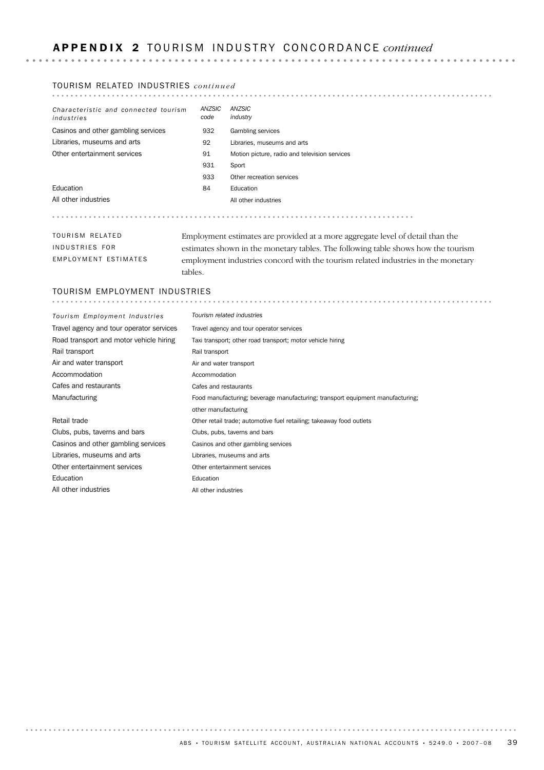## APPENDIX 2 TOURISM INDUSTRY CONCORDANCE *continued*

### TOURISM RELATED INDUSTRIES *continued*

| *Characteristic and connected tourism industries* | *ANZSIC code* | *ANZSIC industry* |
|---|---|---|
| Casinos and other gambling services | 932 | Gambling services |
| Libraries, museums and arts | 92 | Libraries, museums and arts |
| Other entertainment services | 91 | Motion picture, radio and television services |
| | 931 | Sport |
| | 933 | Other recreation services |
| Education | 84 | Education |
| All other industries | | All other industries |

#### TOURISM RELATED INDUSTRIES FOR EMPLOYMENT ESTIMATES

Employment estimates are provided at a more aggregate level of detail than the estimates shown in the monetary tables. The following table shows how the tourism employment industries concord with the tourism related industries in the monetary tables.

### TOURISM EMPLOYMENT INDUSTRIES

| *Tourism Employment Industries* | *Tourism related industries* |
|---|---|
| Travel agency and tour operator services | Travel agency and tour operator services |
| Road transport and motor vehicle hiring | Taxi transport; other road transport; motor vehicle hiring |
| Rail transport | Rail transport |
| Air and water transport | Air and water transport |
| Accommodation | Accommodation |
| Cafes and restaurants | Cafes and restaurants |
| Manufacturing | Food manufacturing; beverage manufacturing; transport equipment manufacturing; other manufacturing |
| Retail trade | Other retail trade; automotive fuel retailing; takeaway food outlets |
| Clubs, pubs, taverns and bars | Clubs, pubs, taverns and bars |
| Casinos and other gambling services | Casinos and other gambling services |
| Libraries, museums and arts | Libraries, museums and arts |
| Other entertainment services | Other entertainment services |
| Education | Education |
| All other industries | All other industries |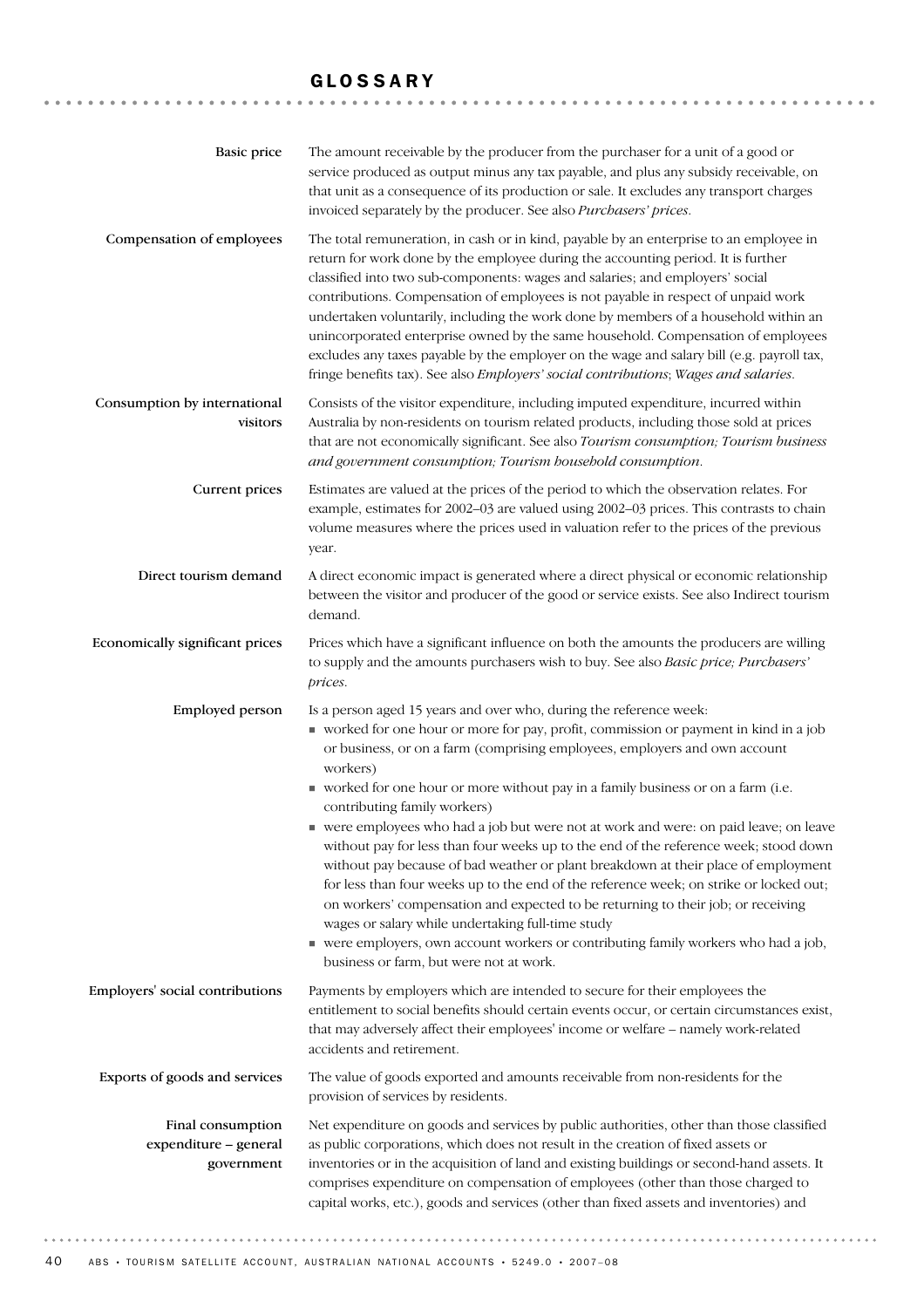# GLOSSARY

**Basic price**

The amount receivable by the producer from the purchaser for a unit of a good or service produced as output minus any tax payable, and plus any subsidy receivable, on that unit as a consequence of its production or sale. It excludes any transport charges invoiced separately by the producer. See also *Purchasers' prices*.

**Compensation of employees**

The total remuneration, in cash or in kind, payable by an enterprise to an employee in return for work done by the employee during the accounting period. It is further classified into two sub-components: wages and salaries; and employers' social contributions. Compensation of employees is not payable in respect of unpaid work undertaken voluntarily, including the work done by members of a household within an unincorporated enterprise owned by the same household. Compensation of employees excludes any taxes payable by the employer on the wage and salary bill (e.g. payroll tax, fringe benefits tax). See also *Employers' social contributions*; *Wages and salaries*.

**Consumption by international visitors**

Consists of the visitor expenditure, including imputed expenditure, incurred within Australia by non-residents on tourism related products, including those sold at prices that are not economically significant. See also *Tourism consumption; Tourism business and government consumption; Tourism household consumption*.

**Current prices**

Estimates are valued at the prices of the period to which the observation relates. For example, estimates for 2002–03 are valued using 2002–03 prices. This contrasts to chain volume measures where the prices used in valuation refer to the prices of the previous year.

**Direct tourism demand**

A direct economic impact is generated where a direct physical or economic relationship between the visitor and producer of the good or service exists. See also Indirect tourism demand.

**Economically significant prices**

Prices which have a significant influence on both the amounts the producers are willing to supply and the amounts purchasers wish to buy. See also *Basic price; Purchasers' prices*.

**Employed person**

Is a person aged 15 years and over who, during the reference week:

- worked for one hour or more for pay, profit, commission or payment in kind in a job or business, or on a farm (comprising employees, employers and own account workers)
- worked for one hour or more without pay in a family business or on a farm (i.e. contributing family workers)
- were employees who had a job but were not at work and were: on paid leave; on leave without pay for less than four weeks up to the end of the reference week; stood down without pay because of bad weather or plant breakdown at their place of employment for less than four weeks up to the end of the reference week; on strike or locked out; on workers' compensation and expected to be returning to their job; or receiving wages or salary while undertaking full-time study
- were employers, own account workers or contributing family workers who had a job, business or farm, but were not at work.

**Employers' social contributions**

Payments by employers which are intended to secure for their employees the entitlement to social benefits should certain events occur, or certain circumstances exist, that may adversely affect their employees' income or welfare – namely work-related accidents and retirement.

**Exports of goods and services**

The value of goods exported and amounts receivable from non-residents for the provision of services by residents.

**Final consumption expenditure – general government**

Net expenditure on goods and services by public authorities, other than those classified as public corporations, which does not result in the creation of fixed assets or inventories or in the acquisition of land and existing buildings or second-hand assets. It comprises expenditure on compensation of employees (other than those charged to capital works, etc.), goods and services (other than fixed assets and inventories) and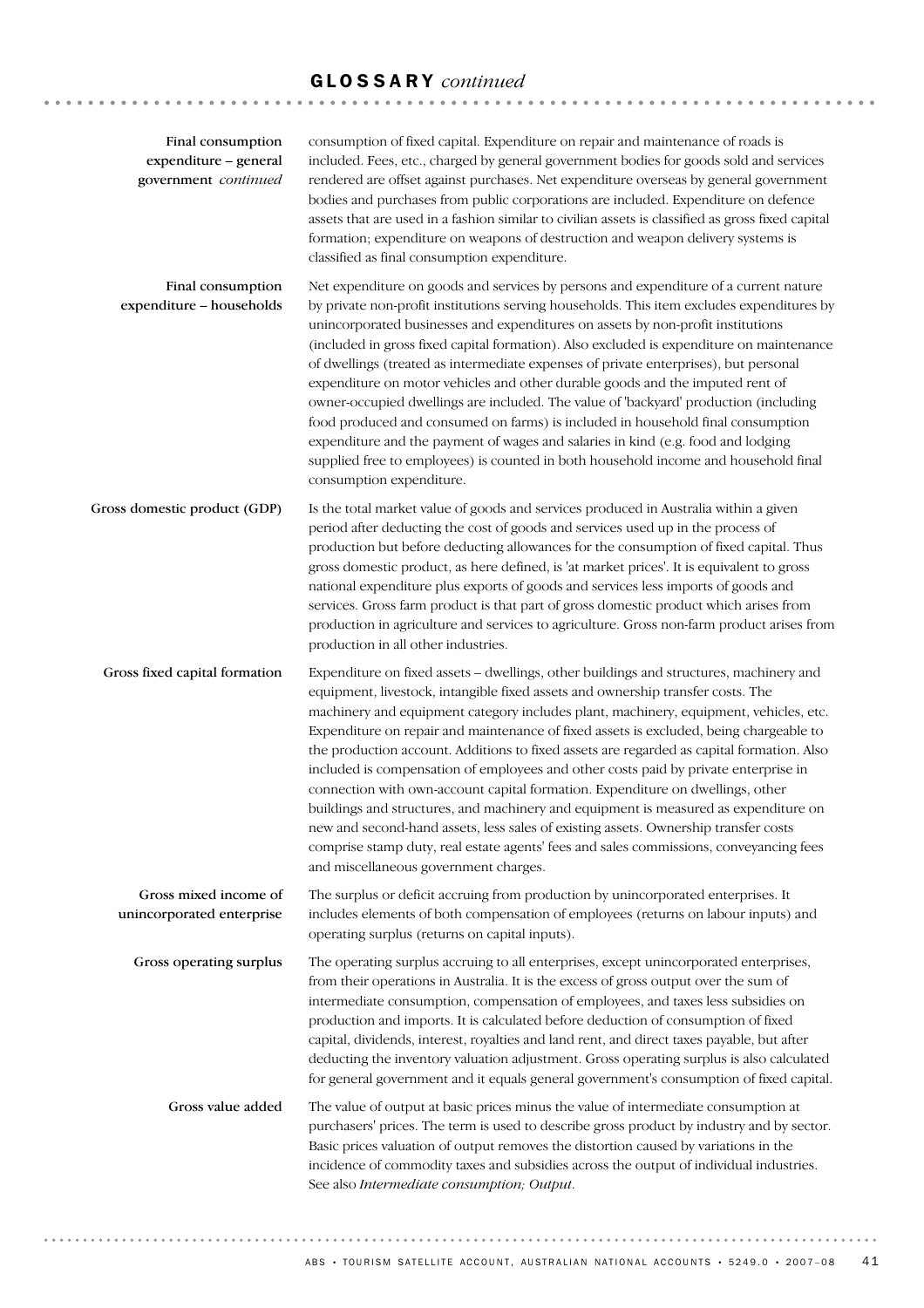## GLOSSARY *continued*

**Final consumption expenditure – general government** *continued*

consumption of fixed capital. Expenditure on repair and maintenance of roads is included. Fees, etc., charged by general government bodies for goods sold and services rendered are offset against purchases. Net expenditure overseas by general government bodies and purchases from public corporations are included. Expenditure on defence assets that are used in a fashion similar to civilian assets is classified as gross fixed capital formation; expenditure on weapons of destruction and weapon delivery systems is classified as final consumption expenditure.

**Final consumption expenditure – households**

Net expenditure on goods and services by persons and expenditure of a current nature by private non-profit institutions serving households. This item excludes expenditures by unincorporated businesses and expenditures on assets by non-profit institutions (included in gross fixed capital formation). Also excluded is expenditure on maintenance of dwellings (treated as intermediate expenses of private enterprises), but personal expenditure on motor vehicles and other durable goods and the imputed rent of owner-occupied dwellings are included. The value of 'backyard' production (including food produced and consumed on farms) is included in household final consumption expenditure and the payment of wages and salaries in kind (e.g. food and lodging supplied free to employees) is counted in both household income and household final consumption expenditure.

**Gross domestic product (GDP)**

Is the total market value of goods and services produced in Australia within a given period after deducting the cost of goods and services used up in the process of production but before deducting allowances for the consumption of fixed capital. Thus gross domestic product, as here defined, is 'at market prices'. It is equivalent to gross national expenditure plus exports of goods and services less imports of goods and services. Gross farm product is that part of gross domestic product which arises from production in agriculture and services to agriculture. Gross non-farm product arises from production in all other industries.

**Gross fixed capital formation**

Expenditure on fixed assets – dwellings, other buildings and structures, machinery and equipment, livestock, intangible fixed assets and ownership transfer costs. The machinery and equipment category includes plant, machinery, equipment, vehicles, etc. Expenditure on repair and maintenance of fixed assets is excluded, being chargeable to the production account. Additions to fixed assets are regarded as capital formation. Also included is compensation of employees and other costs paid by private enterprise in connection with own-account capital formation. Expenditure on dwellings, other buildings and structures, and machinery and equipment is measured as expenditure on new and second-hand assets, less sales of existing assets. Ownership transfer costs comprise stamp duty, real estate agents' fees and sales commissions, conveyancing fees and miscellaneous government charges.

**Gross mixed income of unincorporated enterprise**

The surplus or deficit accruing from production by unincorporated enterprises. It includes elements of both compensation of employees (returns on labour inputs) and operating surplus (returns on capital inputs).

**Gross operating surplus**

The operating surplus accruing to all enterprises, except unincorporated enterprises, from their operations in Australia. It is the excess of gross output over the sum of intermediate consumption, compensation of employees, and taxes less subsidies on production and imports. It is calculated before deduction of consumption of fixed capital, dividends, interest, royalties and land rent, and direct taxes payable, but after deducting the inventory valuation adjustment. Gross operating surplus is also calculated for general government and it equals general government's consumption of fixed capital.

**Gross value added**

The value of output at basic prices minus the value of intermediate consumption at purchasers' prices. The term is used to describe gross product by industry and by sector. Basic prices valuation of output removes the distortion caused by variations in the incidence of commodity taxes and subsidies across the output of individual industries. See also *Intermediate consumption; Output*.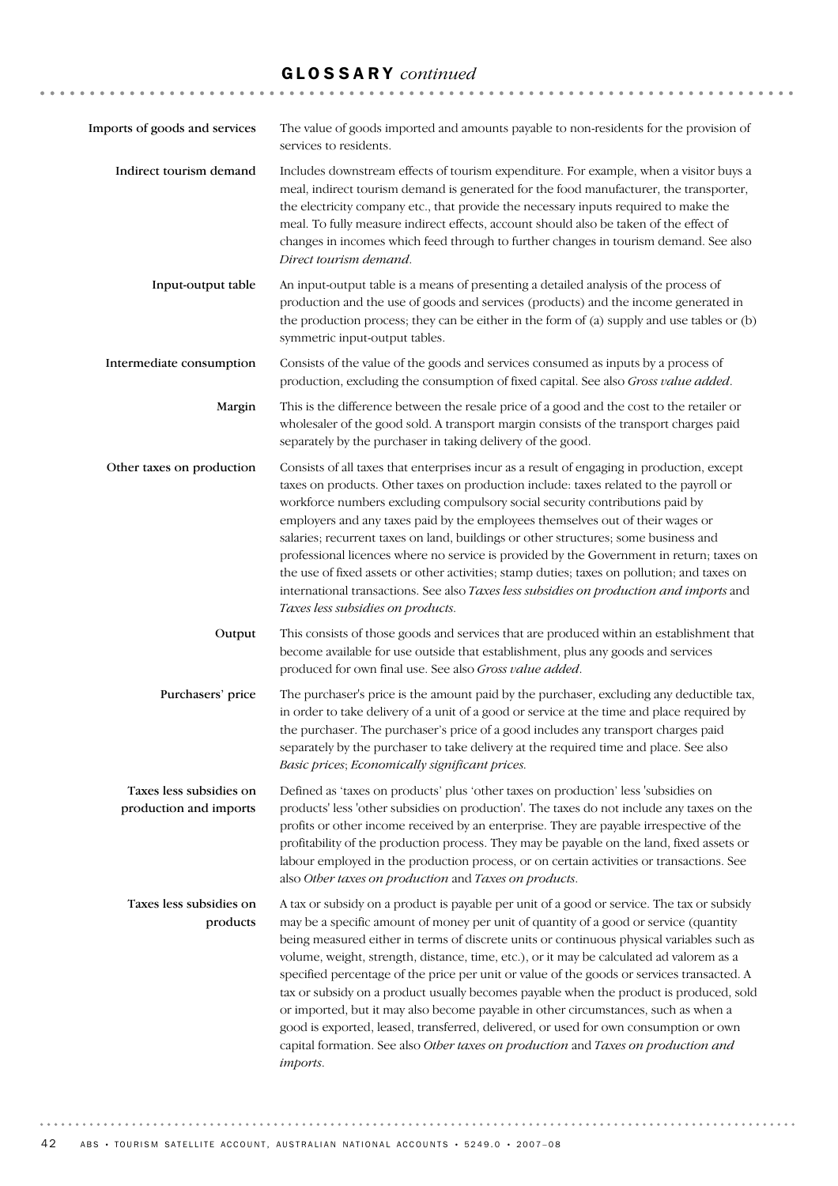## GLOSSARY *continued*

**Imports of goods and services**

The value of goods imported and amounts payable to non-residents for the provision of services to residents.

**Indirect tourism demand**

Includes downstream effects of tourism expenditure. For example, when a visitor buys a meal, indirect tourism demand is generated for the food manufacturer, the transporter, the electricity company etc., that provide the necessary inputs required to make the meal. To fully measure indirect effects, account should also be taken of the effect of changes in incomes which feed through to further changes in tourism demand. See also *Direct tourism demand*.

**Input-output table**

An input-output table is a means of presenting a detailed analysis of the process of production and the use of goods and services (products) and the income generated in the production process; they can be either in the form of (a) supply and use tables or (b) symmetric input-output tables.

**Intermediate consumption**

Consists of the value of the goods and services consumed as inputs by a process of production, excluding the consumption of fixed capital. See also *Gross value added*.

**Margin**

This is the difference between the resale price of a good and the cost to the retailer or wholesaler of the good sold. A transport margin consists of the transport charges paid separately by the purchaser in taking delivery of the good.

**Other taxes on production**

Consists of all taxes that enterprises incur as a result of engaging in production, except taxes on products. Other taxes on production include: taxes related to the payroll or workforce numbers excluding compulsory social security contributions paid by employers and any taxes paid by the employees themselves out of their wages or salaries; recurrent taxes on land, buildings or other structures; some business and professional licences where no service is provided by the Government in return; taxes on the use of fixed assets or other activities; stamp duties; taxes on pollution; and taxes on international transactions. See also *Taxes less subsidies on production and imports* and *Taxes less subsidies on products*.

**Output**

This consists of those goods and services that are produced within an establishment that become available for use outside that establishment, plus any goods and services produced for own final use. See also *Gross value added*.

**Purchasers' price**

The purchaser's price is the amount paid by the purchaser, excluding any deductible tax, in order to take delivery of a unit of a good or service at the time and place required by the purchaser. The purchaser's price of a good includes any transport charges paid separately by the purchaser to take delivery at the required time and place. See also *Basic prices*; *Economically significant prices.*

**Taxes less subsidies on production and imports**

Defined as 'taxes on products' plus 'other taxes on production' less 'subsidies on products' less 'other subsidies on production'. The taxes do not include any taxes on the profits or other income received by an enterprise. They are payable irrespective of the profitability of the production process. They may be payable on the land, fixed assets or labour employed in the production process, or on certain activities or transactions. See also *Other taxes on production* and *Taxes on products*.

**Taxes less subsidies on products**

A tax or subsidy on a product is payable per unit of a good or service. The tax or subsidy may be a specific amount of money per unit of quantity of a good or service (quantity being measured either in terms of discrete units or continuous physical variables such as volume, weight, strength, distance, time, etc.), or it may be calculated ad valorem as a specified percentage of the price per unit or value of the goods or services transacted. A tax or subsidy on a product usually becomes payable when the product is produced, sold or imported, but it may also become payable in other circumstances, such as when a good is exported, leased, transferred, delivered, or used for own consumption or own capital formation. See also *Other taxes on production* and *Taxes on production and imports*.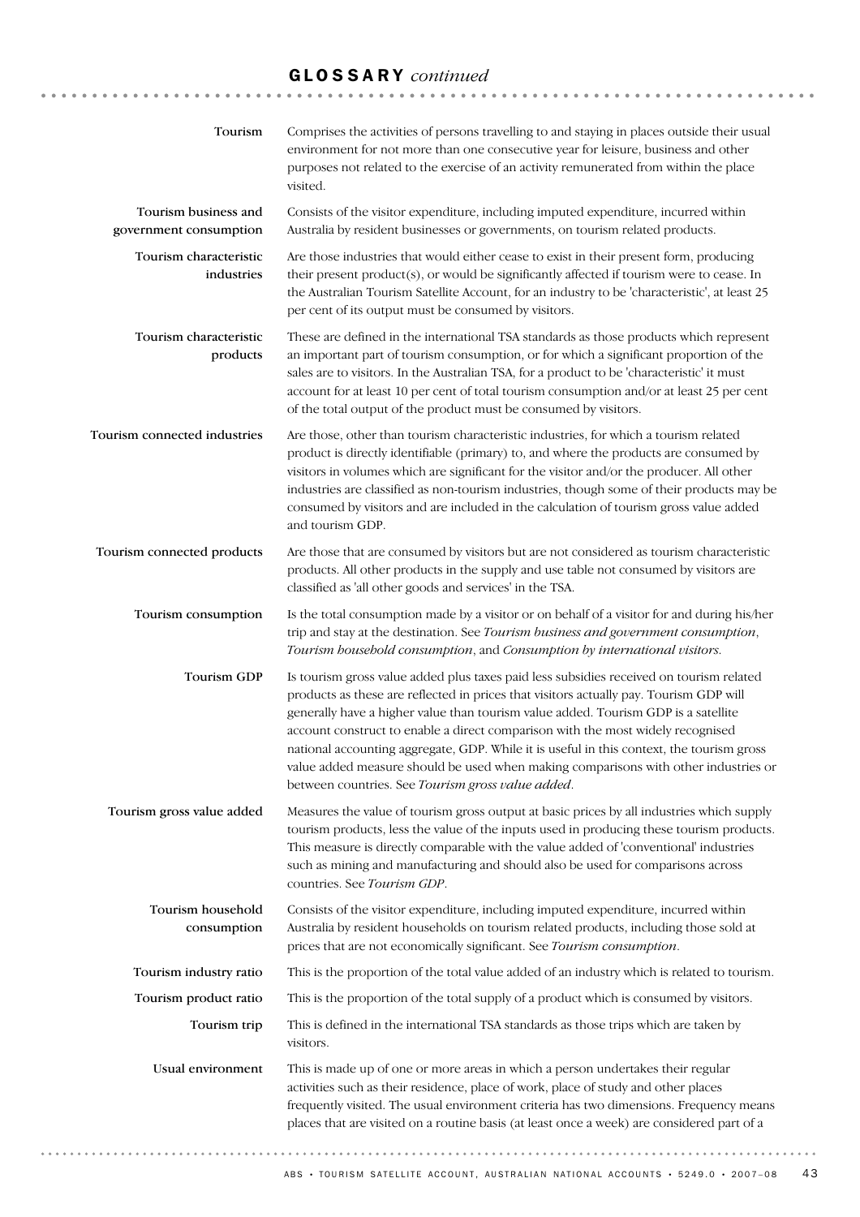## GLOSSARY *continued*

**Tourism** Comprises the activities of persons travelling to and staying in places outside their usual environment for not more than one consecutive year for leisure, business and other purposes not related to the exercise of an activity remunerated from within the place visited.

**Tourism business and government consumption** Consists of the visitor expenditure, including imputed expenditure, incurred within Australia by resident businesses or governments, on tourism related products.

**Tourism characteristic industries** Are those industries that would either cease to exist in their present form, producing their present product(s), or would be significantly affected if tourism were to cease. In the Australian Tourism Satellite Account, for an industry to be 'characteristic', at least 25 per cent of its output must be consumed by visitors.

**Tourism characteristic products** These are defined in the international TSA standards as those products which represent an important part of tourism consumption, or for which a significant proportion of the sales are to visitors. In the Australian TSA, for a product to be 'characteristic' it must account for at least 10 per cent of total tourism consumption and/or at least 25 per cent of the total output of the product must be consumed by visitors.

**Tourism connected industries** Are those, other than tourism characteristic industries, for which a tourism related product is directly identifiable (primary) to, and where the products are consumed by visitors in volumes which are significant for the visitor and/or the producer. All other industries are classified as non-tourism industries, though some of their products may be consumed by visitors and are included in the calculation of tourism gross value added and tourism GDP.

**Tourism connected products** Are those that are consumed by visitors but are not considered as tourism characteristic products. All other products in the supply and use table not consumed by visitors are classified as 'all other goods and services' in the TSA.

**Tourism consumption** Is the total consumption made by a visitor or on behalf of a visitor for and during his/her trip and stay at the destination. See *Tourism business and government consumption*, *Tourism household consumption*, and *Consumption by international visitors*.

**Tourism GDP** Is tourism gross value added plus taxes paid less subsidies received on tourism related products as these are reflected in prices that visitors actually pay. Tourism GDP will generally have a higher value than tourism value added. Tourism GDP is a satellite account construct to enable a direct comparison with the most widely recognised national accounting aggregate, GDP. While it is useful in this context, the tourism gross value added measure should be used when making comparisons with other industries or between countries. See *Tourism gross value added*.

**Tourism gross value added** Measures the value of tourism gross output at basic prices by all industries which supply tourism products, less the value of the inputs used in producing these tourism products. This measure is directly comparable with the value added of 'conventional' industries such as mining and manufacturing and should also be used for comparisons across countries. See *Tourism GDP*.

**Tourism household consumption** Consists of the visitor expenditure, including imputed expenditure, incurred within Australia by resident households on tourism related products, including those sold at prices that are not economically significant. See *Tourism consumption*.

**Tourism industry ratio** This is the proportion of the total value added of an industry which is related to tourism.

**Tourism product ratio** This is the proportion of the total supply of a product which is consumed by visitors.

**Tourism trip** This is defined in the international TSA standards as those trips which are taken by visitors.

**Usual environment** This is made up of one or more areas in which a person undertakes their regular activities such as their residence, place of work, place of study and other places frequently visited. The usual environment criteria has two dimensions. Frequency means places that are visited on a routine basis (at least once a week) are considered part of a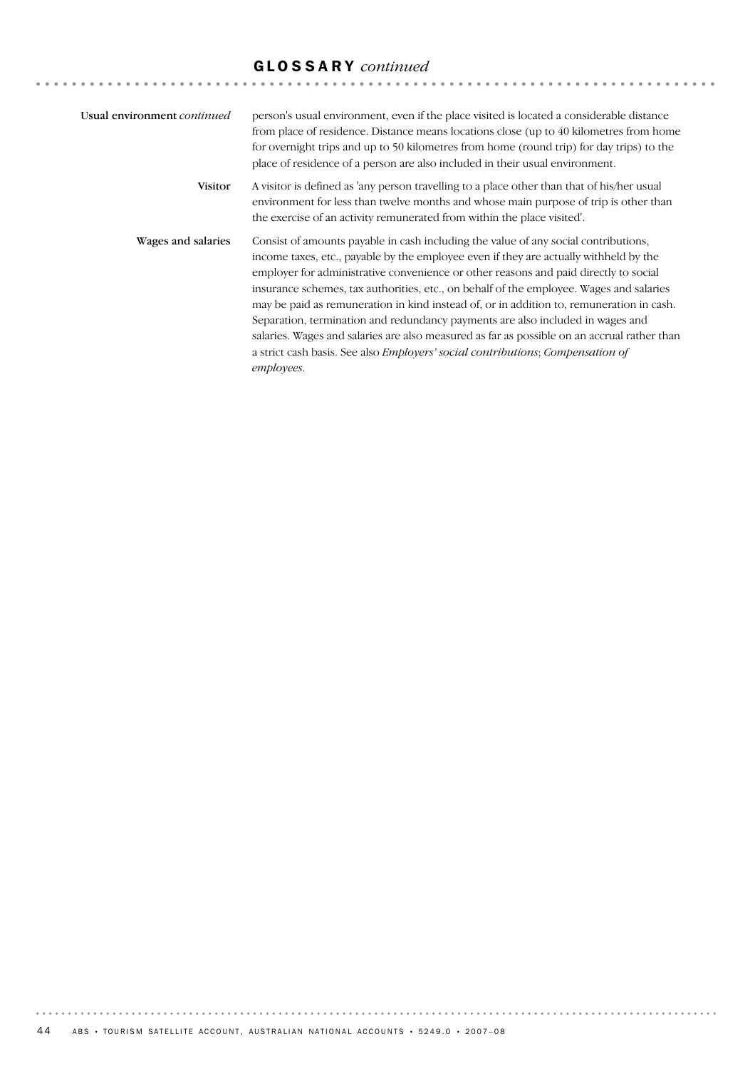## GLOSSARY *continued*

**Usual environment** *continued*

person's usual environment, even if the place visited is located a considerable distance from place of residence. Distance means locations close (up to 40 kilometres from home for overnight trips and up to 50 kilometres from home (round trip) for day trips) to the place of residence of a person are also included in their usual environment.

**Visitor**

A visitor is defined as 'any person travelling to a place other than that of his/her usual environment for less than twelve months and whose main purpose of trip is other than the exercise of an activity remunerated from within the place visited'.

**Wages and salaries**

Consist of amounts payable in cash including the value of any social contributions, income taxes, etc., payable by the employee even if they are actually withheld by the employer for administrative convenience or other reasons and paid directly to social insurance schemes, tax authorities, etc., on behalf of the employee. Wages and salaries may be paid as remuneration in kind instead of, or in addition to, remuneration in cash. Separation, termination and redundancy payments are also included in wages and salaries. Wages and salaries are also measured as far as possible on an accrual rather than a strict cash basis. See also *Employers' social contributions*; *Compensation of employees*.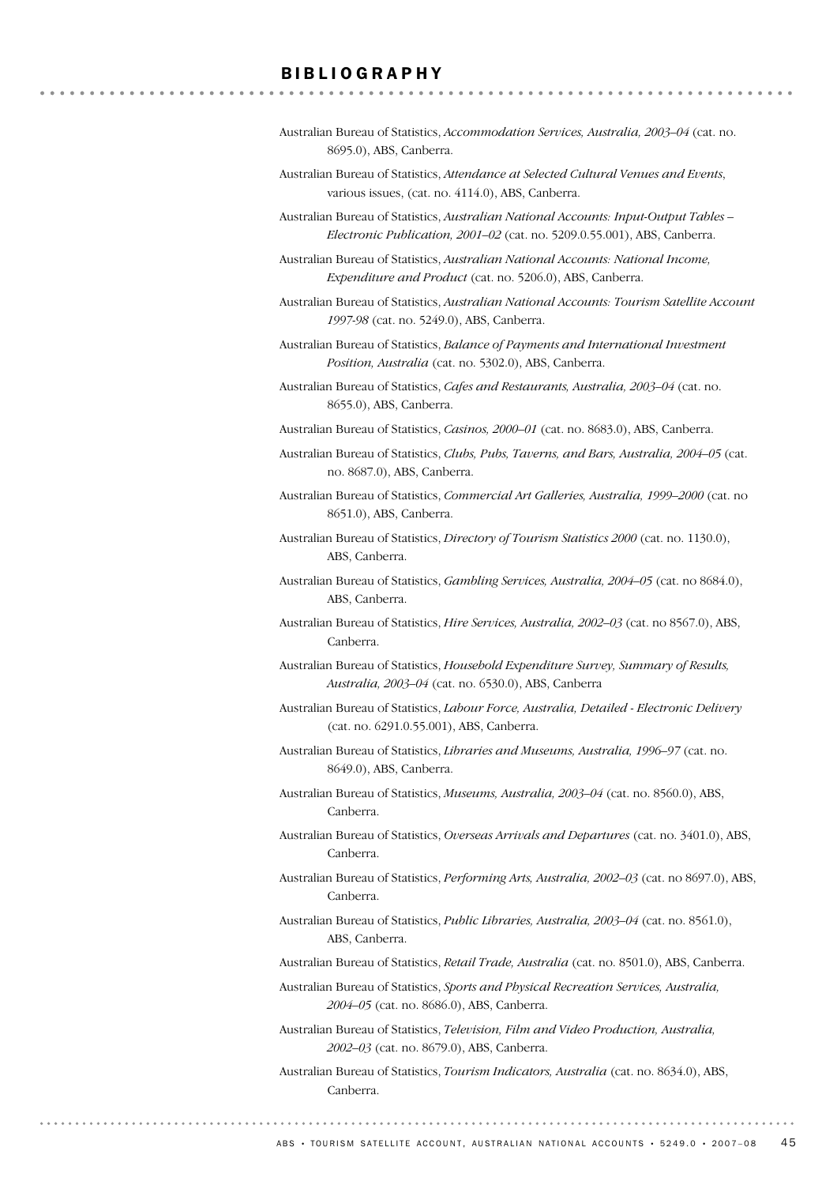# BIBLIOGRAPHY

Australian Bureau of Statistics, *Accommodation Services, Australia, 2003–04* (cat. no. 8695.0), ABS, Canberra.

Australian Bureau of Statistics, *Attendance at Selected Cultural Venues and Events*, various issues, (cat. no. 4114.0), ABS, Canberra.

Australian Bureau of Statistics, *Australian National Accounts: Input-Output Tables – Electronic Publication, 2001–02* (cat. no. 5209.0.55.001), ABS, Canberra.

Australian Bureau of Statistics, *Australian National Accounts: National Income, Expenditure and Product* (cat. no. 5206.0), ABS, Canberra.

Australian Bureau of Statistics, *Australian National Accounts: Tourism Satellite Account 1997-98* (cat. no. 5249.0), ABS, Canberra.

Australian Bureau of Statistics, *Balance of Payments and International Investment Position, Australia* (cat. no. 5302.0), ABS, Canberra.

Australian Bureau of Statistics, *Cafes and Restaurants, Australia, 2003–04* (cat. no. 8655.0), ABS, Canberra.

Australian Bureau of Statistics, *Casinos, 2000–01* (cat. no. 8683.0), ABS, Canberra.

Australian Bureau of Statistics, *Clubs, Pubs, Taverns, and Bars, Australia, 2004–05* (cat. no. 8687.0), ABS, Canberra.

Australian Bureau of Statistics, *Commercial Art Galleries, Australia, 1999–2000* (cat. no 8651.0), ABS, Canberra.

Australian Bureau of Statistics, *Directory of Tourism Statistics 2000* (cat. no. 1130.0), ABS, Canberra.

Australian Bureau of Statistics, *Gambling Services, Australia, 2004–05* (cat. no 8684.0), ABS, Canberra.

Australian Bureau of Statistics, *Hire Services, Australia, 2002–03* (cat. no 8567.0), ABS, Canberra.

Australian Bureau of Statistics, *Household Expenditure Survey, Summary of Results, Australia, 2003–04* (cat. no. 6530.0), ABS, Canberra

Australian Bureau of Statistics, *Labour Force, Australia, Detailed - Electronic Delivery* (cat. no. 6291.0.55.001), ABS, Canberra.

Australian Bureau of Statistics, *Libraries and Museums, Australia, 1996–97* (cat. no. 8649.0), ABS, Canberra.

Australian Bureau of Statistics, *Museums, Australia, 2003–04* (cat. no. 8560.0), ABS, Canberra.

Australian Bureau of Statistics, *Overseas Arrivals and Departures* (cat. no. 3401.0), ABS, Canberra.

Australian Bureau of Statistics, *Performing Arts, Australia, 2002–03* (cat. no 8697.0), ABS, Canberra.

Australian Bureau of Statistics, *Public Libraries, Australia, 2003–04* (cat. no. 8561.0), ABS, Canberra.

Australian Bureau of Statistics, *Retail Trade, Australia* (cat. no. 8501.0), ABS, Canberra.

Australian Bureau of Statistics, *Sports and Physical Recreation Services, Australia, 2004–05* (cat. no. 8686.0), ABS, Canberra.

Australian Bureau of Statistics, *Television, Film and Video Production, Australia, 2002–03* (cat. no. 8679.0), ABS, Canberra.

Australian Bureau of Statistics, *Tourism Indicators, Australia* (cat. no. 8634.0), ABS, Canberra.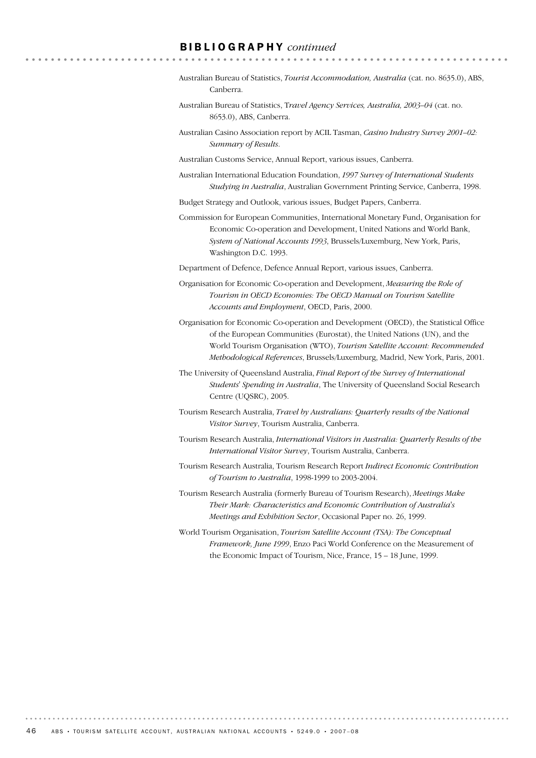## **BIBLIOGRAPHY** *continued*

Australian Bureau of Statistics, *Tourist Accommodation, Australia* (cat. no. 8635.0), ABS, Canberra.

Australian Bureau of Statistics, T*ravel Agency Services, Australia, 2003–04* (cat. no. 8653.0), ABS, Canberra.

Australian Casino Association report by ACIL Tasman, *Casino Industry Survey 2001–02: Summary of Results*.

Australian Customs Service, Annual Report, various issues, Canberra.

Australian International Education Foundation, *1997 Survey of International Students Studying in Australia*, Australian Government Printing Service, Canberra, 1998.

Budget Strategy and Outlook, various issues, Budget Papers, Canberra.

Commission for European Communities, International Monetary Fund, Organisation for Economic Co-operation and Development, United Nations and World Bank, *System of National Accounts 1993*, Brussels/Luxemburg, New York, Paris, Washington D.C. 1993.

Department of Defence, Defence Annual Report, various issues, Canberra.

Organisation for Economic Co-operation and Development, *Measuring the Role of Tourism in OECD Economies: The OECD Manual on Tourism Satellite Accounts and Employment*, OECD, Paris, 2000.

Organisation for Economic Co-operation and Development (OECD), the Statistical Office of the European Communities (Eurostat), the United Nations (UN), and the World Tourism Organisation (WTO), *Tourism Satellite Account: Recommended Methodological References*, Brussels/Luxemburg, Madrid, New York, Paris, 2001.

The University of Queensland Australia, *Final Report of the Survey of International Students' Spending in Australia*, The University of Queensland Social Research Centre (UQSRC), 2005.

Tourism Research Australia, *Travel by Australians: Quarterly results of the National Visitor Survey*, Tourism Australia, Canberra.

Tourism Research Australia, *International Visitors in Australia: Quarterly Results of the International Visitor Survey*, Tourism Australia, Canberra.

Tourism Research Australia, Tourism Research Report *Indirect Economic Contribution of Tourism to Australia*, 1998-1999 to 2003-2004.

Tourism Research Australia (formerly Bureau of Tourism Research), *Meetings Make Their Mark: Characteristics and Economic Contribution of Australia's Meetings and Exhibition Sector*, Occasional Paper no. 26, 1999.

World Tourism Organisation, *Tourism Satellite Account (TSA): The Conceptual Framework, June 1999*, Enzo Paci World Conference on the Measurement of the Economic Impact of Tourism, Nice, France, 15 – 18 June, 1999.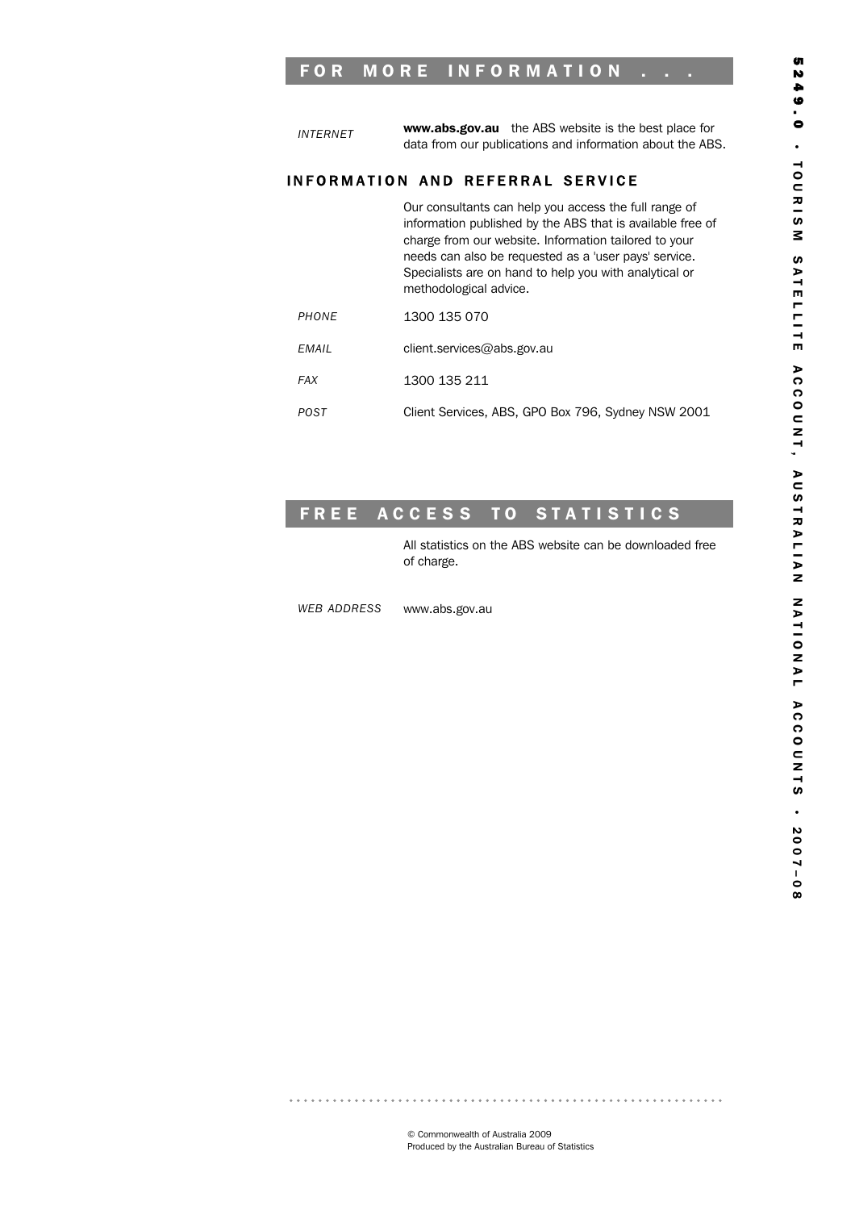## FOR MORE INFORMATION . . .

*INTERNET* **www.abs.gov.au** the ABS website is the best place for data from our publications and information about the ABS.

### INFORMATION AND REFERRAL SERVICE

Our consultants can help you access the full range of information published by the ABS that is available free of charge from our website. Information tailored to your needs can also be requested as a 'user pays' service. Specialists are on hand to help you with analytical or methodological advice.

*PHONE* 1300 135 070

*EMAIL* client.services@abs.gov.au

*FAX* 1300 135 211

*POST* Client Services, ABS, GPO Box 796, Sydney NSW 2001

## FREE ACCESS TO STATISTICS

All statistics on the ABS website can be downloaded free of charge.

*WEB ADDRESS* www.abs.gov.au

© Commonwealth of Australia 2009
Produced by the Australian Bureau of Statistics